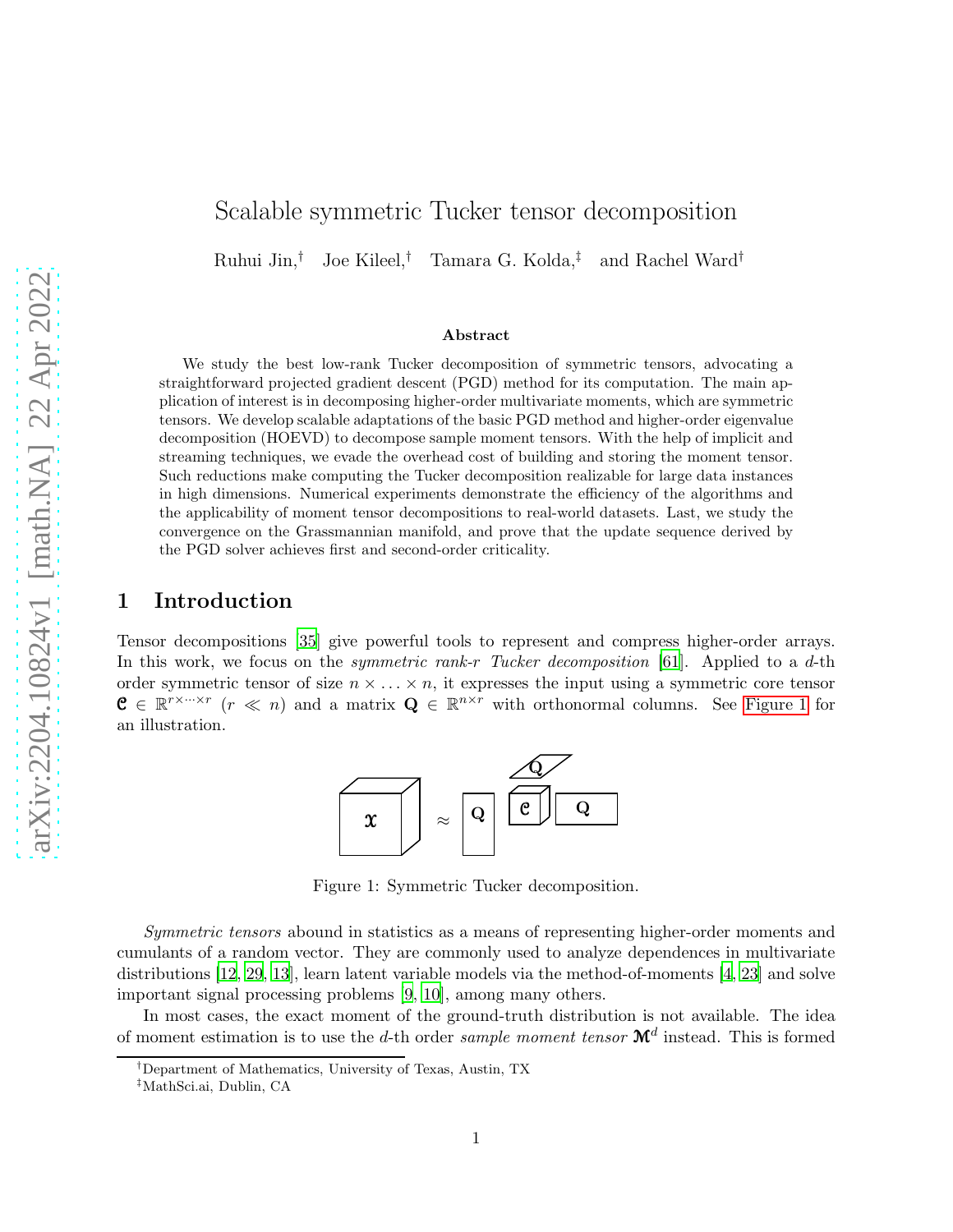# Scalable symmetric Tucker tensor decomposition

Ruhui Jin,[†] Joe Kileel,[†] Tamara G. Kolda,[‡] and Rachel Ward[†]

### Abstract

We study the best low-rank Tucker decomposition of symmetric tensors, advocating a straightforward projected gradient descent (PGD) method for its computation. The main application of interest is in decomposing higher-order multivariate moments, which are symmetric tensors. We develop scalable adaptations of the basic PGD method and higher-order eigenvalue decomposition (HOEVD) to decompose sample moment tensors. With the help of implicit and streaming techniques, we evade the overhead cost of building and storing the moment tensor. Such reductions make computing the Tucker decomposition realizable for large data instances in high dimensions. Numerical experiments demonstrate the efficiency of the algorithms and the applicability of moment tensor decompositions to real-world datasets. Last, we study the convergence on the Grassmannian manifold, and prove that the update sequence derived by the PGD solver achieves first and second-order criticality.

## 1 Introduction

Tensor decompositions [35] give powerful tools to represent and compress higher-order arrays. In this work, we focus on the *symmetric rank-r Tucker decomposition* [61]. Applied to a $d$-th order symmetric tensor of size $n \times \ldots \times n$, it expresses the input using a symmetric core tensor $\mathbf{\mathfrak{C}} \in \mathbb{R}^{r \times \cdots \times r}$ ($r \ll n$) and a matrix $\mathbf{Q} \in \mathbb{R}^{n \times r}$ with orthonormal columns. See Figure 1 for an illustration.

$\mathbf{\mathfrak{X}}$ ≈ $\mathbf{Q}$ $\mathbf{\mathfrak{C}}$ $\mathbf{Q}$ $\mathbf{Q}$

Figure 1: Symmetric Tucker decomposition.

*Symmetric tensors* abound in statistics as a means of representing higher-order moments and cumulants of a random vector. They are commonly used to analyze dependences in multivariate distributions [12, 29, 13], learn latent variable models via the method-of-moments [4, 23] and solve important signal processing problems [9, 10], among many others.

In most cases, the exact moment of the ground-truth distribution is not available. The idea of moment estimation is to use the $d$-th order *sample moment tensor* $\mathbf{\mathfrak{M}}^d$ instead. This is formed

[†]Department of Mathematics, University of Texas, Austin, TX
[‡]MathSci.ai, Dublin, CA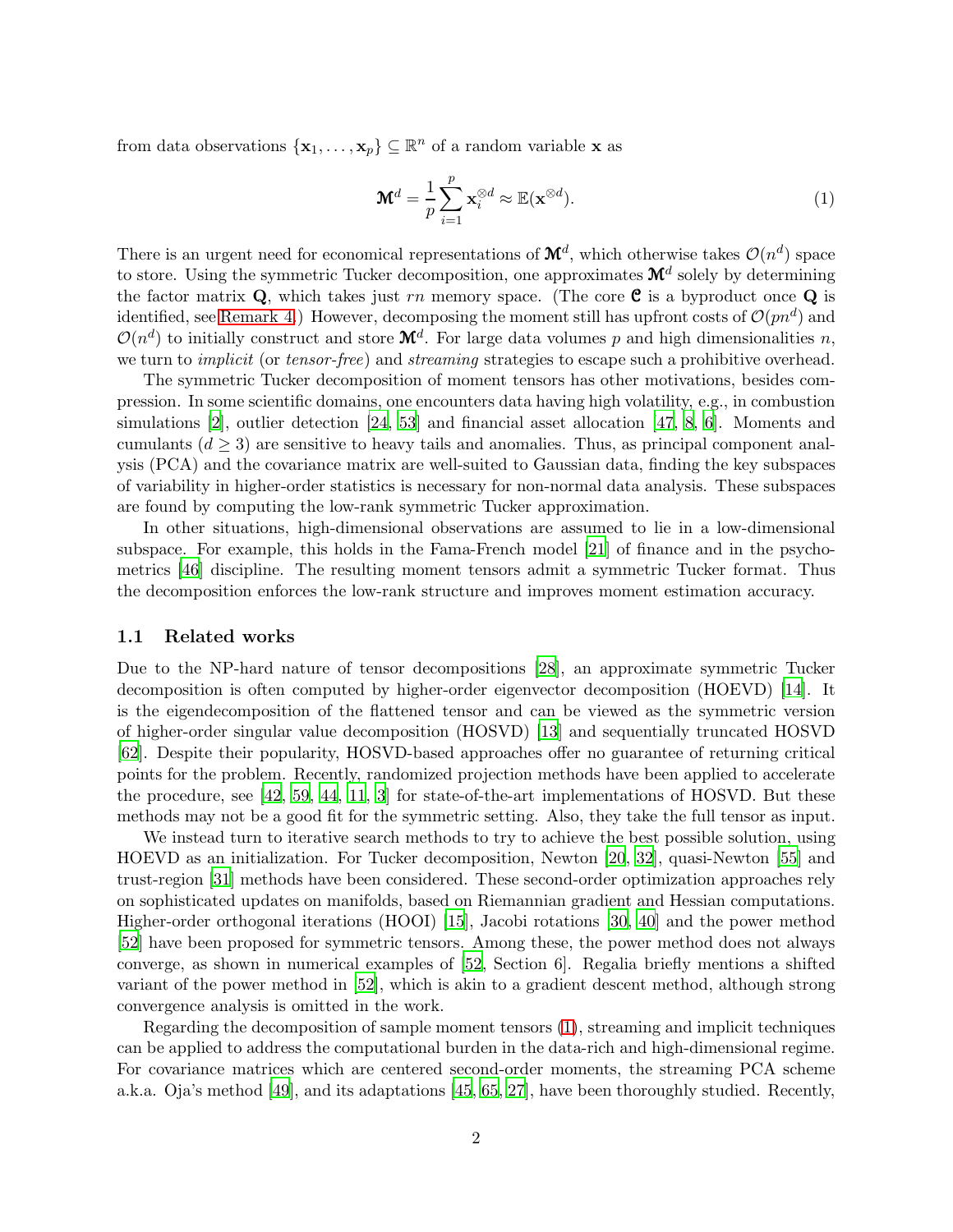from data observations $\{\mathbf{x}_1, \ldots, \mathbf{x}_p\} \subseteq \mathbb{R}^n$ of a random variable $\mathbf{x}$ as

$$\boldsymbol{\mathcal{M}}^d = \frac{1}{p} \sum_{i=1}^{p} \mathbf{x}_i^{\otimes d} \approx \mathbb{E}(\mathbf{x}^{\otimes d}). \tag{1}$$

There is an urgent need for economical representations of $\boldsymbol{\mathcal{M}}^d$, which otherwise takes $\mathcal{O}(n^d)$ space to store. Using the symmetric Tucker decomposition, one approximates $\boldsymbol{\mathcal{M}}^d$ solely by determining the factor matrix $\mathbf{Q}$, which takes just $rn$ memory space. (The core $\boldsymbol{\mathcal{C}}$ is a byproduct once $\mathbf{Q}$ is identified, see Remark 4.) However, decomposing the moment still has upfront costs of $\mathcal{O}(pn^d)$ and $\mathcal{O}(n^d)$ to initially construct and store $\boldsymbol{\mathcal{M}}^d$. For large data volumes $p$ and high dimensionalities $n$, we turn to *implicit* (or *tensor-free*) and *streaming* strategies to escape such a prohibitive overhead.

The symmetric Tucker decomposition of moment tensors has other motivations, besides compression. In some scientific domains, one encounters data having high volatility, e.g., in combustion simulations [2], outlier detection [24, 53] and financial asset allocation [47, 8, 6]. Moments and cumulants ($d \geq 3$) are sensitive to heavy tails and anomalies. Thus, as principal component analysis (PCA) and the covariance matrix are well-suited to Gaussian data, finding the key subspaces of variability in higher-order statistics is necessary for non-normal data analysis. These subspaces are found by computing the low-rank symmetric Tucker approximation.

In other situations, high-dimensional observations are assumed to lie in a low-dimensional subspace. For example, this holds in the Fama-French model [21] of finance and in the psychometrics [46] discipline. The resulting moment tensors admit a symmetric Tucker format. Thus the decomposition enforces the low-rank structure and improves moment estimation accuracy.

### 1.1 Related works

Due to the NP-hard nature of tensor decompositions [28], an approximate symmetric Tucker decomposition is often computed by higher-order eigenvector decomposition (HOEVD) [14]. It is the eigendecomposition of the flattened tensor and can be viewed as the symmetric version of higher-order singular value decomposition (HOSVD) [13] and sequentially truncated HOSVD [62]. Despite their popularity, HOSVD-based approaches offer no guarantee of returning critical points for the problem. Recently, randomized projection methods have been applied to accelerate the procedure, see [42, 59, 44, 11, 3] for state-of-the-art implementations of HOSVD. But these methods may not be a good fit for the symmetric setting. Also, they take the full tensor as input.

We instead turn to iterative search methods to try to achieve the best possible solution, using HOEVD as an initialization. For Tucker decomposition, Newton [20, 32], quasi-Newton [55] and trust-region [31] methods have been considered. These second-order optimization approaches rely on sophisticated updates on manifolds, based on Riemannian gradient and Hessian computations. Higher-order orthogonal iterations (HOOI) [15], Jacobi rotations [30, 40] and the power method [52] have been proposed for symmetric tensors. Among these, the power method does not always converge, as shown in numerical examples of [52, Section 6]. Regalia briefly mentions a shifted variant of the power method in [52], which is akin to a gradient descent method, although strong convergence analysis is omitted in the work.

Regarding the decomposition of sample moment tensors (1), streaming and implicit techniques can be applied to address the computational burden in the data-rich and high-dimensional regime. For covariance matrices which are centered second-order moments, the streaming PCA scheme a.k.a. Oja's method [49], and its adaptations [45, 65, 27], have been thoroughly studied. Recently,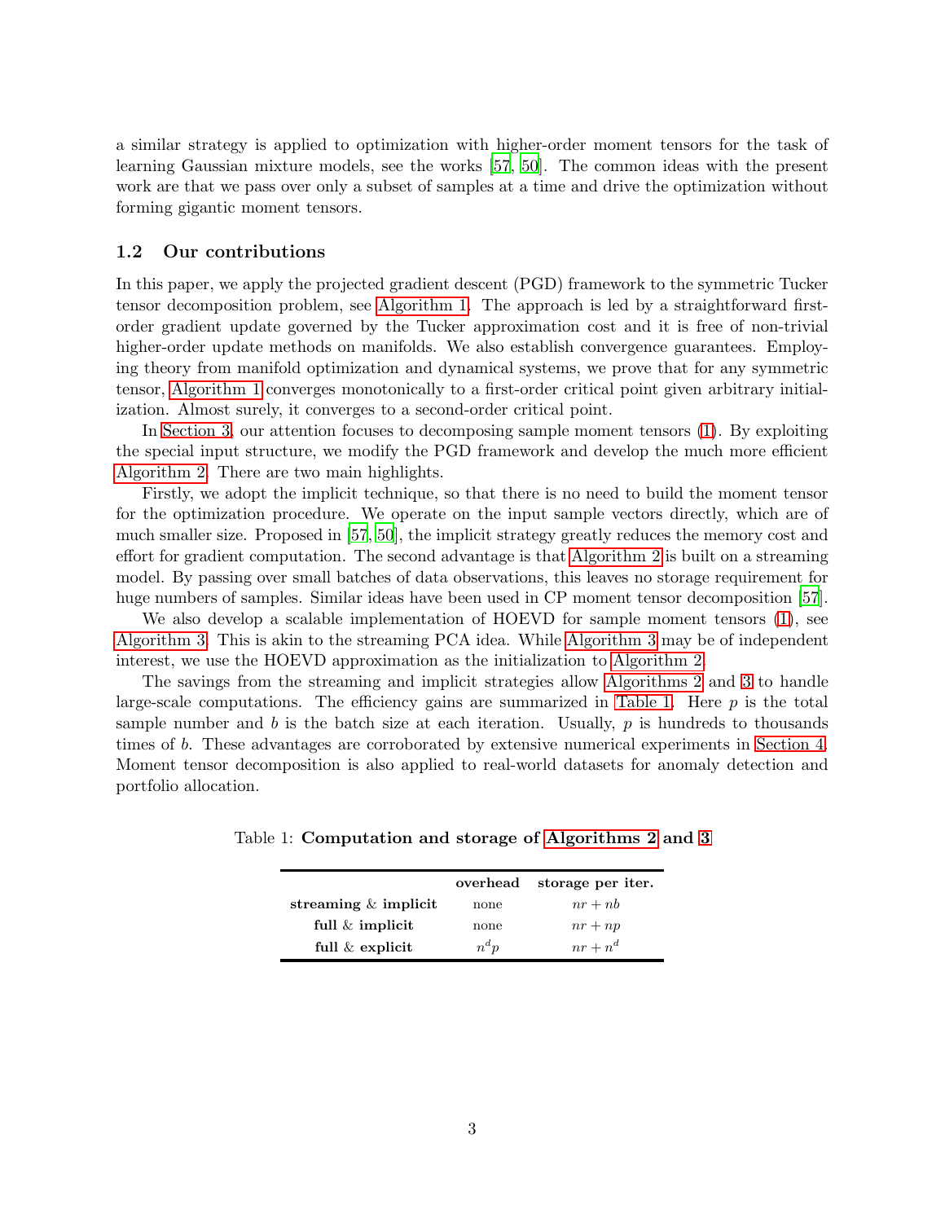a similar strategy is applied to optimization with higher-order moment tensors for the task of learning Gaussian mixture models, see the works [57, 50]. The common ideas with the present work are that we pass over only a subset of samples at a time and drive the optimization without forming gigantic moment tensors.

### 1.2 Our contributions

In this paper, we apply the projected gradient descent (PGD) framework to the symmetric Tucker tensor decomposition problem, see Algorithm 1. The approach is led by a straightforward first-order gradient update governed by the Tucker approximation cost and it is free of non-trivial higher-order update methods on manifolds. We also establish convergence guarantees. Employing theory from manifold optimization and dynamical systems, we prove that for any symmetric tensor, Algorithm 1 converges monotonically to a first-order critical point given arbitrary initialization. Almost surely, it converges to a second-order critical point.

In Section 3, our attention focuses to decomposing sample moment tensors (1). By exploiting the special input structure, we modify the PGD framework and develop the much more efficient Algorithm 2. There are two main highlights.

Firstly, we adopt the implicit technique, so that there is no need to build the moment tensor for the optimization procedure. We operate on the input sample vectors directly, which are of much smaller size. Proposed in [57, 50], the implicit strategy greatly reduces the memory cost and effort for gradient computation. The second advantage is that Algorithm 2 is built on a streaming model. By passing over small batches of data observations, this leaves no storage requirement for huge numbers of samples. Similar ideas have been used in CP moment tensor decomposition [57].

We also develop a scalable implementation of HOEVD for sample moment tensors (1), see Algorithm 3. This is akin to the streaming PCA idea. While Algorithm 3 may be of independent interest, we use the HOEVD approximation as the initialization to Algorithm 2.

The savings from the streaming and implicit strategies allow Algorithms 2 and 3 to handle large-scale computations. The efficiency gains are summarized in Table 1. Here $p$ is the total sample number and $b$ is the batch size at each iteration. Usually, $p$ is hundreds to thousands times of $b$. These advantages are corroborated by extensive numerical experiments in Section 4. Moment tensor decomposition is also applied to real-world datasets for anomaly detection and portfolio allocation.

Table 1: **Computation and storage of Algorithms 2 and 3**

| | **overhead** | **storage per iter.** |
|---|---|---|
| **streaming & implicit** | none | $nr + nb$ |
| **full & implicit** | none | $nr + np$ |
| **full & explicit** | $n^d p$ | $nr + n^d$ |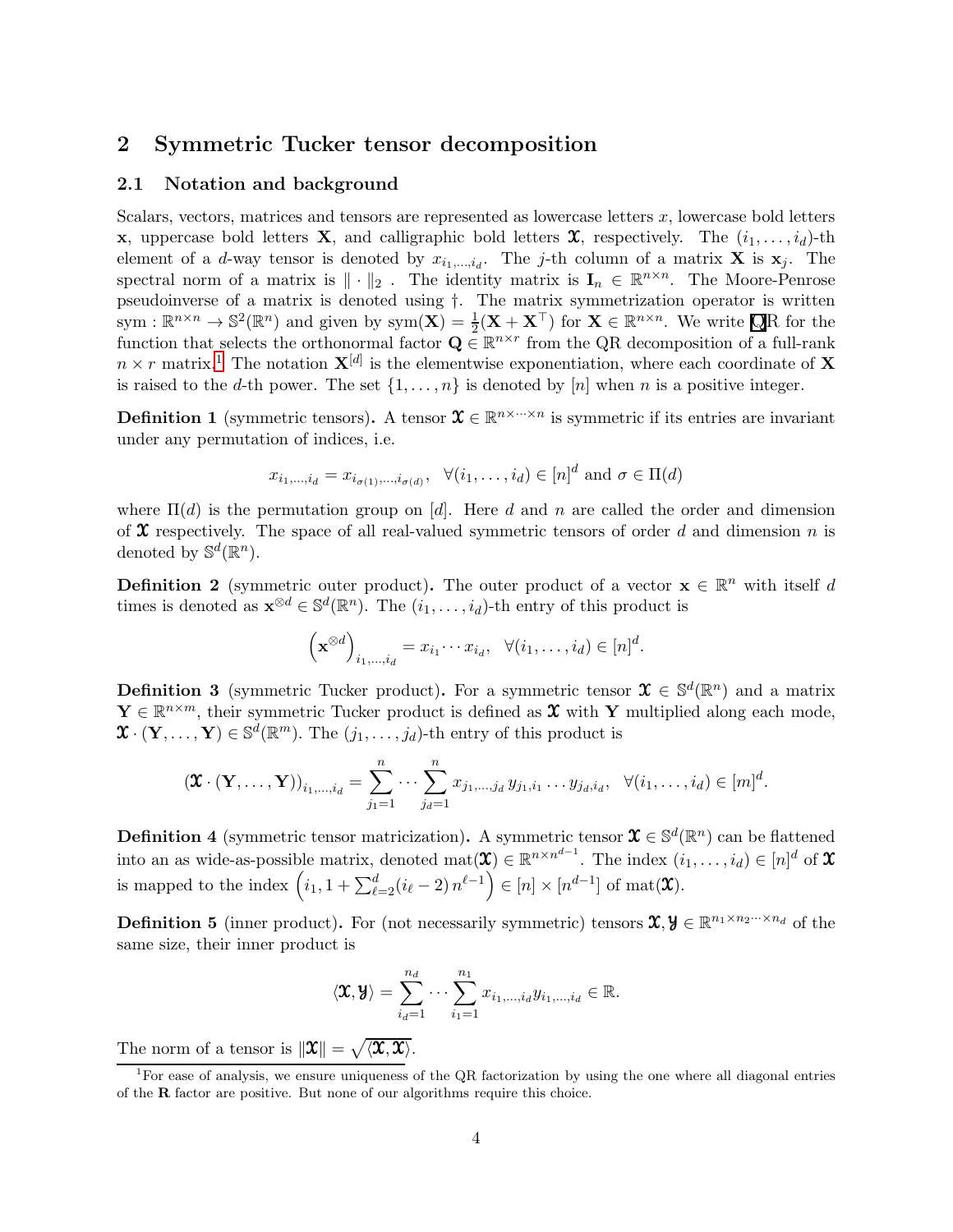## 2 Symmetric Tucker tensor decomposition

### 2.1 Notation and background

Scalars, vectors, matrices and tensors are represented as lowercase letters $x$, lowercase bold letters $\mathbf{x}$, uppercase bold letters $\mathbf{X}$, and calligraphic bold letters $\boldsymbol{\mathcal{X}}$, respectively. The $(i_1, \ldots, i_d)$-th element of a $d$-way tensor is denoted by $x_{i_1,\ldots,i_d}$. The $j$-th column of a matrix $\mathbf{X}$ is $\mathbf{x}_j$. The spectral norm of a matrix is $\|\cdot\|_2$ . The identity matrix is $\mathbf{I}_n \in \mathbb{R}^{n\times n}$. The Moore-Penrose pseudoinverse of a matrix is denoted using $\dagger$. The matrix symmetrization operator is written $\mathrm{sym} : \mathbb{R}^{n\times n} \to \mathbb{S}^2(\mathbb{R}^n)$ and given by $\mathrm{sym}(\mathbf{X}) = \frac{1}{2}(\mathbf{X} + \mathbf{X}^\top)$ for $\mathbf{X} \in \mathbb{R}^{n\times n}$. We write QR for the function that selects the orthonormal factor $\mathbf{Q} \in \mathbb{R}^{n\times r}$ from the QR decomposition of a full-rank $n \times r$ matrix.[1] The notation $\mathbf{X}^{[d]}$ is the elementwise exponentiation, where each coordinate of $\mathbf{X}$ is raised to the $d$-th power. The set $\{1, \ldots, n\}$ is denoted by $[n]$ when $n$ is a positive integer.

**Definition 1** (symmetric tensors)**.** A tensor $\boldsymbol{\mathcal{X}} \in \mathbb{R}^{n\times\cdots\times n}$ is symmetric if its entries are invariant under any permutation of indices, i.e.

$$x_{i_1,\ldots,i_d} = x_{i_{\sigma(1)},\ldots,i_{\sigma(d)}}, \quad \forall (i_1, \ldots, i_d) \in [n]^d \text{ and } \sigma \in \Pi(d)$$

where $\Pi(d)$ is the permutation group on $[d]$. Here $d$ and $n$ are called the order and dimension of $\boldsymbol{\mathcal{X}}$ respectively. The space of all real-valued symmetric tensors of order $d$ and dimension $n$ is denoted by $\mathbb{S}^d(\mathbb{R}^n)$.

**Definition 2** (symmetric outer product)**.** The outer product of a vector $\mathbf{x} \in \mathbb{R}^n$ with itself $d$ times is denoted as $\mathbf{x}^{\otimes d} \in \mathbb{S}^d(\mathbb{R}^n)$. The $(i_1, \ldots, i_d)$-th entry of this product is

$$\left(\mathbf{x}^{\otimes d}\right)_{i_1,\ldots,i_d} = x_{i_1} \cdots x_{i_d}, \quad \forall (i_1, \ldots, i_d) \in [n]^d.$$

**Definition 3** (symmetric Tucker product)**.** For a symmetric tensor $\boldsymbol{\mathcal{X}} \in \mathbb{S}^d(\mathbb{R}^n)$ and a matrix $\mathbf{Y} \in \mathbb{R}^{n\times m}$, their symmetric Tucker product is defined as $\boldsymbol{\mathcal{X}}$ with $\mathbf{Y}$ multiplied along each mode, $\boldsymbol{\mathcal{X}} \cdot (\mathbf{Y}, \ldots, \mathbf{Y}) \in \mathbb{S}^d(\mathbb{R}^m)$. The $(j_1, \ldots, j_d)$-th entry of this product is

$$(\boldsymbol{\mathcal{X}} \cdot (\mathbf{Y}, \ldots, \mathbf{Y}))_{i_1,\ldots,i_d} = \sum_{j_1=1}^{n} \cdots \sum_{j_d=1}^{n} x_{j_1,\ldots,j_d}\, y_{j_1,i_1} \ldots y_{j_d,i_d}, \quad \forall (i_1, \ldots, i_d) \in [m]^d.$$

**Definition 4** (symmetric tensor matricization)**.** A symmetric tensor $\boldsymbol{\mathcal{X}} \in \mathbb{S}^d(\mathbb{R}^n)$ can be flattened into an as wide-as-possible matrix, denoted $\mathrm{mat}(\boldsymbol{\mathcal{X}}) \in \mathbb{R}^{n\times n^{d-1}}$. The index $(i_1, \ldots, i_d) \in [n]^d$ of $\boldsymbol{\mathcal{X}}$ is mapped to the index $\left(i_1, 1 + \sum_{\ell=2}^{d}(i_\ell - 2)\, n^{\ell-1}\right) \in [n] \times [n^{d-1}]$ of $\mathrm{mat}(\boldsymbol{\mathcal{X}})$.

**Definition 5** (inner product)**.** For (not necessarily symmetric) tensors $\boldsymbol{\mathcal{X}}, \boldsymbol{\mathcal{Y}} \in \mathbb{R}^{n_1\times n_2\cdots\times n_d}$ of the same size, their inner product is

$$\langle \boldsymbol{\mathcal{X}}, \boldsymbol{\mathcal{Y}} \rangle = \sum_{i_d=1}^{n_d} \cdots \sum_{i_1=1}^{n_1} x_{i_1,\ldots,i_d} y_{i_1,\ldots,i_d} \in \mathbb{R}.$$

The norm of a tensor is $\|\boldsymbol{\mathcal{X}}\| = \sqrt{\langle \boldsymbol{\mathcal{X}}, \boldsymbol{\mathcal{X}} \rangle}$.

[1] For ease of analysis, we ensure uniqueness of the QR factorization by using the one where all diagonal entries of the $\mathbf{R}$ factor are positive. But none of our algorithms require this choice.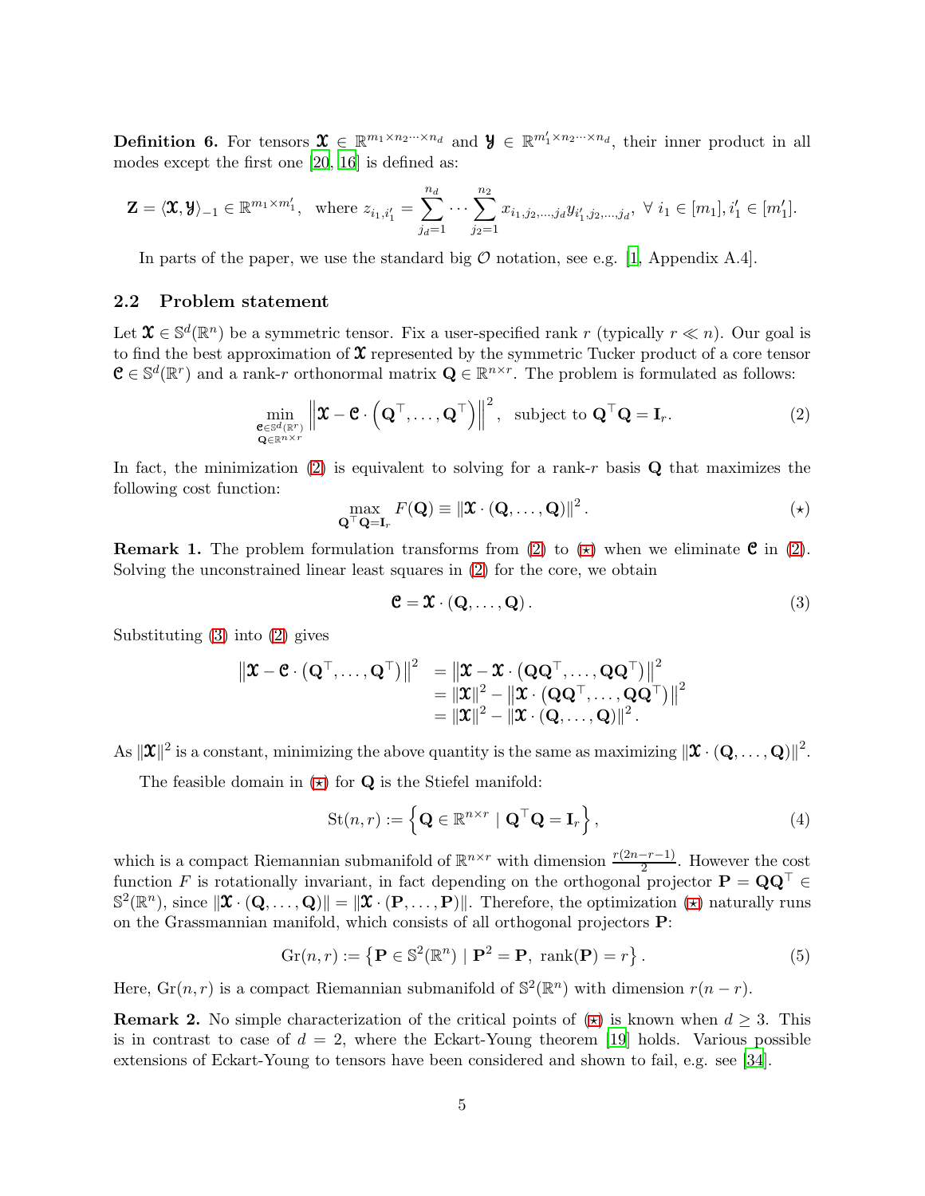**Definition 6.** For tensors $\boldsymbol{\mathcal{X}} \in \mathbb{R}^{m_1 \times n_2 \cdots \times n_d}$ and $\boldsymbol{\mathcal{Y}} \in \mathbb{R}^{m_1' \times n_2 \cdots \times n_d}$, their inner product in all modes except the first one [20, 16] is defined as:

$$\mathbf{Z} = \langle \boldsymbol{\mathcal{X}}, \boldsymbol{\mathcal{Y}} \rangle_{-1} \in \mathbb{R}^{m_1 \times m_1'}, \text{ where } z_{i_1, i_1'} = \sum_{j_d=1}^{n_d} \cdots \sum_{j_2=1}^{n_2} x_{i_1, j_2, \ldots, j_d} y_{i_1', j_2, \ldots, j_d}, \ \forall \ i_1 \in [m_1], i_1' \in [m_1'].$$

In parts of the paper, we use the standard big $\mathcal{O}$ notation, see e.g. [1, Appendix A.4].

### 2.2 Problem statement

Let $\boldsymbol{\mathcal{X}} \in \mathbb{S}^d(\mathbb{R}^n)$ be a symmetric tensor. Fix a user-specified rank $r$ (typically $r \ll n$). Our goal is to find the best approximation of $\boldsymbol{\mathcal{X}}$ represented by the symmetric Tucker product of a core tensor $\boldsymbol{\mathcal{C}} \in \mathbb{S}^d(\mathbb{R}^r)$ and a rank-$r$ orthonormal matrix $\mathbf{Q} \in \mathbb{R}^{n \times r}$. The problem is formulated as follows:

$$\min_{\substack{\boldsymbol{\mathcal{C}} \in \mathbb{S}^d(\mathbb{R}^r) \\ \mathbf{Q} \in \mathbb{R}^{n \times r}}} \left\| \boldsymbol{\mathcal{X}} - \boldsymbol{\mathcal{C}} \cdot \left( \mathbf{Q}^\top, \ldots, \mathbf{Q}^\top \right) \right\|^2, \ \text{ subject to } \mathbf{Q}^\top \mathbf{Q} = \mathbf{I}_r. \tag{2}$$

In fact, the minimization (2) is equivalent to solving for a rank-$r$ basis $\mathbf{Q}$ that maximizes the following cost function:

$$\max_{\mathbf{Q}^\top \mathbf{Q} = \mathbf{I}_r} F(\mathbf{Q}) \equiv \| \boldsymbol{\mathcal{X}} \cdot (\mathbf{Q}, \ldots, \mathbf{Q}) \|^2. \tag{$\star$}$$

**Remark 1.** The problem formulation transforms from (2) to ($\star$) when we eliminate $\boldsymbol{\mathcal{C}}$ in (2). Solving the unconstrained linear least squares in (2) for the core, we obtain

$$\boldsymbol{\mathcal{C}} = \boldsymbol{\mathcal{X}} \cdot (\mathbf{Q}, \ldots, \mathbf{Q}). \tag{3}$$

Substituting (3) into (2) gives

$$\begin{aligned} \left\| \boldsymbol{\mathcal{X}} - \boldsymbol{\mathcal{C}} \cdot \left( \mathbf{Q}^\top, \ldots, \mathbf{Q}^\top \right) \right\|^2 &= \left\| \boldsymbol{\mathcal{X}} - \boldsymbol{\mathcal{X}} \cdot \left( \mathbf{Q}\mathbf{Q}^\top, \ldots, \mathbf{Q}\mathbf{Q}^\top \right) \right\|^2 \\ &= \| \boldsymbol{\mathcal{X}} \|^2 - \left\| \boldsymbol{\mathcal{X}} \cdot \left( \mathbf{Q}\mathbf{Q}^\top, \ldots, \mathbf{Q}\mathbf{Q}^\top \right) \right\|^2 \\ &= \| \boldsymbol{\mathcal{X}} \|^2 - \| \boldsymbol{\mathcal{X}} \cdot (\mathbf{Q}, \ldots, \mathbf{Q}) \|^2. \end{aligned}$$

As $\| \boldsymbol{\mathcal{X}} \|^2$ is a constant, minimizing the above quantity is the same as maximizing $\| \boldsymbol{\mathcal{X}} \cdot (\mathbf{Q}, \ldots, \mathbf{Q}) \|^2$.

The feasible domain in ($\star$) for $\mathbf{Q}$ is the Stiefel manifold:

$$\mathrm{St}(n, r) := \left\{ \mathbf{Q} \in \mathbb{R}^{n \times r} \mid \mathbf{Q}^\top \mathbf{Q} = \mathbf{I}_r \right\}, \tag{4}$$

which is a compact Riemannian submanifold of $\mathbb{R}^{n \times r}$ with dimension $\frac{r(2n-r-1)}{2}$. However the cost function $F$ is rotationally invariant, in fact depending on the orthogonal projector $\mathbf{P} = \mathbf{Q}\mathbf{Q}^\top \in \mathbb{S}^2(\mathbb{R}^n)$, since $\| \boldsymbol{\mathcal{X}} \cdot (\mathbf{Q}, \ldots, \mathbf{Q}) \| = \| \boldsymbol{\mathcal{X}} \cdot (\mathbf{P}, \ldots, \mathbf{P}) \|$. Therefore, the optimization ($\star$) naturally runs on the Grassmannian manifold, which consists of all orthogonal projectors $\mathbf{P}$:

$$\mathrm{Gr}(n, r) := \left\{ \mathbf{P} \in \mathbb{S}^2(\mathbb{R}^n) \mid \mathbf{P}^2 = \mathbf{P}, \ \mathrm{rank}(\mathbf{P}) = r \right\}. \tag{5}$$

Here, $\mathrm{Gr}(n, r)$ is a compact Riemannian submanifold of $\mathbb{S}^2(\mathbb{R}^n)$ with dimension $r(n-r)$.

**Remark 2.** No simple characterization of the critical points of ($\star$) is known when $d \geq 3$. This is in contrast to case of $d = 2$, where the Eckart-Young theorem [19] holds. Various possible extensions of Eckart-Young to tensors have been considered and shown to fail, e.g. see [34].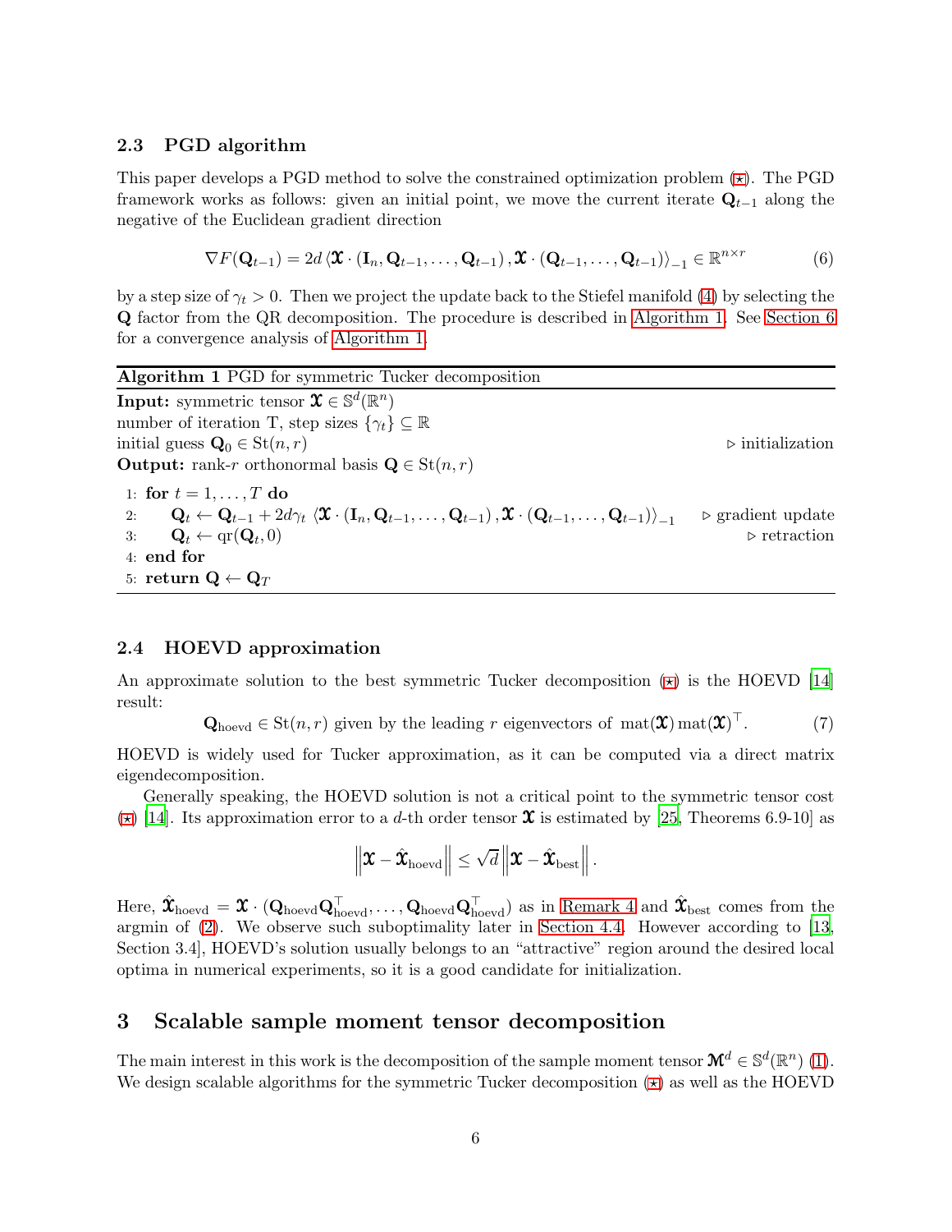### 2.3 PGD algorithm

This paper develops a PGD method to solve the constrained optimization problem (⋆). The PGD framework works as follows: given an initial point, we move the current iterate $\mathbf{Q}_{t-1}$ along the negative of the Euclidean gradient direction

$$\nabla F(\mathbf{Q}_{t-1}) = 2d \left\langle \boldsymbol{\mathcal{X}} \cdot (\mathbf{I}_n, \mathbf{Q}_{t-1}, \dots, \mathbf{Q}_{t-1}), \boldsymbol{\mathcal{X}} \cdot (\mathbf{Q}_{t-1}, \dots, \mathbf{Q}_{t-1}) \right\rangle_{-1} \in \mathbb{R}^{n \times r} \tag{6}$$

by a step size of $\gamma_t > 0$. Then we project the update back to the Stiefel manifold (4) by selecting the $\mathbf{Q}$ factor from the QR decomposition. The procedure is described in Algorithm 1. See Section 6 for a convergence analysis of Algorithm 1.

---

**Algorithm 1** PGD for symmetric Tucker decomposition

---

**Input:** symmetric tensor $\boldsymbol{\mathcal{X}} \in \mathbb{S}^d(\mathbb{R}^n)$
number of iteration T, step sizes $\{\gamma_t\} \subseteq \mathbb{R}$
initial guess $\mathbf{Q}_0 \in \mathrm{St}(n, r)$ ▷ initialization
**Output:** rank-$r$ orthonormal basis $\mathbf{Q} \in \mathrm{St}(n, r)$

1: **for** $t = 1, \dots, T$ **do**
2: $\quad \mathbf{Q}_t \leftarrow \mathbf{Q}_{t-1} + 2d\gamma_t \left\langle \boldsymbol{\mathcal{X}} \cdot (\mathbf{I}_n, \mathbf{Q}_{t-1}, \dots, \mathbf{Q}_{t-1}), \boldsymbol{\mathcal{X}} \cdot (\mathbf{Q}_{t-1}, \dots, \mathbf{Q}_{t-1}) \right\rangle_{-1}$ ▷ gradient update
3: $\quad \mathbf{Q}_t \leftarrow \mathrm{qr}(\mathbf{Q}_t, 0)$ ▷ retraction
4: **end for**
5: **return** $\mathbf{Q} \leftarrow \mathbf{Q}_T$

---

### 2.4 HOEVD approximation

An approximate solution to the best symmetric Tucker decomposition (⋆) is the HOEVD [14] result:

$$\mathbf{Q}_{\text{hoevd}} \in \mathrm{St}(n, r) \text{ given by the leading } r \text{ eigenvectors of } \mathrm{mat}(\boldsymbol{\mathcal{X}})\,\mathrm{mat}(\boldsymbol{\mathcal{X}})^\top. \tag{7}$$

HOEVD is widely used for Tucker approximation, as it can be computed via a direct matrix eigendecomposition.

Generally speaking, the HOEVD solution is not a critical point to the symmetric tensor cost (⋆) [14]. Its approximation error to a $d$-th order tensor $\boldsymbol{\mathcal{X}}$ is estimated by [25, Theorems 6.9-10] as

$$\left\| \boldsymbol{\mathcal{X}} - \hat{\boldsymbol{\mathcal{X}}}_{\text{hoevd}} \right\| \leq \sqrt{d} \left\| \boldsymbol{\mathcal{X}} - \hat{\boldsymbol{\mathcal{X}}}_{\text{best}} \right\|.$$

Here, $\hat{\boldsymbol{\mathcal{X}}}_{\text{hoevd}} = \boldsymbol{\mathcal{X}} \cdot (\mathbf{Q}_{\text{hoevd}}\mathbf{Q}_{\text{hoevd}}^\top, \dots, \mathbf{Q}_{\text{hoevd}}\mathbf{Q}_{\text{hoevd}}^\top)$ as in Remark 4 and $\hat{\boldsymbol{\mathcal{X}}}_{\text{best}}$ comes from the argmin of (2). We observe such suboptimality later in Section 4.4. However according to [13, Section 3.4], HOEVD's solution usually belongs to an "attractive" region around the desired local optima in numerical experiments, so it is a good candidate for initialization.

## 3 Scalable sample moment tensor decomposition

The main interest in this work is the decomposition of the sample moment tensor $\boldsymbol{\mathcal{M}}^d \in \mathbb{S}^d(\mathbb{R}^n)$ (1). We design scalable algorithms for the symmetric Tucker decomposition (⋆) as well as the HOEVD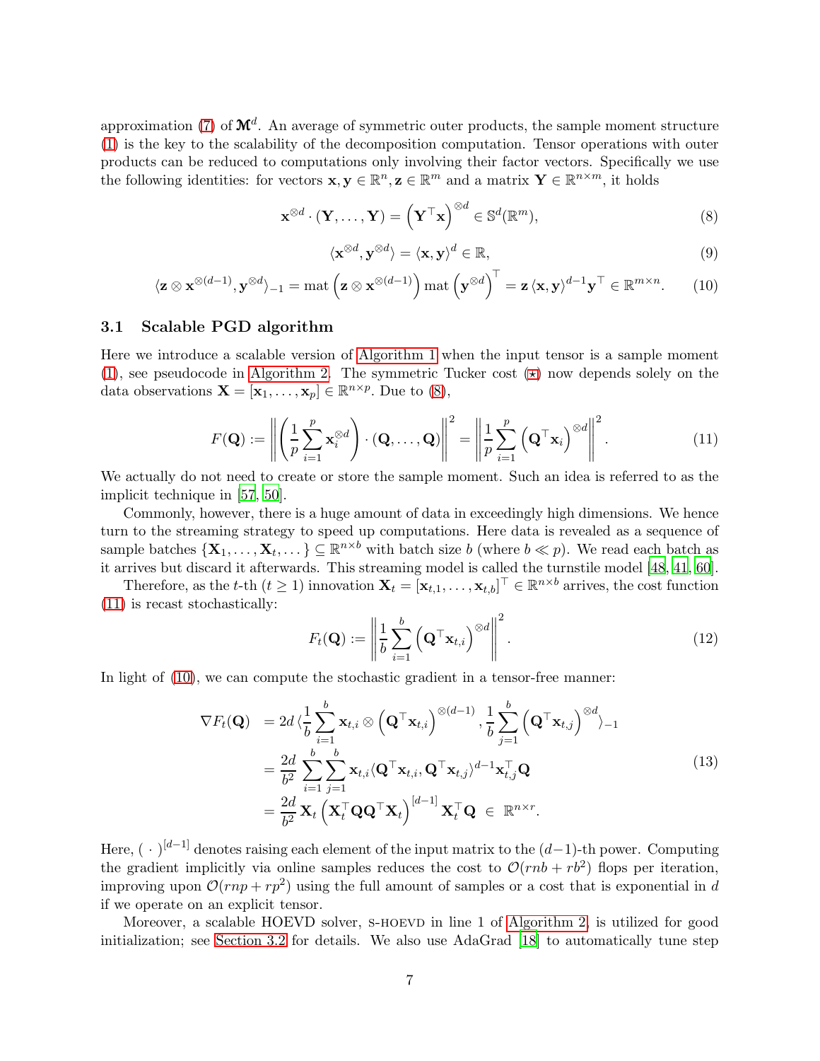approximation (7) of $\mathcal{M}^d$. An average of symmetric outer products, the sample moment structure (1) is the key to the scalability of the decomposition computation. Tensor operations with outer products can be reduced to computations only involving their factor vectors. Specifically we use the following identities: for vectors $\mathbf{x}, \mathbf{y} \in \mathbb{R}^n, \mathbf{z} \in \mathbb{R}^m$ and a matrix $\mathbf{Y} \in \mathbb{R}^{n \times m}$, it holds

$$\mathbf{x}^{\otimes d} \cdot (\mathbf{Y}, \dots, \mathbf{Y}) = \left(\mathbf{Y}^\top \mathbf{x}\right)^{\otimes d} \in \mathbb{S}^d(\mathbb{R}^m), \tag{8}$$

$$\langle \mathbf{x}^{\otimes d}, \mathbf{y}^{\otimes d} \rangle = \langle \mathbf{x}, \mathbf{y} \rangle^d \in \mathbb{R}, \tag{9}$$

$$\langle \mathbf{z} \otimes \mathbf{x}^{\otimes(d-1)}, \mathbf{y}^{\otimes d} \rangle_{-1} = \operatorname{mat}\left(\mathbf{z} \otimes \mathbf{x}^{\otimes(d-1)}\right) \operatorname{mat}\left(\mathbf{y}^{\otimes d}\right)^\top = \mathbf{z} \langle \mathbf{x}, \mathbf{y} \rangle^{d-1} \mathbf{y}^\top \in \mathbb{R}^{m \times n}. \tag{10}$$

### 3.1 Scalable PGD algorithm

Here we introduce a scalable version of Algorithm 1 when the input tensor is a sample moment (1), see pseudocode in Algorithm 2. The symmetric Tucker cost (⋆) now depends solely on the data observations $\mathbf{X} = [\mathbf{x}_1, \dots, \mathbf{x}_p] \in \mathbb{R}^{n \times p}$. Due to (8),

$$F(\mathbf{Q}) := \left\| \left( \frac{1}{p} \sum_{i=1}^{p} \mathbf{x}_i^{\otimes d} \right) \cdot (\mathbf{Q}, \dots, \mathbf{Q}) \right\|^2 = \left\| \frac{1}{p} \sum_{i=1}^{p} \left(\mathbf{Q}^\top \mathbf{x}_i\right)^{\otimes d} \right\|^2. \tag{11}$$

We actually do not need to create or store the sample moment. Such an idea is referred to as the implicit technique in [57, 50].

Commonly, however, there is a huge amount of data in exceedingly high dimensions. We hence turn to the streaming strategy to speed up computations. Here data is revealed as a sequence of sample batches $\{\mathbf{X}_1, \dots, \mathbf{X}_t, \dots\} \subseteq \mathbb{R}^{n \times b}$ with batch size $b$ (where $b \ll p$). We read each batch as it arrives but discard it afterwards. This streaming model is called the turnstile model [48, 41, 60].

Therefore, as the $t$-th ($t \geq 1$) innovation $\mathbf{X}_t = [\mathbf{x}_{t,1}, \dots, \mathbf{x}_{t,b}]^\top \in \mathbb{R}^{n \times b}$ arrives, the cost function (11) is recast stochastically:

$$F_t(\mathbf{Q}) := \left\| \frac{1}{b} \sum_{i=1}^{b} \left(\mathbf{Q}^\top \mathbf{x}_{t,i}\right)^{\otimes d} \right\|^2. \tag{12}$$

In light of (10), we can compute the stochastic gradient in a tensor-free manner:

$$\begin{aligned}
\nabla F_t(\mathbf{Q}) &= 2d \, \langle \frac{1}{b} \sum_{i=1}^{b} \mathbf{x}_{t,i} \otimes \left(\mathbf{Q}^\top \mathbf{x}_{t,i}\right)^{\otimes(d-1)}, \frac{1}{b} \sum_{j=1}^{b} \left(\mathbf{Q}^\top \mathbf{x}_{t,j}\right)^{\otimes d} \rangle_{-1} \\
&= \frac{2d}{b^2} \sum_{i=1}^{b} \sum_{j=1}^{b} \mathbf{x}_{t,i} \langle \mathbf{Q}^\top \mathbf{x}_{t,i}, \mathbf{Q}^\top \mathbf{x}_{t,j} \rangle^{d-1} \mathbf{x}_{t,j}^\top \mathbf{Q} \\
&= \frac{2d}{b^2} \mathbf{X}_t \left(\mathbf{X}_t^\top \mathbf{Q} \mathbf{Q}^\top \mathbf{X}_t\right)^{[d-1]} \mathbf{X}_t^\top \mathbf{Q} \; \in \; \mathbb{R}^{n \times r}.
\end{aligned} \tag{13}$$

Here, $(\,\cdot\,)^{[d-1]}$ denotes raising each element of the input matrix to the $(d-1)$-th power. Computing the gradient implicitly via online samples reduces the cost to $\mathcal{O}(rnb + rb^2)$ flops per iteration, improving upon $\mathcal{O}(rnp + rp^2)$ using the full amount of samples or a cost that is exponential in $d$ if we operate on an explicit tensor.

Moreover, a scalable HOEVD solver, S-HOEVD in line 1 of Algorithm 2, is utilized for good initialization; see Section 3.2 for details. We also use AdaGrad [18] to automatically tune step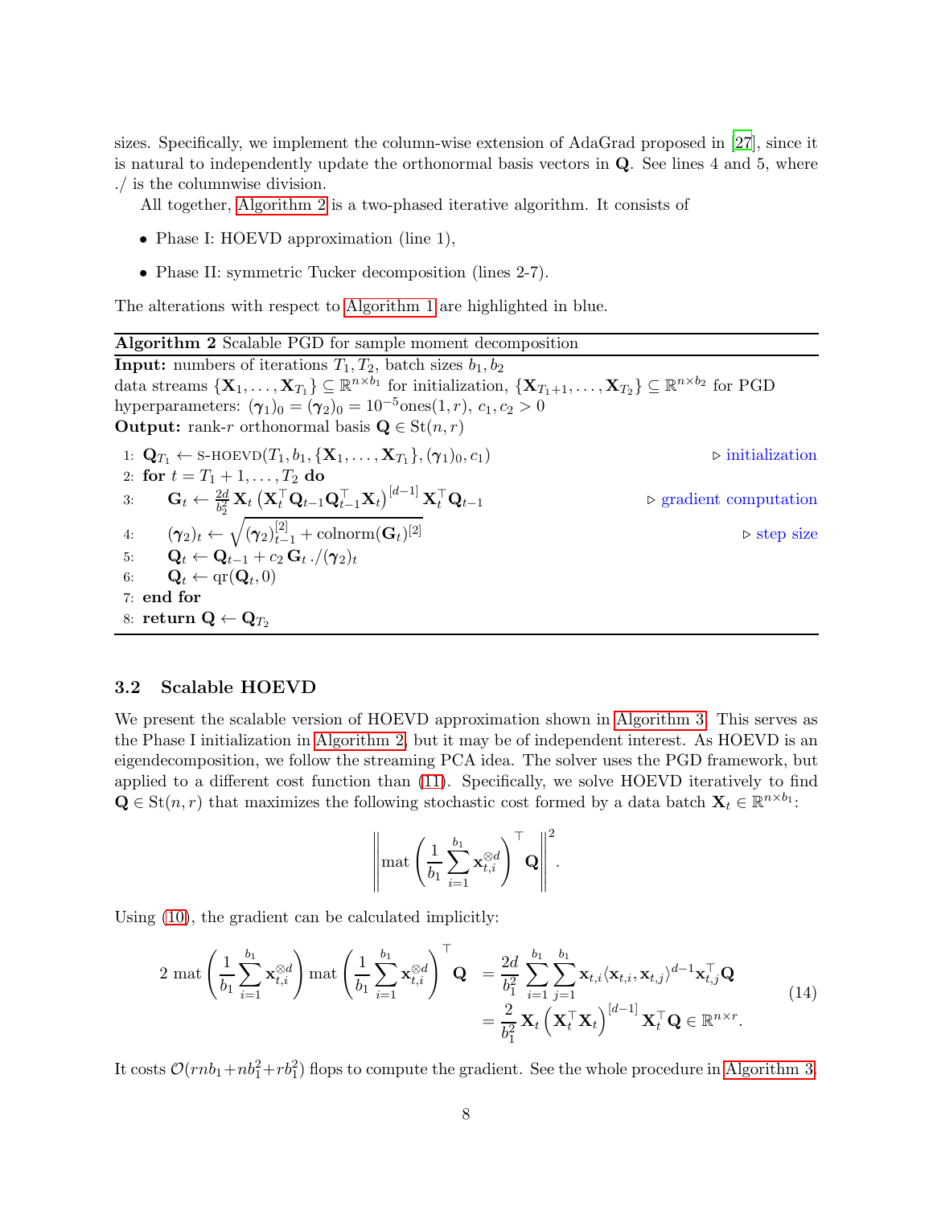sizes. Specifically, we implement the column-wise extension of AdaGrad proposed in [27], since it is natural to independently update the orthonormal basis vectors in $\mathbf{Q}$. See lines 4 and 5, where ./ is the columnwise division.

All together, Algorithm 2 is a two-phased iterative algorithm. It consists of

- Phase I: HOEVD approximation (line 1),
- Phase II: symmetric Tucker decomposition (lines 2-7).

The alterations with respect to Algorithm 1 are highlighted in blue.

**Algorithm 2** Scalable PGD for sample moment decomposition

**Input:** numbers of iterations $T_1, T_2$, batch sizes $b_1, b_2$
data streams $\{\mathbf{X}_1, \dots, \mathbf{X}_{T_1}\} \subseteq \mathbb{R}^{n \times b_1}$ for initialization, $\{\mathbf{X}_{T_1+1}, \dots, \mathbf{X}_{T_2}\} \subseteq \mathbb{R}^{n \times b_2}$ for PGD
hyperparameters: $(\boldsymbol{\gamma}_1)_0 = (\boldsymbol{\gamma}_2)_0 = 10^{-5}\text{ones}(1, r)$, $c_1, c_2 > 0$
**Output:** rank-$r$ orthonormal basis $\mathbf{Q} \in \text{St}(n, r)$

1: $\mathbf{Q}_{T_1} \leftarrow$ S-HOEVD$(T_1, b_1, \{\mathbf{X}_1, \dots, \mathbf{X}_{T_1}\}, (\boldsymbol{\gamma}_1)_0, c_1)$ ▷ initialization
2: **for** $t = T_1 + 1, \dots, T_2$ **do**
3: $\quad \mathbf{G}_t \leftarrow \frac{2d}{b_2^2} \mathbf{X}_t \left(\mathbf{X}_t^\top \mathbf{Q}_{t-1} \mathbf{Q}_{t-1}^\top \mathbf{X}_t\right)^{[d-1]} \mathbf{X}_t^\top \mathbf{Q}_{t-1}$ ▷ gradient computation
4: $\quad (\boldsymbol{\gamma}_2)_t \leftarrow \sqrt{(\boldsymbol{\gamma}_2)_{t-1}^{[2]} + \text{colnorm}(\mathbf{G}_t)^{[2]}}$ ▷ step size
5: $\quad \mathbf{Q}_t \leftarrow \mathbf{Q}_{t-1} + c_2\, \mathbf{G}_t \,./ (\boldsymbol{\gamma}_2)_t$
6: $\quad \mathbf{Q}_t \leftarrow \text{qr}(\mathbf{Q}_t, 0)$
7: **end for**
8: **return** $\mathbf{Q} \leftarrow \mathbf{Q}_{T_2}$

### 3.2 Scalable HOEVD

We present the scalable version of HOEVD approximation shown in Algorithm 3. This serves as the Phase I initialization in Algorithm 2, but it may be of independent interest. As HOEVD is an eigendecomposition, we follow the streaming PCA idea. The solver uses the PGD framework, but applied to a different cost function than (11). Specifically, we solve HOEVD iteratively to find $\mathbf{Q} \in \text{St}(n, r)$ that maximizes the following stochastic cost formed by a data batch $\mathbf{X}_t \in \mathbb{R}^{n \times b_1}$:

$$\left\| \text{mat}\left(\frac{1}{b_1} \sum_{i=1}^{b_1} \mathbf{x}_{t,i}^{\otimes d}\right)^\top \mathbf{Q} \right\|^2.$$

Using (10), the gradient can be calculated implicitly:

$$\begin{aligned} 2\,\text{mat}\left(\frac{1}{b_1} \sum_{i=1}^{b_1} \mathbf{x}_{t,i}^{\otimes d}\right) \text{mat}\left(\frac{1}{b_1} \sum_{i=1}^{b_1} \mathbf{x}_{t,i}^{\otimes d}\right)^\top \mathbf{Q} &= \frac{2d}{b_1^2} \sum_{i=1}^{b_1} \sum_{j=1}^{b_1} \mathbf{x}_{t,i} \langle \mathbf{x}_{t,i}, \mathbf{x}_{t,j} \rangle^{d-1} \mathbf{x}_{t,j}^\top \mathbf{Q} \\ &= \frac{2}{b_1^2} \mathbf{X}_t \left(\mathbf{X}_t^\top \mathbf{X}_t\right)^{[d-1]} \mathbf{X}_t^\top \mathbf{Q} \in \mathbb{R}^{n \times r}. \end{aligned} \tag{14}$$

It costs $\mathcal{O}(rnb_1 + nb_1^2 + rb_1^2)$ flops to compute the gradient. See the whole procedure in Algorithm 3.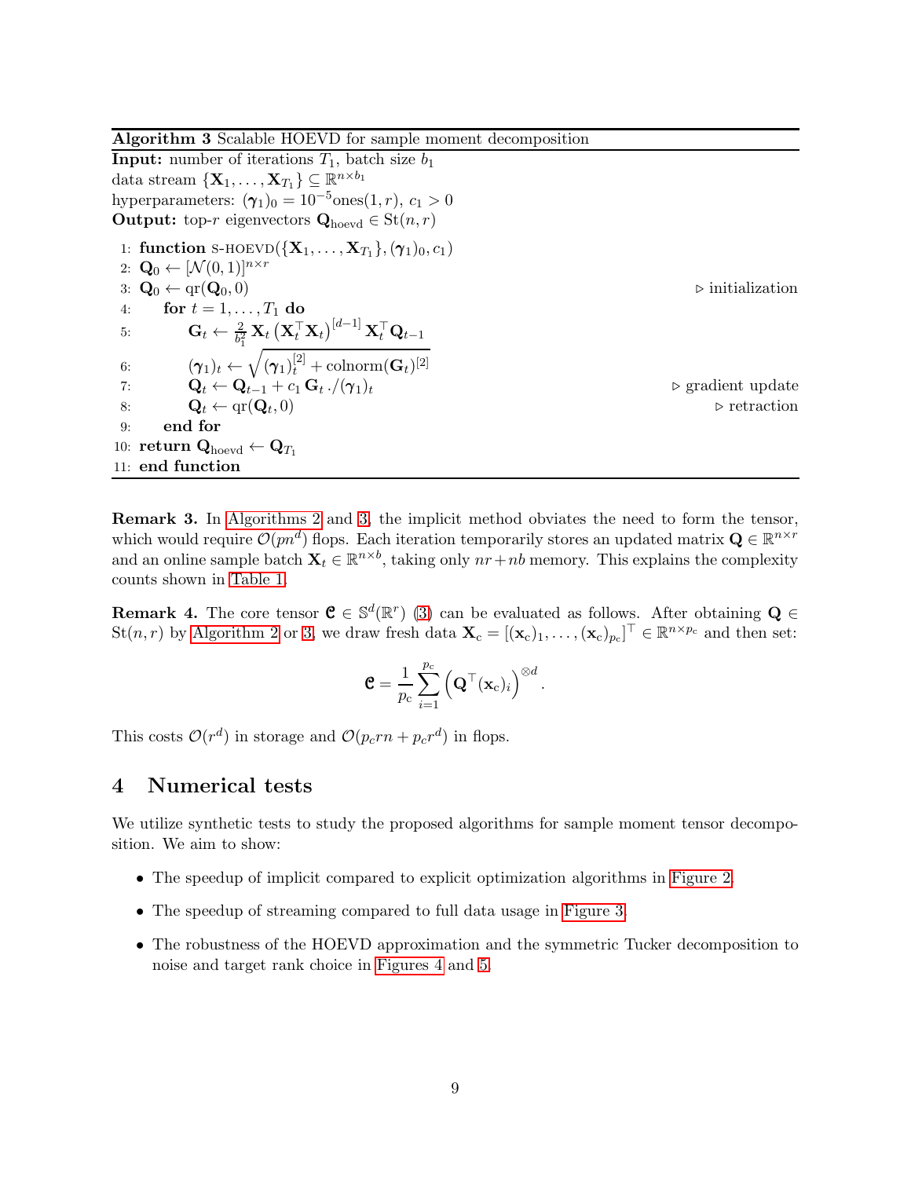**Algorithm 3** Scalable HOEVD for sample moment decomposition

**Input:** number of iterations $T_1$, batch size $b_1$
data stream $\{\mathbf{X}_1, \ldots, \mathbf{X}_{T_1}\} \subseteq \mathbb{R}^{n \times b_1}$
hyperparameters: $(\boldsymbol{\gamma}_1)_0 = 10^{-5}\text{ones}(1, r)$, $c_1 > 0$
**Output:** top-$r$ eigenvectors $\mathbf{Q}_{\text{hoevd}} \in \text{St}(n, r)$

```
1:  function S-HOEVD({X_1, ..., X_{T_1}}, (γ_1)_0, c_1)
2:  Q_0 ← [N(0,1)]^{n×r}
3:  Q_0 ← qr(Q_0, 0)                                          ▷ initialization
4:      for t = 1, ..., T_1 do
5:          G_t ← (2/b_1^2) X_t (X_t^T X_t)^{[d-1]} X_t^T Q_{t-1}
6:          (γ_1)_t ← sqrt((γ_1)_t^{[2]} + colnorm(G_t)^{[2]})
7:          Q_t ← Q_{t-1} + c_1 G_t ./(γ_1)_t                 ▷ gradient update
8:          Q_t ← qr(Q_t, 0)                                  ▷ retraction
9:      end for
10: return Q_hoevd ← Q_{T_1}
11: end function
```

Line 5: $\mathbf{G}_t \leftarrow \frac{2}{b_1^2}\mathbf{X}_t\left(\mathbf{X}_t^\top\mathbf{X}_t\right)^{[d-1]}\mathbf{X}_t^\top\mathbf{Q}_{t-1}$

Line 6: $(\boldsymbol{\gamma}_1)_t \leftarrow \sqrt{(\boldsymbol{\gamma}_1)_t^{[2]} + \text{colnorm}(\mathbf{G}_t)^{[2]}}$

Line 7: $\mathbf{Q}_t \leftarrow \mathbf{Q}_{t-1} + c_1\,\mathbf{G}_t\,./(\boldsymbol{\gamma}_1)_t$

**Remark 3.** In Algorithms 2 and 3, the implicit method obviates the need to form the tensor, which would require $\mathcal{O}(pn^d)$ flops. Each iteration temporarily stores an updated matrix $\mathbf{Q} \in \mathbb{R}^{n \times r}$ and an online sample batch $\mathbf{X}_t \in \mathbb{R}^{n \times b}$, taking only $nr + nb$ memory. This explains the complexity counts shown in Table 1.

**Remark 4.** The core tensor $\mathfrak{C} \in \mathbb{S}^d(\mathbb{R}^r)$ (3) can be evaluated as follows. After obtaining $\mathbf{Q} \in \text{St}(n, r)$ by Algorithm 2 or 3, we draw fresh data $\mathbf{X}_c = [(\mathbf{x}_c)_1, \ldots, (\mathbf{x}_c)_{p_c}]^\top \in \mathbb{R}^{n \times p_c}$ and then set:

$$\mathfrak{C} = \frac{1}{p_c}\sum_{i=1}^{p_c}\left(\mathbf{Q}^\top(\mathbf{x}_c)_i\right)^{\otimes d}.$$

This costs $\mathcal{O}(r^d)$ in storage and $\mathcal{O}(p_c rn + p_c r^d)$ in flops.

## 4 Numerical tests

We utilize synthetic tests to study the proposed algorithms for sample moment tensor decomposition. We aim to show:

- The speedup of implicit compared to explicit optimization algorithms in Figure 2.
- The speedup of streaming compared to full data usage in Figure 3.
- The robustness of the HOEVD approximation and the symmetric Tucker decomposition to noise and target rank choice in Figures 4 and 5.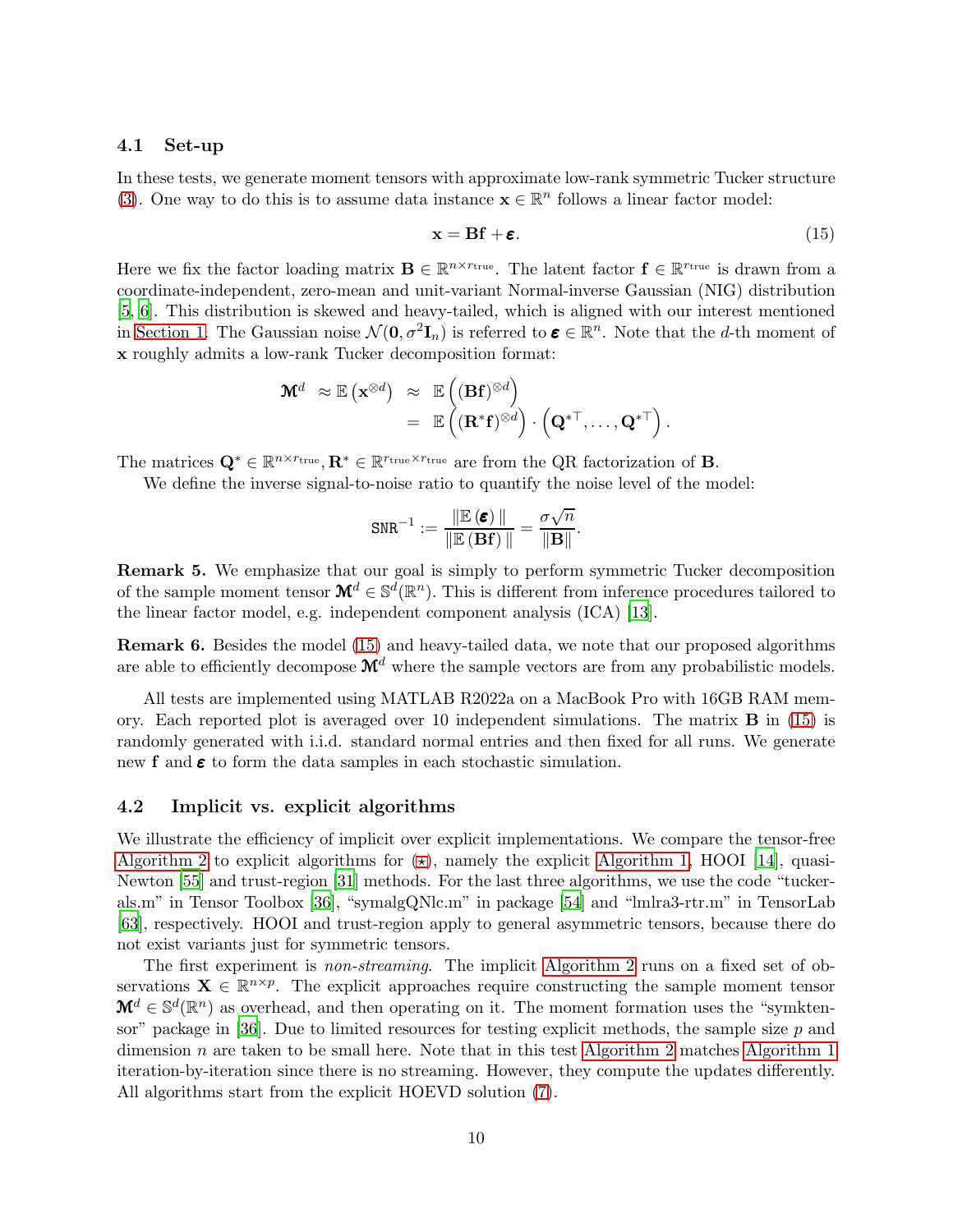### 4.1 Set-up

In these tests, we generate moment tensors with approximate low-rank symmetric Tucker structure (3). One way to do this is to assume data instance $\mathbf{x} \in \mathbb{R}^n$ follows a linear factor model:

$$\mathbf{x} = \mathbf{B}\mathbf{f} + \boldsymbol{\varepsilon}. \tag{15}$$

Here we fix the factor loading matrix $\mathbf{B} \in \mathbb{R}^{n \times r_{\text{true}}}$. The latent factor $\mathbf{f} \in \mathbb{R}^{r_{\text{true}}}$ is drawn from a coordinate-independent, zero-mean and unit-variant Normal-inverse Gaussian (NIG) distribution [5, 6]. This distribution is skewed and heavy-tailed, which is aligned with our interest mentioned in Section 1. The Gaussian noise $\mathcal{N}(\mathbf{0}, \sigma^2 \mathbf{I}_n)$ is referred to $\boldsymbol{\varepsilon} \in \mathbb{R}^n$. Note that the $d$-th moment of $\mathbf{x}$ roughly admits a low-rank Tucker decomposition format:

$$\begin{aligned}
\boldsymbol{\mathcal{M}}^d \approx \mathbb{E}\left(\mathbf{x}^{\otimes d}\right) &\approx \mathbb{E}\left((\mathbf{B}\mathbf{f})^{\otimes d}\right) \\
&= \mathbb{E}\left((\mathbf{R}^*\mathbf{f})^{\otimes d}\right) \cdot \left(\mathbf{Q}^{*\top}, \ldots, \mathbf{Q}^{*\top}\right).
\end{aligned}$$

The matrices $\mathbf{Q}^* \in \mathbb{R}^{n \times r_{\text{true}}}, \mathbf{R}^* \in \mathbb{R}^{r_{\text{true}} \times r_{\text{true}}}$ are from the QR factorization of $\mathbf{B}$.

We define the inverse signal-to-noise ratio to quantify the noise level of the model:

$$\texttt{SNR}^{-1} := \frac{\|\mathbb{E}\left(\boldsymbol{\varepsilon}\right)\|}{\|\mathbb{E}\left(\mathbf{B}\mathbf{f}\right)\|} = \frac{\sigma\sqrt{n}}{\|\mathbf{B}\|}.$$

**Remark 5.** We emphasize that our goal is simply to perform symmetric Tucker decomposition of the sample moment tensor $\boldsymbol{\mathcal{M}}^d \in \mathbb{S}^d(\mathbb{R}^n)$. This is different from inference procedures tailored to the linear factor model, e.g. independent component analysis (ICA) [13].

**Remark 6.** Besides the model (15) and heavy-tailed data, we note that our proposed algorithms are able to efficiently decompose $\boldsymbol{\mathcal{M}}^d$ where the sample vectors are from any probabilistic models.

All tests are implemented using MATLAB R2022a on a MacBook Pro with 16GB RAM memory. Each reported plot is averaged over 10 independent simulations. The matrix $\mathbf{B}$ in (15) is randomly generated with i.i.d. standard normal entries and then fixed for all runs. We generate new $\mathbf{f}$ and $\boldsymbol{\varepsilon}$ to form the data samples in each stochastic simulation.

### 4.2 Implicit vs. explicit algorithms

We illustrate the efficiency of implicit over explicit implementations. We compare the tensor-free Algorithm 2 to explicit algorithms for ($\star$), namely the explicit Algorithm 1, HOOI [14], quasi-Newton [55] and trust-region [31] methods. For the last three algorithms, we use the code "tucker-als.m" in Tensor Toolbox [36], "symalgQNlc.m" in package [54] and "lmlra3-rtr.m" in TensorLab [63], respectively. HOOI and trust-region apply to general asymmetric tensors, because there do not exist variants just for symmetric tensors.

The first experiment is *non-streaming*. The implicit Algorithm 2 runs on a fixed set of observations $\mathbf{X} \in \mathbb{R}^{n \times p}$. The explicit approaches require constructing the sample moment tensor $\boldsymbol{\mathcal{M}}^d \in \mathbb{S}^d(\mathbb{R}^n)$ as overhead, and then operating on it. The moment formation uses the "symktensor" package in [36]. Due to limited resources for testing explicit methods, the sample size $p$ and dimension $n$ are taken to be small here. Note that in this test Algorithm 2 matches Algorithm 1 iteration-by-iteration since there is no streaming. However, they compute the updates differently. All algorithms start from the explicit HOEVD solution (7).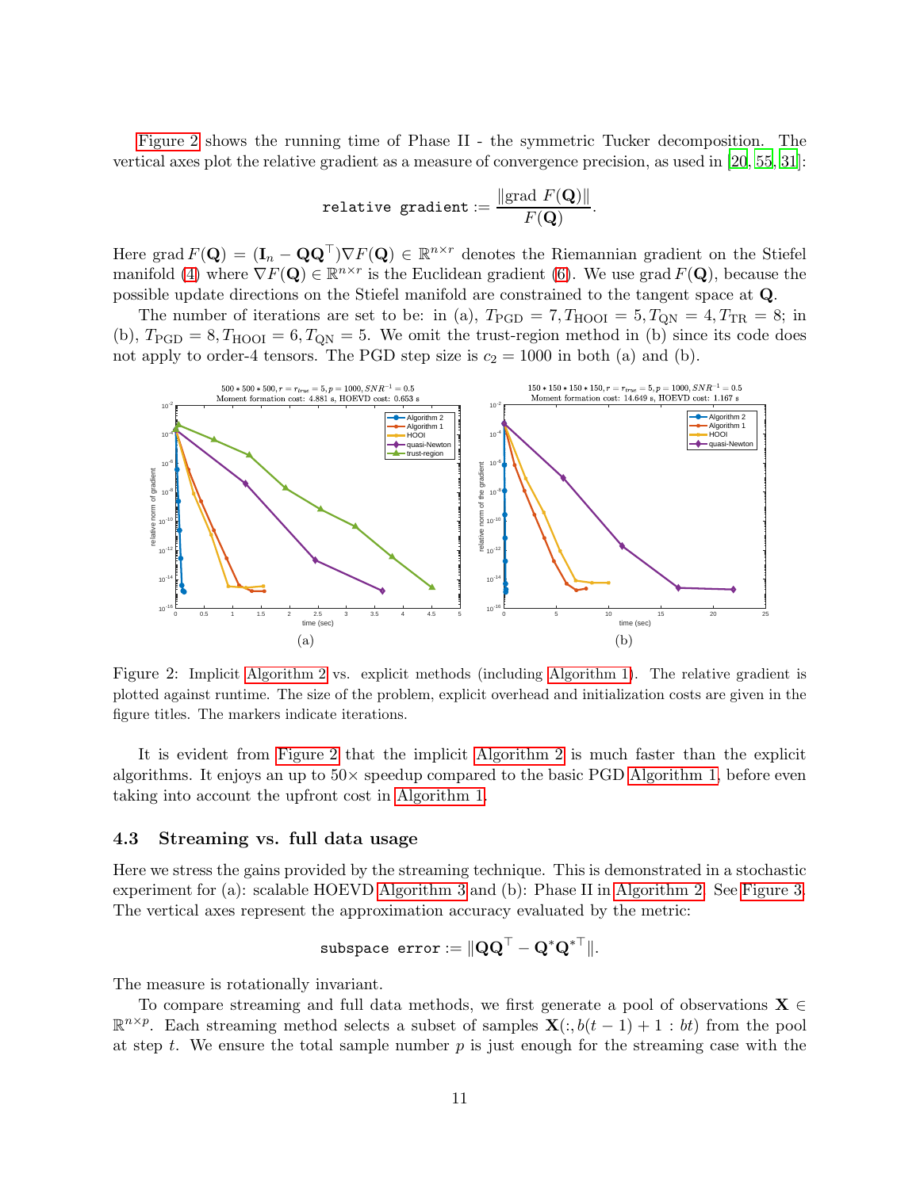Figure 2 shows the running time of Phase II - the symmetric Tucker decomposition. The vertical axes plot the relative gradient as a measure of convergence precision, as used in [20, 55, 31]:

$$\texttt{relative gradient} := \frac{\|\text{grad } F(\mathbf{Q})\|}{F(\mathbf{Q})}.$$

Here $\text{grad}\, F(\mathbf{Q}) = (\mathbf{I}_n - \mathbf{Q}\mathbf{Q}^\top)\nabla F(\mathbf{Q}) \in \mathbb{R}^{n\times r}$ denotes the Riemannian gradient on the Stiefel manifold (4) where $\nabla F(\mathbf{Q}) \in \mathbb{R}^{n\times r}$ is the Euclidean gradient (6). We use $\text{grad}\, F(\mathbf{Q})$, because the possible update directions on the Stiefel manifold are constrained to the tangent space at $\mathbf{Q}$.

The number of iterations are set to be: in (a), $T_{\text{PGD}} = 7, T_{\text{HOOI}} = 5, T_{\text{QN}} = 4, T_{\text{TR}} = 8$; in (b), $T_{\text{PGD}} = 8, T_{\text{HOOI}} = 6, T_{\text{QN}} = 5$. We omit the trust-region method in (b) since its code does not apply to order-4 tensors. The PGD step size is $c_2 = 1000$ in both (a) and (b).

$500*500*500, r = r_{true} = 5, p = 1000, SNR^{-1} = 0.5$
Moment formation cost: 4.881 s, HOEVD cost: 0.653 s

Algorithm 2
Algorithm 1
HOOI
quasi-Newton
trust-region

relative norm of gradient
time (sec)

(a)

$150*150*150*150, r = r_{true} = 5, p = 1000, SNR^{-1} = 0.5$
Moment formation cost: 14.649 s, HOEVD cost: 1.167 s

Algorithm 2
Algorithm 1
HOOI
quasi-Newton

relative norm of the gradient
time (sec)

(b)

Figure 2: Implicit Algorithm 2 vs. explicit methods (including Algorithm 1). The relative gradient is plotted against runtime. The size of the problem, explicit overhead and initialization costs are given in the figure titles. The markers indicate iterations.

It is evident from Figure 2 that the implicit Algorithm 2 is much faster than the explicit algorithms. It enjoys an up to 50$\times$ speedup compared to the basic PGD Algorithm 1, before even taking into account the upfront cost in Algorithm 1.

### 4.3 Streaming vs. full data usage

Here we stress the gains provided by the streaming technique. This is demonstrated in a stochastic experiment for (a): scalable HOEVD Algorithm 3 and (b): Phase II in Algorithm 2. See Figure 3. The vertical axes represent the approximation accuracy evaluated by the metric:

$$\texttt{subspace error} := \|\mathbf{Q}\mathbf{Q}^\top - \mathbf{Q}^*\mathbf{Q}^{*\top}\|.$$

The measure is rotationally invariant.

To compare streaming and full data methods, we first generate a pool of observations $\mathbf{X} \in \mathbb{R}^{n\times p}$. Each streaming method selects a subset of samples $\mathbf{X}(:, b(t-1)+1 : bt)$ from the pool at step $t$. We ensure the total sample number $p$ is just enough for the streaming case with the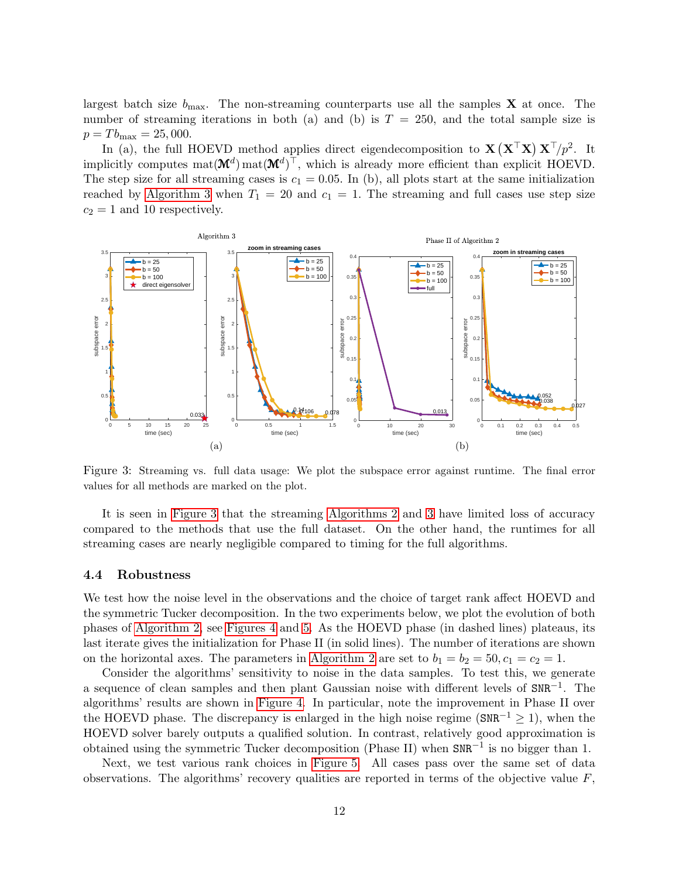largest batch size $b_{\max}$. The non-streaming counterparts use all the samples $\mathbf{X}$ at once. The number of streaming iterations in both (a) and (b) is $T = 250$, and the total sample size is $p = Tb_{\max} = 25,000$.

In (a), the full HOEVD method applies direct eigendecomposition to $\mathbf{X}\left(\mathbf{X}^\top\mathbf{X}\right)\mathbf{X}^\top/p^2$. It implicitly computes $\mathrm{mat}(\mathcal{M}^d)\,\mathrm{mat}(\mathcal{M}^d)^\top$, which is already more efficient than explicit HOEVD. The step size for all streaming cases is $c_1 = 0.05$. In (b), all plots start at the same initialization reached by Algorithm 3 when $T_1 = 20$ and $c_1 = 1$. The streaming and full cases use step size $c_2 = 1$ and 10 respectively.

Figure 3: Streaming vs. full data usage: We plot the subspace error against runtime. The final error values for all methods are marked on the plot.

It is seen in Figure 3 that the streaming Algorithms 2 and 3 have limited loss of accuracy compared to the methods that use the full dataset. On the other hand, the runtimes for all streaming cases are nearly negligible compared to timing for the full algorithms.

### 4.4 Robustness

We test how the noise level in the observations and the choice of target rank affect HOEVD and the symmetric Tucker decomposition. In the two experiments below, we plot the evolution of both phases of Algorithm 2, see Figures 4 and 5. As the HOEVD phase (in dashed lines) plateaus, its last iterate gives the initialization for Phase II (in solid lines). The number of iterations are shown on the horizontal axes. The parameters in Algorithm 2 are set to $b_1 = b_2 = 50, c_1 = c_2 = 1$.

Consider the algorithms' sensitivity to noise in the data samples. To test this, we generate a sequence of clean samples and then plant Gaussian noise with different levels of $\mathtt{SNR}^{-1}$. The algorithms' results are shown in Figure 4. In particular, note the improvement in Phase II over the HOEVD phase. The discrepancy is enlarged in the high noise regime ($\mathtt{SNR}^{-1} \geq 1$), when the HOEVD solver barely outputs a qualified solution. In contrast, relatively good approximation is obtained using the symmetric Tucker decomposition (Phase II) when $\mathtt{SNR}^{-1}$ is no bigger than 1.

Next, we test various rank choices in Figure 5. All cases pass over the same set of data observations. The algorithms' recovery qualities are reported in terms of the objective value $F$,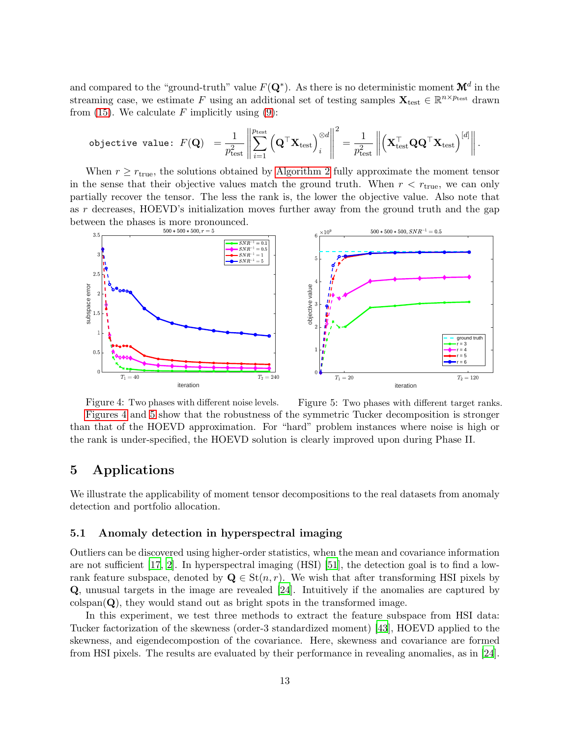and compared to the "ground-truth" value $F(\mathbf{Q}^*)$. As there is no deterministic moment $\mathcal{M}^d$ in the streaming case, we estimate $F$ using an additional set of testing samples $\mathbf{X}_{\text{test}} \in \mathbb{R}^{n \times p_{\text{test}}}$ drawn from (15). We calculate $F$ implicitly using (9):

$$\texttt{objective value:}\ F(\mathbf{Q}) \ = \frac{1}{p_{\text{test}}^2} \left\| \sum_{i=1}^{p_{\text{test}}} \left( \mathbf{Q}^\top \mathbf{X}_{\text{test}} \right)_i^{\otimes d} \right\|^2 = \frac{1}{p_{\text{test}}^2} \left\| \left( \mathbf{X}_{\text{test}}^\top \mathbf{Q} \mathbf{Q}^\top \mathbf{X}_{\text{test}} \right)^{[d]} \right\|.$$

When $r \geq r_{\text{true}}$, the solutions obtained by Algorithm 2 fully approximate the moment tensor in the sense that their objective values match the ground truth. When $r < r_{\text{true}}$, we can only partially recover the tensor. The less the rank is, the lower the objective value. Also note that as $r$ decreases, HOEVD's initialization moves further away from the ground truth and the gap between the phases is more pronounced.

500 * 500 * 500, r = 5
subspace error
iteration
$T_1 = 40$
$T_2 = 240$
$SNR^{-1} = 0.1$
$SNR^{-1} = 0.5$
$SNR^{-1} = 1$
$SNR^{-1} = 5$

Figure 4: Two phases with different noise levels.

500 * 500 * 500, $SNR^{-1} = 0.5$
$\times 10^9$
objective value
iteration
$T_1 = 20$
$T_2 = 120$
ground truth
r = 3
r = 4
r = 5
r = 6

Figure 5: Two phases with different target ranks.

Figures 4 and 5 show that the robustness of the symmetric Tucker decomposition is stronger than that of the HOEVD approximation. For "hard" problem instances where noise is high or the rank is under-specified, the HOEVD solution is clearly improved upon during Phase II.

## 5 Applications

We illustrate the applicability of moment tensor decompositions to the real datasets from anomaly detection and portfolio allocation.

### 5.1 Anomaly detection in hyperspectral imaging

Outliers can be discovered using higher-order statistics, when the mean and covariance information are not sufficient [17, 2]. In hyperspectral imaging (HSI) [51], the detection goal is to find a low-rank feature subspace, denoted by $\mathbf{Q} \in \text{St}(n, r)$. We wish that after transforming HSI pixels by $\mathbf{Q}$, unusual targets in the image are revealed [24]. Intuitively if the anomalies are captured by $\text{colspan}(\mathbf{Q})$, they would stand out as bright spots in the transformed image.

In this experiment, we test three methods to extract the feature subspace from HSI data: Tucker factorization of the skewness (order-3 standardized moment) [43], HOEVD applied to the skewness, and eigendecompostion of the covariance. Here, skewness and covariance are formed from HSI pixels. The results are evaluated by their performance in revealing anomalies, as in [24].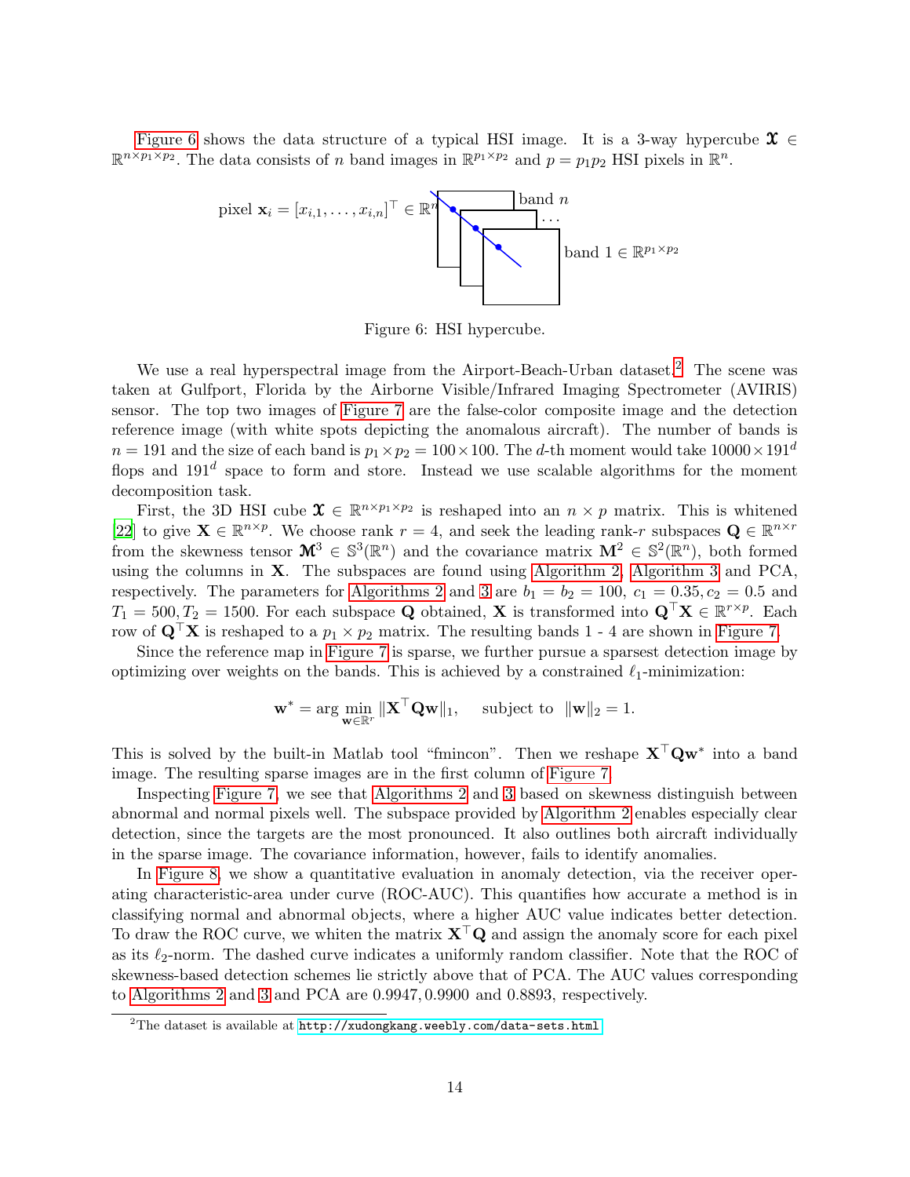Figure 6 shows the data structure of a typical HSI image. It is a 3-way hypercube $\boldsymbol{\mathfrak{X}} \in \mathbb{R}^{n \times p_1 \times p_2}$. The data consists of $n$ band images in $\mathbb{R}^{p_1 \times p_2}$ and $p = p_1 p_2$ HSI pixels in $\mathbb{R}^n$.

pixel $\mathbf{x}_i = [x_{i,1}, \ldots, x_{i,n}]^\top \in \mathbb{R}^n$

band $n$

...

band $1 \in \mathbb{R}^{p_1 \times p_2}$

Figure 6: HSI hypercube.

We use a real hyperspectral image from the Airport-Beach-Urban dataset.[2] The scene was taken at Gulfport, Florida by the Airborne Visible/Infrared Imaging Spectrometer (AVIRIS) sensor. The top two images of Figure 7 are the false-color composite image and the detection reference image (with white spots depicting the anomalous aircraft). The number of bands is $n = 191$ and the size of each band is $p_1 \times p_2 = 100 \times 100$. The $d$-th moment would take $10000 \times 191^d$ flops and $191^d$ space to form and store. Instead we use scalable algorithms for the moment decomposition task.

First, the 3D HSI cube $\boldsymbol{\mathfrak{X}} \in \mathbb{R}^{n \times p_1 \times p_2}$ is reshaped into an $n \times p$ matrix. This is whitened [22] to give $\mathbf{X} \in \mathbb{R}^{n \times p}$. We choose rank $r = 4$, and seek the leading rank-$r$ subspaces $\mathbf{Q} \in \mathbb{R}^{n \times r}$ from the skewness tensor $\boldsymbol{\mathfrak{M}}^3 \in \mathbb{S}^3(\mathbb{R}^n)$ and the covariance matrix $\mathbf{M}^2 \in \mathbb{S}^2(\mathbb{R}^n)$, both formed using the columns in $\mathbf{X}$. The subspaces are found using Algorithm 2, Algorithm 3 and PCA, respectively. The parameters for Algorithms 2 and 3 are $b_1 = b_2 = 100$, $c_1 = 0.35, c_2 = 0.5$ and $T_1 = 500, T_2 = 1500$. For each subspace $\mathbf{Q}$ obtained, $\mathbf{X}$ is transformed into $\mathbf{Q}^\top \mathbf{X} \in \mathbb{R}^{r \times p}$. Each row of $\mathbf{Q}^\top \mathbf{X}$ is reshaped to a $p_1 \times p_2$ matrix. The resulting bands 1 - 4 are shown in Figure 7.

Since the reference map in Figure 7 is sparse, we further pursue a sparsest detection image by optimizing over weights on the bands. This is achieved by a constrained $\ell_1$-minimization:

$$\mathbf{w}^* = \arg\min_{\mathbf{w} \in \mathbb{R}^r} \|\mathbf{X}^\top \mathbf{Q} \mathbf{w}\|_1, \quad \text{subject to} \quad \|\mathbf{w}\|_2 = 1.$$

This is solved by the built-in Matlab tool "fmincon". Then we reshape $\mathbf{X}^\top \mathbf{Q} \mathbf{w}^*$ into a band image. The resulting sparse images are in the first column of Figure 7.

Inspecting Figure 7, we see that Algorithms 2 and 3 based on skewness distinguish between abnormal and normal pixels well. The subspace provided by Algorithm 2 enables especially clear detection, since the targets are the most pronounced. It also outlines both aircraft individually in the sparse image. The covariance information, however, fails to identify anomalies.

In Figure 8, we show a quantitative evaluation in anomaly detection, via the receiver operating characteristic-area under curve (ROC-AUC). This quantifies how accurate a method is in classifying normal and abnormal objects, where a higher AUC value indicates better detection. To draw the ROC curve, we whiten the matrix $\mathbf{X}^\top \mathbf{Q}$ and assign the anomaly score for each pixel as its $\ell_2$-norm. The dashed curve indicates a uniformly random classifier. Note that the ROC of skewness-based detection schemes lie strictly above that of PCA. The AUC values corresponding to Algorithms 2 and 3 and PCA are 0.9947, 0.9900 and 0.8893, respectively.

[2] The dataset is available at `http://xudongkang.weebly.com/data-sets.html`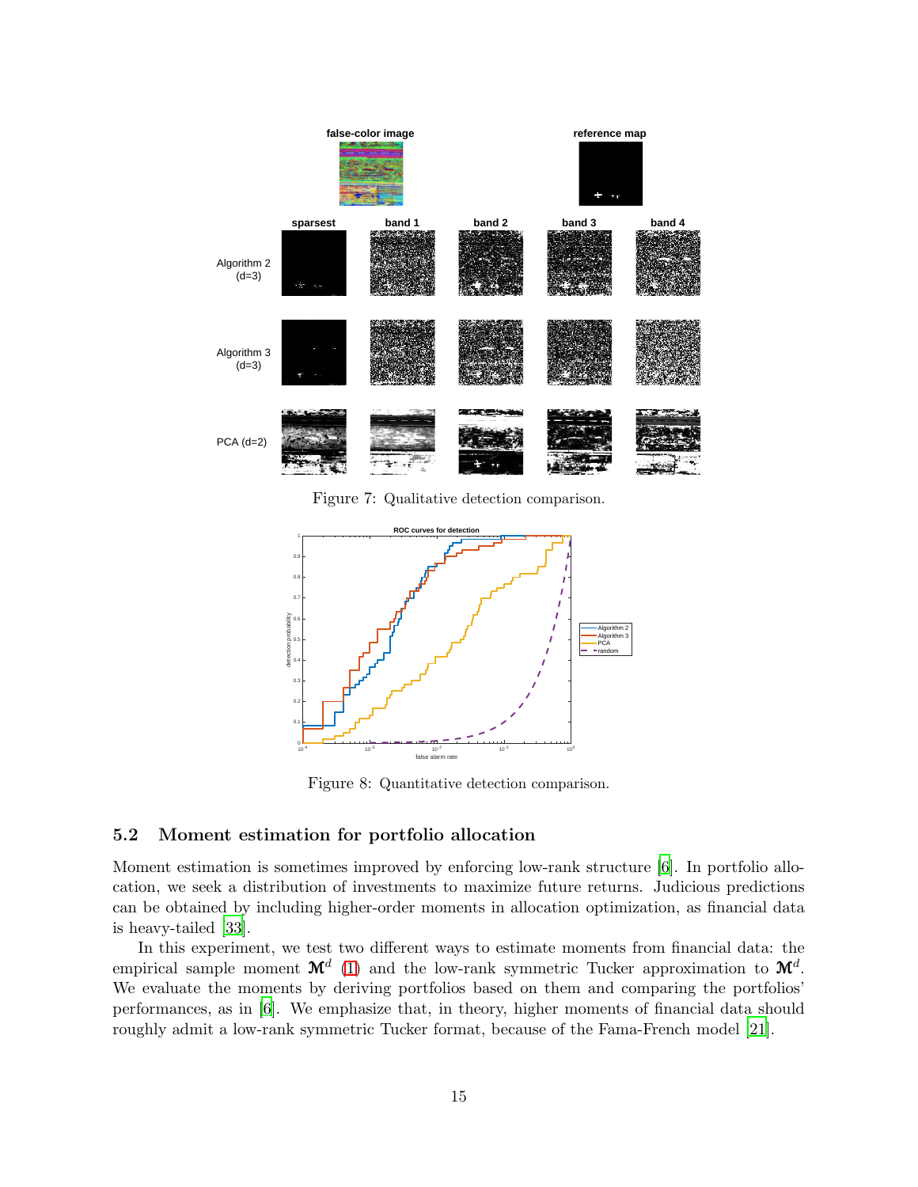false-color image

reference map

sparsest

band 1

band 2

band 3

band 4

Algorithm 2 (d=3)

Algorithm 3 (d=3)

PCA (d=2)

Figure 7: Qualitative detection comparison.

ROC curves for detection

detection probability

false alarm rate

Algorithm 2
Algorithm 3
PCA
random

Figure 8: Quantitative detection comparison.

## 5.2 Moment estimation for portfolio allocation

Moment estimation is sometimes improved by enforcing low-rank structure [6]. In portfolio allocation, we seek a distribution of investments to maximize future returns. Judicious predictions can be obtained by including higher-order moments in allocation optimization, as financial data is heavy-tailed [33].

In this experiment, we test two different ways to estimate moments from financial data: the empirical sample moment $\mathcal{M}^d$ (1) and the low-rank symmetric Tucker approximation to $\mathcal{M}^d$. We evaluate the moments by deriving portfolios based on them and comparing the portfolios' performances, as in [6]. We emphasize that, in theory, higher moments of financial data should roughly admit a low-rank symmetric Tucker format, because of the Fama-French model [21].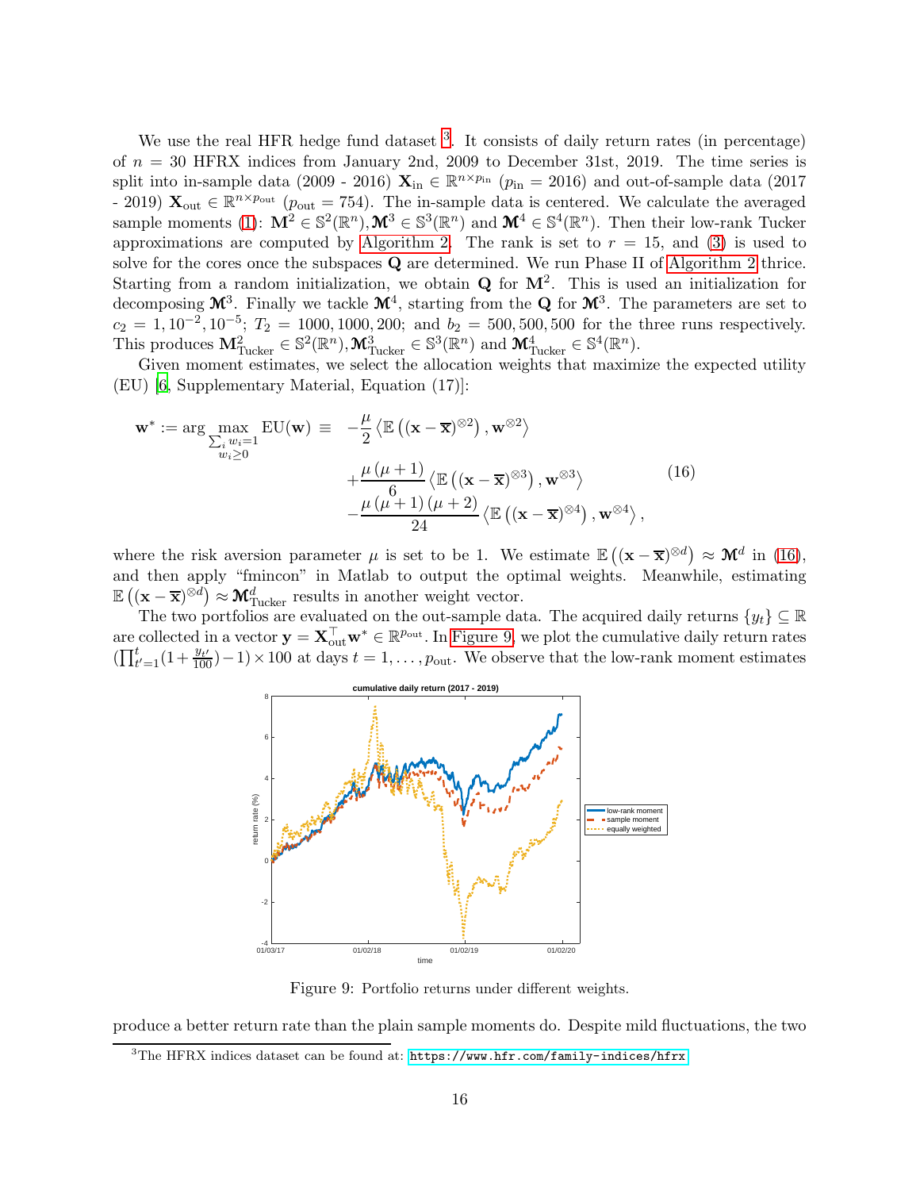We use the real HFR hedge fund dataset [3]. It consists of daily return rates (in percentage) of $n = 30$ HFRX indices from January 2nd, 2009 to December 31st, 2019. The time series is split into in-sample data (2009 - 2016) $\mathbf{X}_{\text{in}} \in \mathbb{R}^{n \times p_{\text{in}}}$ ($p_{\text{in}} = 2016$) and out-of-sample data (2017 - 2019) $\mathbf{X}_{\text{out}} \in \mathbb{R}^{n \times p_{\text{out}}}$ ($p_{\text{out}} = 754$). The in-sample data is centered. We calculate the averaged sample moments (1): $\mathbf{M}^2 \in \mathbb{S}^2(\mathbb{R}^n), \boldsymbol{\mathcal{M}}^3 \in \mathbb{S}^3(\mathbb{R}^n)$ and $\boldsymbol{\mathcal{M}}^4 \in \mathbb{S}^4(\mathbb{R}^n)$. Then their low-rank Tucker approximations are computed by Algorithm 2. The rank is set to $r = 15$, and (3) is used to solve for the cores once the subspaces $\mathbf{Q}$ are determined. We run Phase II of Algorithm 2 thrice. Starting from a random initialization, we obtain $\mathbf{Q}$ for $\mathbf{M}^2$. This is used an initialization for decomposing $\boldsymbol{\mathcal{M}}^3$. Finally we tackle $\boldsymbol{\mathcal{M}}^4$, starting from the $\mathbf{Q}$ for $\boldsymbol{\mathcal{M}}^3$. The parameters are set to $c_2 = 1, 10^{-2}, 10^{-5}$; $T_2 = 1000, 1000, 200$; and $b_2 = 500, 500, 500$ for the three runs respectively. This produces $\mathbf{M}^2_{\text{Tucker}} \in \mathbb{S}^2(\mathbb{R}^n), \boldsymbol{\mathcal{M}}^3_{\text{Tucker}} \in \mathbb{S}^3(\mathbb{R}^n)$ and $\boldsymbol{\mathcal{M}}^4_{\text{Tucker}} \in \mathbb{S}^4(\mathbb{R}^n)$.

Given moment estimates, we select the allocation weights that maximize the expected utility (EU) [6, Supplementary Material, Equation (17)]:

$$
\begin{aligned}
\mathbf{w}^* := \arg \max_{\substack{\sum_i w_i = 1 \\ w_i \geq 0}} \text{EU}(\mathbf{w}) \equiv \; & -\frac{\mu}{2} \left\langle \mathbb{E}\left((\mathbf{x} - \overline{\mathbf{x}})^{\otimes 2}\right), \mathbf{w}^{\otimes 2} \right\rangle \\
& + \frac{\mu(\mu+1)}{6} \left\langle \mathbb{E}\left((\mathbf{x} - \overline{\mathbf{x}})^{\otimes 3}\right), \mathbf{w}^{\otimes 3} \right\rangle \\
& - \frac{\mu(\mu+1)(\mu+2)}{24} \left\langle \mathbb{E}\left((\mathbf{x} - \overline{\mathbf{x}})^{\otimes 4}\right), \mathbf{w}^{\otimes 4} \right\rangle,
\end{aligned} \tag{16}
$$

where the risk aversion parameter $\mu$ is set to be 1. We estimate $\mathbb{E}\left((\mathbf{x} - \overline{\mathbf{x}})^{\otimes d}\right) \approx \boldsymbol{\mathcal{M}}^d$ in (16), and then apply "fmincon" in Matlab to output the optimal weights. Meanwhile, estimating $\mathbb{E}\left((\mathbf{x} - \overline{\mathbf{x}})^{\otimes d}\right) \approx \boldsymbol{\mathcal{M}}^d_{\text{Tucker}}$ results in another weight vector.

The two portfolios are evaluated on the out-sample data. The acquired daily returns $\{y_t\} \subseteq \mathbb{R}$ are collected in a vector $\mathbf{y} = \mathbf{X}_{\text{out}}^\top \mathbf{w}^* \in \mathbb{R}^{p_{\text{out}}}$. In Figure 9, we plot the cumulative daily return rates $(\prod_{t'=1}^{t}(1 + \frac{y_{t'}}{100}) - 1) \times 100$ at days $t = 1, \ldots, p_{\text{out}}$. We observe that the low-rank moment estimates

cumulative daily return (2017 - 2019)

return rate (%)

8
6
4
2
0
-2
-4

01/03/17
01/02/18
01/02/19
01/02/20

time

low-rank moment
sample moment
equally weighted

Figure 9: Portfolio returns under different weights.

produce a better return rate than the plain sample moments do. Despite mild fluctuations, the two

[3] The HFRX indices dataset can be found at: https://www.hfr.com/family-indices/hfrx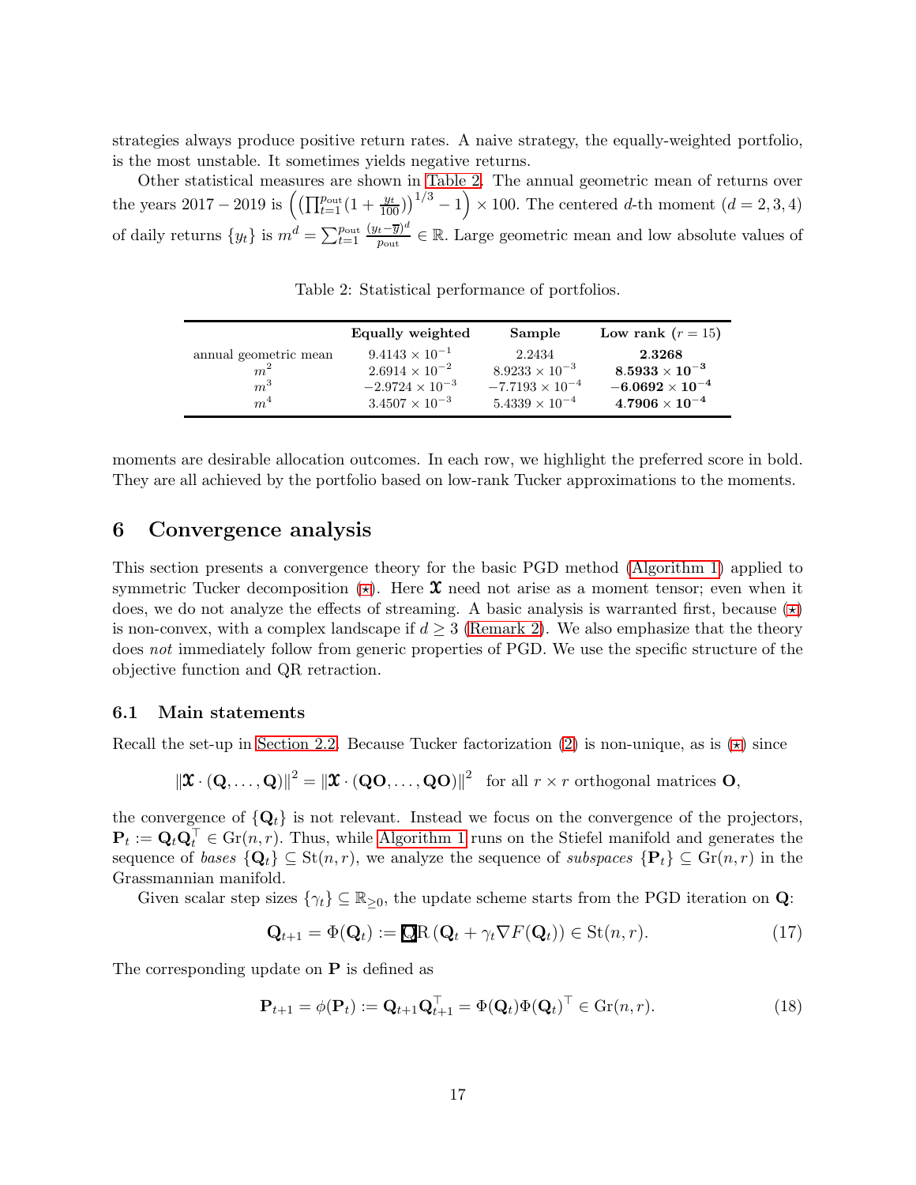strategies always produce positive return rates. A naive strategy, the equally-weighted portfolio, is the most unstable. It sometimes yields negative returns.

Other statistical measures are shown in Table 2. The annual geometric mean of returns over the years 2017 – 2019 is $\left(\left(\prod_{t=1}^{p_{\text{out}}}(1+\frac{y_t}{100})\right)^{1/3}-1\right)\times 100$. The centered $d$-th moment ($d=2,3,4$) of daily returns $\{y_t\}$ is $m^d=\sum_{t=1}^{p_{\text{out}}}\frac{(y_t-\overline{y})^d}{p_{\text{out}}}\in\mathbb{R}$. Large geometric mean and low absolute values of moments are desirable allocation outcomes. In each row, we highlight the preferred score in bold. They are all achieved by the portfolio based on low-rank Tucker approximations to the moments.

Table 2: Statistical performance of portfolios.

| | **Equally weighted** | **Sample** | **Low rank** ($r=15$) |
|---|---|---|---|
| annual geometric mean | $9.4143\times 10^{-1}$ | $2.2434$ | $\mathbf{2.3268}$ |
| $m^2$ | $2.6914\times 10^{-2}$ | $8.9233\times 10^{-3}$ | $\mathbf{8.5933\times 10^{-3}}$ |
| $m^3$ | $-2.9724\times 10^{-3}$ | $-7.7193\times 10^{-4}$ | $\mathbf{-6.0692\times 10^{-4}}$ |
| $m^4$ | $3.4507\times 10^{-3}$ | $5.4339\times 10^{-4}$ | $\mathbf{4.7906\times 10^{-4}}$ |

## 6 Convergence analysis

This section presents a convergence theory for the basic PGD method (Algorithm 1) applied to symmetric Tucker decomposition ($\star$). Here $\boldsymbol{\mathcal{X}}$ need not arise as a moment tensor; even when it does, we do not analyze the effects of streaming. A basic analysis is warranted first, because ($\star$) is non-convex, with a complex landscape if $d\geq 3$ (Remark 2). We also emphasize that the theory does *not* immediately follow from generic properties of PGD. We use the specific structure of the objective function and QR retraction.

### 6.1 Main statements

Recall the set-up in Section 2.2. Because Tucker factorization (2) is non-unique, as is ($\star$) since

$$\|\boldsymbol{\mathcal{X}}\cdot(\mathbf{Q},\ldots,\mathbf{Q})\|^2=\|\boldsymbol{\mathcal{X}}\cdot(\mathbf{QO},\ldots,\mathbf{QO})\|^2 \quad \text{for all } r\times r \text{ orthogonal matrices } \mathbf{O},$$

the convergence of $\{\mathbf{Q}_t\}$ is not relevant. Instead we focus on the convergence of the projectors, $\mathbf{P}_t:=\mathbf{Q}_t\mathbf{Q}_t^\top\in\operatorname{Gr}(n,r)$. Thus, while Algorithm 1 runs on the Stiefel manifold and generates the sequence of *bases* $\{\mathbf{Q}_t\}\subseteq\operatorname{St}(n,r)$, we analyze the sequence of *subspaces* $\{\mathbf{P}_t\}\subseteq\operatorname{Gr}(n,r)$ in the Grassmannian manifold.

Given scalar step sizes $\{\gamma_t\}\subseteq\mathbb{R}_{\geq 0}$, the update scheme starts from the PGD iteration on $\mathbf{Q}$:

$$\mathbf{Q}_{t+1}=\Phi(\mathbf{Q}_t):=\mathrm{QR}\left(\mathbf{Q}_t+\gamma_t\nabla F(\mathbf{Q}_t)\right)\in\operatorname{St}(n,r). \tag{17}$$

The corresponding update on $\mathbf{P}$ is defined as

$$\mathbf{P}_{t+1}=\phi(\mathbf{P}_t):=\mathbf{Q}_{t+1}\mathbf{Q}_{t+1}^\top=\Phi(\mathbf{Q}_t)\Phi(\mathbf{Q}_t)^\top\in\operatorname{Gr}(n,r). \tag{18}$$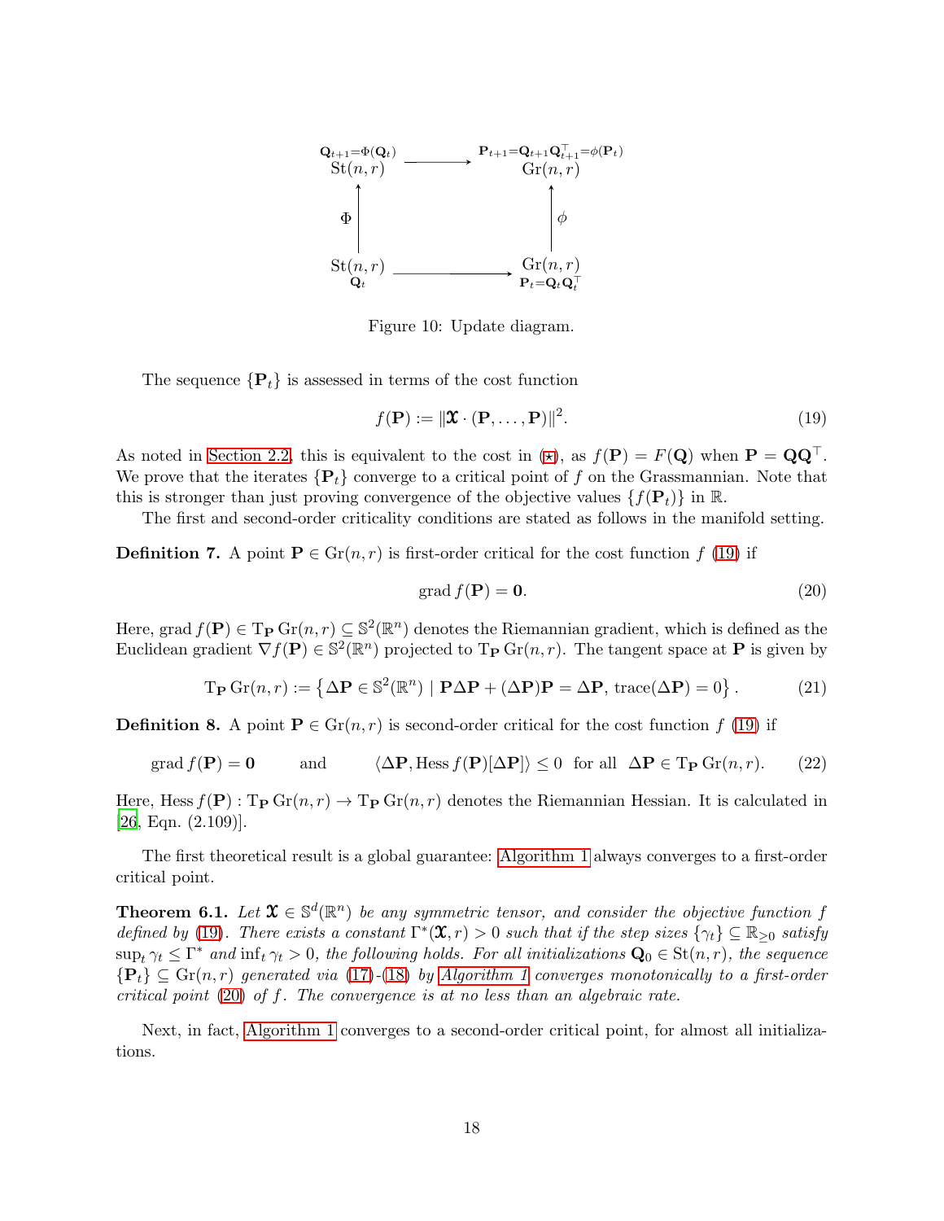$\mathbf{Q}_{t+1}=\Phi(\mathbf{Q}_t)$ St$(n,r)$ → $\mathbf{P}_{t+1}=\mathbf{Q}_{t+1}\mathbf{Q}_{t+1}^\top=\phi(\mathbf{P}_t)$ Gr$(n,r)$

$\Phi$ $\phi$

St$(n,r)$ $\mathbf{Q}_t$ → Gr$(n,r)$ $\mathbf{P}_t=\mathbf{Q}_t\mathbf{Q}_t^\top$

Figure 10: Update diagram.

The sequence $\{\mathbf{P}_t\}$ is assessed in terms of the cost function

$$f(\mathbf{P}) := \|\boldsymbol{\mathfrak{X}} \cdot (\mathbf{P}, \ldots, \mathbf{P})\|^2. \tag{19}$$

As noted in Section 2.2, this is equivalent to the cost in (⋆), as $f(\mathbf{P}) = F(\mathbf{Q})$ when $\mathbf{P} = \mathbf{Q}\mathbf{Q}^\top$. We prove that the iterates $\{\mathbf{P}_t\}$ converge to a critical point of $f$ on the Grassmannian. Note that this is stronger than just proving convergence of the objective values $\{f(\mathbf{P}_t)\}$ in $\mathbb{R}$.

The first and second-order criticality conditions are stated as follows in the manifold setting.

**Definition 7.** A point $\mathbf{P} \in \mathrm{Gr}(n, r)$ is first-order critical for the cost function $f$ (19) if

$$\operatorname{grad} f(\mathbf{P}) = \mathbf{0}. \tag{20}$$

Here, $\operatorname{grad} f(\mathbf{P}) \in \mathrm{T}_{\mathbf{P}} \mathrm{Gr}(n, r) \subseteq \mathbb{S}^2(\mathbb{R}^n)$ denotes the Riemannian gradient, which is defined as the Euclidean gradient $\nabla f(\mathbf{P}) \in \mathbb{S}^2(\mathbb{R}^n)$ projected to $\mathrm{T}_{\mathbf{P}} \mathrm{Gr}(n, r)$. The tangent space at $\mathbf{P}$ is given by

$$\mathrm{T}_{\mathbf{P}} \mathrm{Gr}(n, r) := \left\{ \Delta\mathbf{P} \in \mathbb{S}^2(\mathbb{R}^n) \mid \mathbf{P}\Delta\mathbf{P} + (\Delta\mathbf{P})\mathbf{P} = \Delta\mathbf{P},\, \operatorname{trace}(\Delta\mathbf{P}) = 0 \right\}. \tag{21}$$

**Definition 8.** A point $\mathbf{P} \in \mathrm{Gr}(n, r)$ is second-order critical for the cost function $f$ (19) if

$$\operatorname{grad} f(\mathbf{P}) = \mathbf{0} \qquad \text{and} \qquad \langle \Delta\mathbf{P}, \operatorname{Hess} f(\mathbf{P})[\Delta\mathbf{P}] \rangle \leq 0 \;\; \text{for all} \;\; \Delta\mathbf{P} \in \mathrm{T}_{\mathbf{P}} \mathrm{Gr}(n, r). \tag{22}$$

Here, $\operatorname{Hess} f(\mathbf{P}) : \mathrm{T}_{\mathbf{P}} \mathrm{Gr}(n, r) \to \mathrm{T}_{\mathbf{P}} \mathrm{Gr}(n, r)$ denotes the Riemannian Hessian. It is calculated in [26, Eqn. (2.109)].

The first theoretical result is a global guarantee: Algorithm 1 always converges to a first-order critical point.

**Theorem 6.1.** *Let $\boldsymbol{\mathfrak{X}} \in \mathbb{S}^d(\mathbb{R}^n)$ be any symmetric tensor, and consider the objective function $f$ defined by (19). There exists a constant $\Gamma^*(\boldsymbol{\mathfrak{X}}, r) > 0$ such that if the step sizes $\{\gamma_t\} \subseteq \mathbb{R}_{\geq 0}$ satisfy $\sup_t \gamma_t \leq \Gamma^*$ and $\inf_t \gamma_t > 0$, the following holds. For all initializations $\mathbf{Q}_0 \in \mathrm{St}(n, r)$, the sequence $\{\mathbf{P}_t\} \subseteq \mathrm{Gr}(n, r)$ generated via (17)-(18) by Algorithm 1 converges monotonically to a first-order critical point (20) of $f$. The convergence is at no less than an algebraic rate.*

Next, in fact, Algorithm 1 converges to a second-order critical point, for almost all initializations.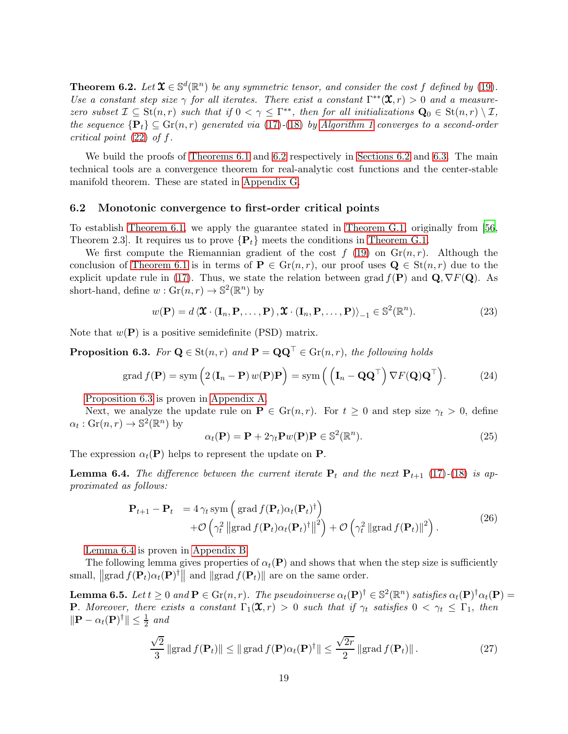**Theorem 6.2.** *Let $\boldsymbol{\mathfrak{X}} \in \mathbb{S}^d(\mathbb{R}^n)$ be any symmetric tensor, and consider the cost $f$ defined by (19). Use a constant step size $\gamma$ for all iterates. There exist a constant $\Gamma^{**}(\boldsymbol{\mathfrak{X}}, r) > 0$ and a measure-zero subset $\mathcal{I} \subseteq \mathrm{St}(n,r)$ such that if $0 < \gamma \leq \Gamma^{**}$, then for all initializations $\mathbf{Q}_0 \in \mathrm{St}(n,r) \setminus \mathcal{I}$, the sequence $\{\mathbf{P}_t\} \subseteq \mathrm{Gr}(n,r)$ generated via (17)-(18) by Algorithm 1 converges to a second-order critical point (22) of $f$.*

We build the proofs of Theorems 6.1 and 6.2 respectively in Sections 6.2 and 6.3. The main technical tools are a convergence theorem for real-analytic cost functions and the center-stable manifold theorem. These are stated in Appendix G.

### 6.2 Monotonic convergence to first-order critical points

To establish Theorem 6.1, we apply the guarantee stated in Theorem G.1, originally from [56, Theorem 2.3]. It requires us to prove $\{\mathbf{P}_t\}$ meets the conditions in Theorem G.1.

We first compute the Riemannian gradient of the cost $f$ (19) on $\mathrm{Gr}(n,r)$. Although the conclusion of Theorem 6.1 is in terms of $\mathbf{P} \in \mathrm{Gr}(n,r)$, our proof uses $\mathbf{Q} \in \mathrm{St}(n,r)$ due to the explicit update rule in (17). Thus, we state the relation between $\operatorname{grad} f(\mathbf{P})$ and $\mathbf{Q}, \nabla F(\mathbf{Q})$. As short-hand, define $w : \mathrm{Gr}(n,r) \to \mathbb{S}^2(\mathbb{R}^n)$ by

$$w(\mathbf{P}) = d\left\langle \boldsymbol{\mathfrak{X}} \cdot (\mathbf{I}_n, \mathbf{P}, \ldots, \mathbf{P}), \boldsymbol{\mathfrak{X}} \cdot (\mathbf{I}_n, \mathbf{P}, \ldots, \mathbf{P})\right\rangle_{-1} \in \mathbb{S}^2(\mathbb{R}^n). \tag{23}$$

Note that $w(\mathbf{P})$ is a positive semidefinite (PSD) matrix.

**Proposition 6.3.** *For $\mathbf{Q} \in \mathrm{St}(n,r)$ and $\mathbf{P} = \mathbf{Q}\mathbf{Q}^\top \in \mathrm{Gr}(n,r)$, the following holds*

$$\operatorname{grad} f(\mathbf{P}) = \operatorname{sym}\Big(2\left(\mathbf{I}_n - \mathbf{P}\right) w(\mathbf{P})\mathbf{P}\Big) = \operatorname{sym}\Big(\left(\mathbf{I}_n - \mathbf{Q}\mathbf{Q}^\top\right) \nabla F(\mathbf{Q})\mathbf{Q}^\top\Big). \tag{24}$$

Proposition 6.3 is proven in Appendix A.

Next, we analyze the update rule on $\mathbf{P} \in \mathrm{Gr}(n,r)$. For $t \geq 0$ and step size $\gamma_t > 0$, define $\alpha_t : \mathrm{Gr}(n,r) \to \mathbb{S}^2(\mathbb{R}^n)$ by

$$\alpha_t(\mathbf{P}) = \mathbf{P} + 2\gamma_t \mathbf{P} w(\mathbf{P})\mathbf{P} \in \mathbb{S}^2(\mathbb{R}^n). \tag{25}$$

The expression $\alpha_t(\mathbf{P})$ helps to represent the update on $\mathbf{P}$.

**Lemma 6.4.** *The difference between the current iterate $\mathbf{P}_t$ and the next $\mathbf{P}_{t+1}$ (17)-(18) is approximated as follows:*

$$\begin{aligned}\mathbf{P}_{t+1} - \mathbf{P}_t \;&= 4\,\gamma_t \operatorname{sym}\Big(\operatorname{grad} f(\mathbf{P}_t)\alpha_t(\mathbf{P}_t)^\dagger\Big) \\ &\quad + \mathcal{O}\left(\gamma_t^2 \left\|\operatorname{grad} f(\mathbf{P}_t)\alpha_t(\mathbf{P}_t)^\dagger\right\|^2\right) + \mathcal{O}\left(\gamma_t^2 \left\|\operatorname{grad} f(\mathbf{P}_t)\right\|^2\right).\end{aligned} \tag{26}$$

Lemma 6.4 is proven in Appendix B.

The following lemma gives properties of $\alpha_t(\mathbf{P})$ and shows that when the step size is sufficiently small, $\left\|\operatorname{grad} f(\mathbf{P}_t)\alpha_t(\mathbf{P})^\dagger\right\|$ and $\|\operatorname{grad} f(\mathbf{P}_t)\|$ are on the same order.

**Lemma 6.5.** *Let $t \geq 0$ and $\mathbf{P} \in \mathrm{Gr}(n,r)$. The pseudoinverse $\alpha_t(\mathbf{P})^\dagger \in \mathbb{S}^2(\mathbb{R}^n)$ satisfies $\alpha_t(\mathbf{P})^\dagger\alpha_t(\mathbf{P}) = \mathbf{P}$. Moreover, there exists a constant $\Gamma_1(\boldsymbol{\mathfrak{X}}, r) > 0$ such that if $\gamma_t$ satisfies $0 < \gamma_t \leq \Gamma_1$, then $\|\mathbf{P} - \alpha_t(\mathbf{P})^\dagger\| \leq \frac{1}{2}$ and*

$$\frac{\sqrt{2}}{3}\left\|\operatorname{grad} f(\mathbf{P}_t)\right\| \leq \left\|\operatorname{grad} f(\mathbf{P})\alpha_t(\mathbf{P})^\dagger\right\| \leq \frac{\sqrt{2r}}{2}\left\|\operatorname{grad} f(\mathbf{P}_t)\right\|. \tag{27}$$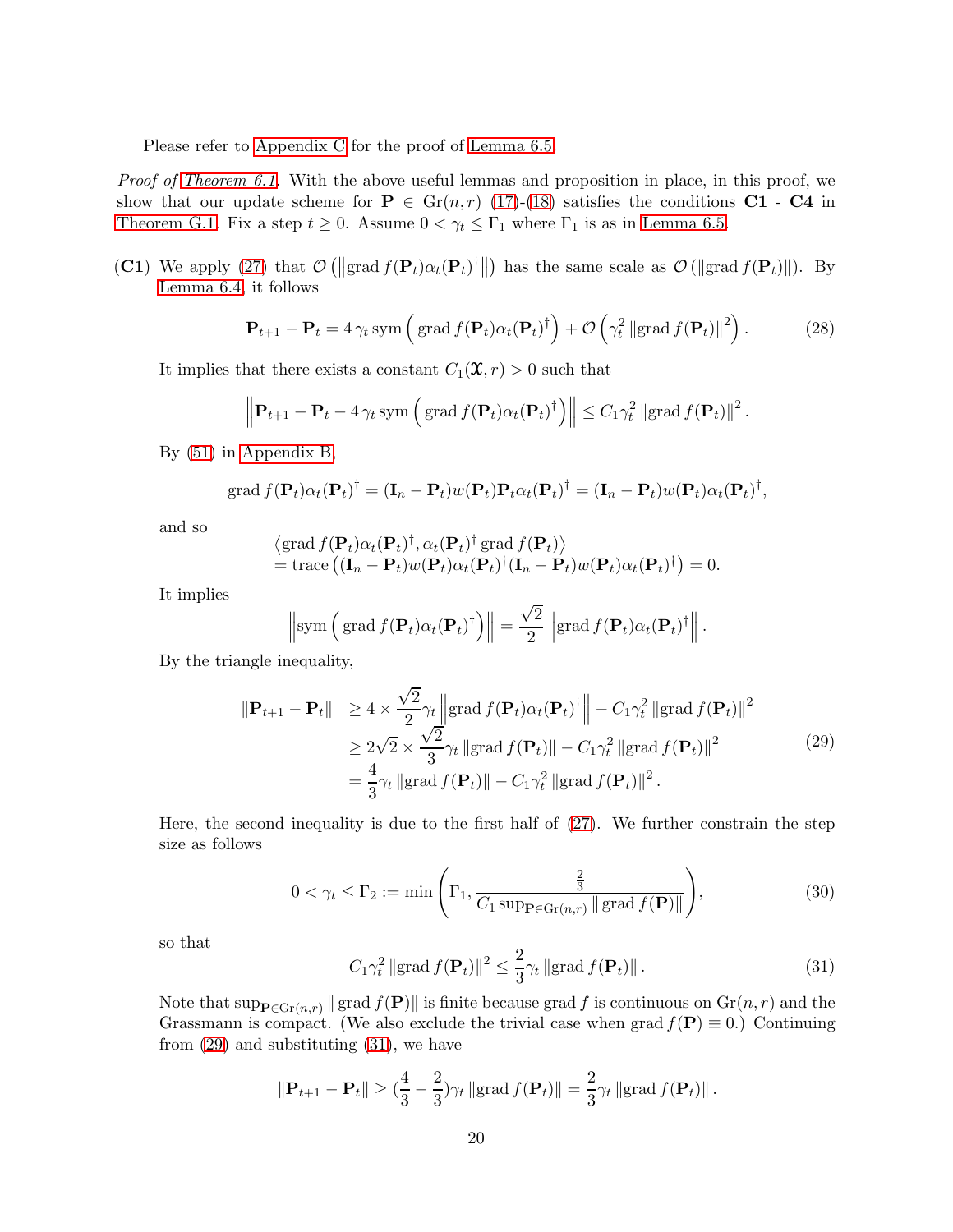Please refer to Appendix C for the proof of Lemma 6.5.

*Proof of Theorem 6.1.* With the above useful lemmas and proposition in place, in this proof, we show that our update scheme for $\mathbf{P} \in \mathrm{Gr}(n, r)$ (17)-(18) satisfies the conditions **C1** - **C4** in Theorem G.1. Fix a step $t \geq 0$. Assume $0 < \gamma_t \leq \Gamma_1$ where $\Gamma_1$ is as in Lemma 6.5.

**(C1)** We apply (27) that $\mathcal{O}\left(\left\|\operatorname{grad} f(\mathbf{P}_t)\alpha_t(\mathbf{P}_t)^\dagger\right\|\right)$ has the same scale as $\mathcal{O}\left(\left\|\operatorname{grad} f(\mathbf{P}_t)\right\|\right)$. By Lemma 6.4, it follows

$$\mathbf{P}_{t+1} - \mathbf{P}_t = 4\,\gamma_t \operatorname{sym}\left(\operatorname{grad} f(\mathbf{P}_t)\alpha_t(\mathbf{P}_t)^\dagger\right) + \mathcal{O}\left(\gamma_t^2 \left\|\operatorname{grad} f(\mathbf{P}_t)\right\|^2\right). \tag{28}$$

It implies that there exists a constant $C_1(\boldsymbol{\mathfrak{X}}, r) > 0$ such that

$$\left\|\mathbf{P}_{t+1} - \mathbf{P}_t - 4\,\gamma_t \operatorname{sym}\left(\operatorname{grad} f(\mathbf{P}_t)\alpha_t(\mathbf{P}_t)^\dagger\right)\right\| \leq C_1 \gamma_t^2 \left\|\operatorname{grad} f(\mathbf{P}_t)\right\|^2.$$

By (51) in Appendix B,

$$\operatorname{grad} f(\mathbf{P}_t)\alpha_t(\mathbf{P}_t)^\dagger = (\mathbf{I}_n - \mathbf{P}_t)w(\mathbf{P}_t)\mathbf{P}_t\alpha_t(\mathbf{P}_t)^\dagger = (\mathbf{I}_n - \mathbf{P}_t)w(\mathbf{P}_t)\alpha_t(\mathbf{P}_t)^\dagger,$$

and so

$$\begin{aligned}&\left\langle \operatorname{grad} f(\mathbf{P}_t)\alpha_t(\mathbf{P}_t)^\dagger, \alpha_t(\mathbf{P}_t)^\dagger \operatorname{grad} f(\mathbf{P}_t)\right\rangle \\ &= \operatorname{trace}\left((\mathbf{I}_n - \mathbf{P}_t)w(\mathbf{P}_t)\alpha_t(\mathbf{P}_t)^\dagger(\mathbf{I}_n - \mathbf{P}_t)w(\mathbf{P}_t)\alpha_t(\mathbf{P}_t)^\dagger\right) = 0.\end{aligned}$$

It implies

$$\left\|\operatorname{sym}\left(\operatorname{grad} f(\mathbf{P}_t)\alpha_t(\mathbf{P}_t)^\dagger\right)\right\| = \frac{\sqrt{2}}{2}\left\|\operatorname{grad} f(\mathbf{P}_t)\alpha_t(\mathbf{P}_t)^\dagger\right\|.$$

By the triangle inequality,

$$\begin{aligned}\left\|\mathbf{P}_{t+1} - \mathbf{P}_t\right\| &\geq 4 \times \frac{\sqrt{2}}{2}\gamma_t \left\|\operatorname{grad} f(\mathbf{P}_t)\alpha_t(\mathbf{P}_t)^\dagger\right\| - C_1\gamma_t^2 \left\|\operatorname{grad} f(\mathbf{P}_t)\right\|^2 \\ &\geq 2\sqrt{2} \times \frac{\sqrt{2}}{3}\gamma_t \left\|\operatorname{grad} f(\mathbf{P}_t)\right\| - C_1\gamma_t^2 \left\|\operatorname{grad} f(\mathbf{P}_t)\right\|^2 \\ &= \frac{4}{3}\gamma_t \left\|\operatorname{grad} f(\mathbf{P}_t)\right\| - C_1\gamma_t^2 \left\|\operatorname{grad} f(\mathbf{P}_t)\right\|^2.\end{aligned} \tag{29}$$

Here, the second inequality is due to the first half of (27). We further constrain the step size as follows

$$0 < \gamma_t \leq \Gamma_2 := \min\left(\Gamma_1, \frac{\frac{2}{3}}{C_1 \sup_{\mathbf{P} \in \mathrm{Gr}(n,r)} \left\|\operatorname{grad} f(\mathbf{P})\right\|}\right), \tag{30}$$

so that

$$C_1\gamma_t^2 \left\|\operatorname{grad} f(\mathbf{P}_t)\right\|^2 \leq \frac{2}{3}\gamma_t \left\|\operatorname{grad} f(\mathbf{P}_t)\right\|. \tag{31}$$

Note that $\sup_{\mathbf{P} \in \mathrm{Gr}(n,r)} \left\|\operatorname{grad} f(\mathbf{P})\right\|$ is finite because $\operatorname{grad} f$ is continuous on $\mathrm{Gr}(n, r)$ and the Grassmann is compact. (We also exclude the trivial case when $\operatorname{grad} f(\mathbf{P}) \equiv 0$.) Continuing from (29) and substituting (31), we have

$$\left\|\mathbf{P}_{t+1} - \mathbf{P}_t\right\| \geq \left(\frac{4}{3} - \frac{2}{3}\right)\gamma_t \left\|\operatorname{grad} f(\mathbf{P}_t)\right\| = \frac{2}{3}\gamma_t \left\|\operatorname{grad} f(\mathbf{P}_t)\right\|.$$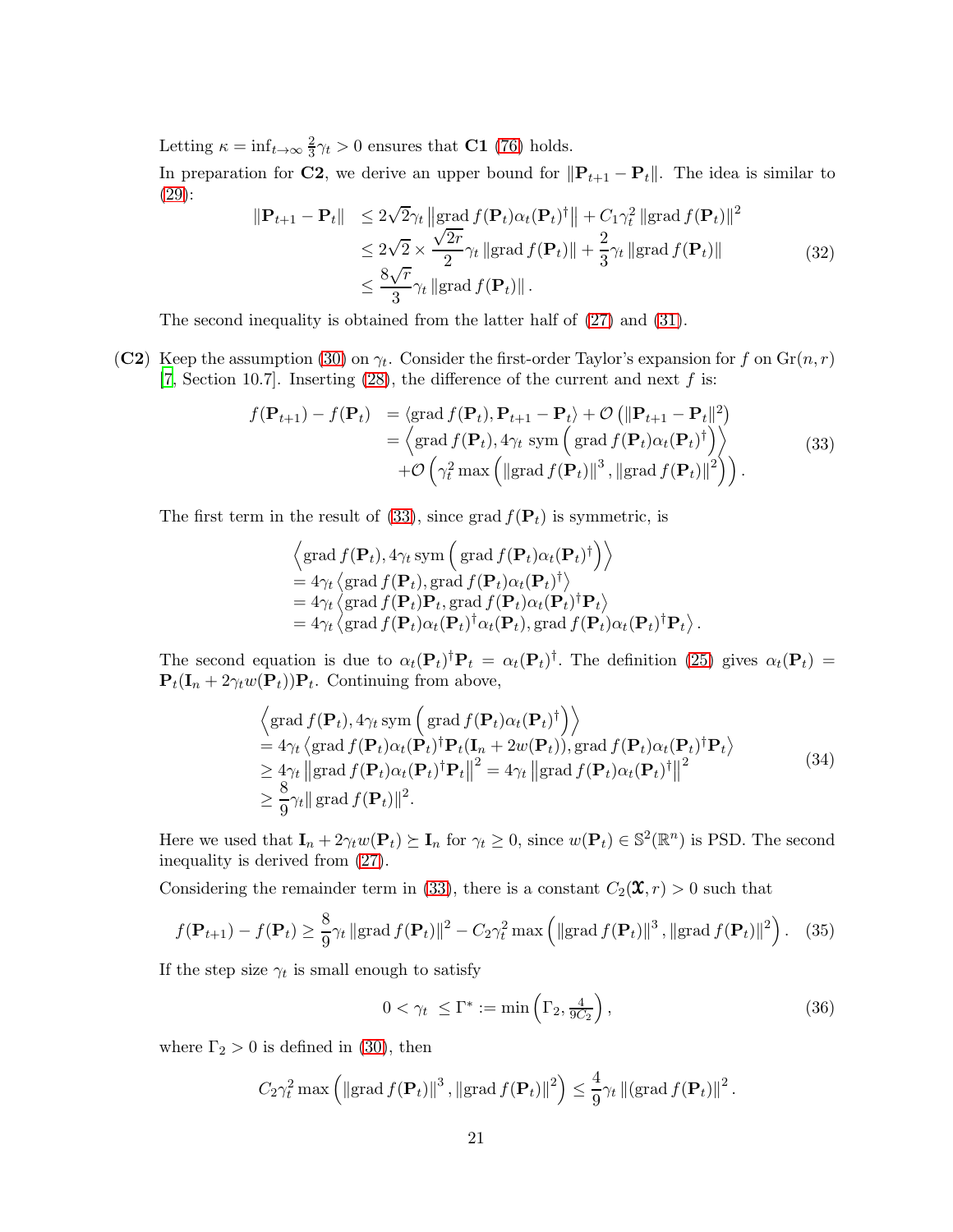Letting $\kappa = \inf_{t\to\infty} \frac{2}{3}\gamma_t > 0$ ensures that **C1** (76) holds.

In preparation for **C2**, we derive an upper bound for $\|\mathbf{P}_{t+1} - \mathbf{P}_t\|$. The idea is similar to (29):

$$
\begin{aligned}
\|\mathbf{P}_{t+1} - \mathbf{P}_t\| &\leq 2\sqrt{2}\gamma_t \left\|\operatorname{grad} f(\mathbf{P}_t)\alpha_t(\mathbf{P}_t)^\dagger\right\| + C_1\gamma_t^2 \left\|\operatorname{grad} f(\mathbf{P}_t)\right\|^2 \\
&\leq 2\sqrt{2} \times \frac{\sqrt{2r}}{2}\gamma_t \left\|\operatorname{grad} f(\mathbf{P}_t)\right\| + \frac{2}{3}\gamma_t \left\|\operatorname{grad} f(\mathbf{P}_t)\right\| \\
&\leq \frac{8\sqrt{r}}{3}\gamma_t \left\|\operatorname{grad} f(\mathbf{P}_t)\right\|.
\end{aligned} \tag{32}
$$

The second inequality is obtained from the latter half of (27) and (31).

**(C2)** Keep the assumption (30) on $\gamma_t$. Consider the first-order Taylor's expansion for $f$ on $\mathrm{Gr}(n,r)$ [7, Section 10.7]. Inserting (28), the difference of the current and next $f$ is:

$$
\begin{aligned}
f(\mathbf{P}_{t+1}) - f(\mathbf{P}_t) &= \langle \operatorname{grad} f(\mathbf{P}_t), \mathbf{P}_{t+1} - \mathbf{P}_t \rangle + \mathcal{O}\left(\|\mathbf{P}_{t+1} - \mathbf{P}_t\|^2\right) \\
&= \left\langle \operatorname{grad} f(\mathbf{P}_t), 4\gamma_t \operatorname{sym}\left(\operatorname{grad} f(\mathbf{P}_t)\alpha_t(\mathbf{P}_t)^\dagger\right)\right\rangle \\
&\quad + \mathcal{O}\left(\gamma_t^2 \max\left(\left\|\operatorname{grad} f(\mathbf{P}_t)\right\|^3, \left\|\operatorname{grad} f(\mathbf{P}_t)\right\|^2\right)\right).
\end{aligned} \tag{33}
$$

The first term in the result of (33), since $\operatorname{grad} f(\mathbf{P}_t)$ is symmetric, is

$$
\begin{aligned}
&\left\langle \operatorname{grad} f(\mathbf{P}_t), 4\gamma_t \operatorname{sym}\left(\operatorname{grad} f(\mathbf{P}_t)\alpha_t(\mathbf{P}_t)^\dagger\right)\right\rangle \\
&= 4\gamma_t \left\langle \operatorname{grad} f(\mathbf{P}_t), \operatorname{grad} f(\mathbf{P}_t)\alpha_t(\mathbf{P}_t)^\dagger\right\rangle \\
&= 4\gamma_t \left\langle \operatorname{grad} f(\mathbf{P}_t)\mathbf{P}_t, \operatorname{grad} f(\mathbf{P}_t)\alpha_t(\mathbf{P}_t)^\dagger\mathbf{P}_t\right\rangle \\
&= 4\gamma_t \left\langle \operatorname{grad} f(\mathbf{P}_t)\alpha_t(\mathbf{P}_t)^\dagger\alpha_t(\mathbf{P}_t), \operatorname{grad} f(\mathbf{P}_t)\alpha_t(\mathbf{P}_t)^\dagger\mathbf{P}_t\right\rangle.
\end{aligned}
$$

The second equation is due to $\alpha_t(\mathbf{P}_t)^\dagger\mathbf{P}_t = \alpha_t(\mathbf{P}_t)^\dagger$. The definition (25) gives $\alpha_t(\mathbf{P}_t) = \mathbf{P}_t(\mathbf{I}_n + 2\gamma_t w(\mathbf{P}_t))\mathbf{P}_t$. Continuing from above,

$$
\begin{aligned}
&\left\langle \operatorname{grad} f(\mathbf{P}_t), 4\gamma_t \operatorname{sym}\left(\operatorname{grad} f(\mathbf{P}_t)\alpha_t(\mathbf{P}_t)^\dagger\right)\right\rangle \\
&= 4\gamma_t \left\langle \operatorname{grad} f(\mathbf{P}_t)\alpha_t(\mathbf{P}_t)^\dagger\mathbf{P}_t(\mathbf{I}_n + 2w(\mathbf{P}_t)), \operatorname{grad} f(\mathbf{P}_t)\alpha_t(\mathbf{P}_t)^\dagger\mathbf{P}_t\right\rangle \\
&\geq 4\gamma_t \left\|\operatorname{grad} f(\mathbf{P}_t)\alpha_t(\mathbf{P}_t)^\dagger\mathbf{P}_t\right\|^2 = 4\gamma_t \left\|\operatorname{grad} f(\mathbf{P}_t)\alpha_t(\mathbf{P}_t)^\dagger\right\|^2 \\
&\geq \frac{8}{9}\gamma_t \|\operatorname{grad} f(\mathbf{P}_t)\|^2.
\end{aligned} \tag{34}
$$

Here we used that $\mathbf{I}_n + 2\gamma_t w(\mathbf{P}_t) \succeq \mathbf{I}_n$ for $\gamma_t \geq 0$, since $w(\mathbf{P}_t) \in \mathbb{S}^2(\mathbb{R}^n)$ is PSD. The second inequality is derived from (27).

Considering the remainder term in (33), there is a constant $C_2(\mathfrak{X}, r) > 0$ such that

$$
f(\mathbf{P}_{t+1}) - f(\mathbf{P}_t) \geq \frac{8}{9}\gamma_t \left\|\operatorname{grad} f(\mathbf{P}_t)\right\|^2 - C_2\gamma_t^2 \max\left(\left\|\operatorname{grad} f(\mathbf{P}_t)\right\|^3, \left\|\operatorname{grad} f(\mathbf{P}_t)\right\|^2\right). \tag{35}
$$

If the step size $\gamma_t$ is small enough to satisfy

$$
0 < \gamma_t \leq \Gamma^* := \min\left(\Gamma_2, \tfrac{4}{9C_2}\right), \tag{36}
$$

where $\Gamma_2 > 0$ is defined in (30), then

$$
C_2\gamma_t^2 \max\left(\left\|\operatorname{grad} f(\mathbf{P}_t)\right\|^3, \left\|\operatorname{grad} f(\mathbf{P}_t)\right\|^2\right) \leq \frac{4}{9}\gamma_t \left\|(\operatorname{grad} f(\mathbf{P}_t)\right\|^2.
$$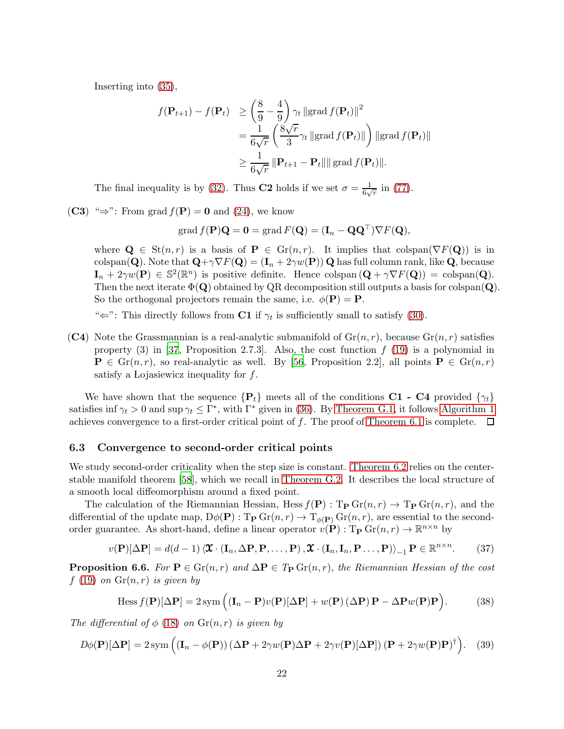Inserting into (35),

$$
\begin{aligned}
f(\mathbf{P}_{t+1}) - f(\mathbf{P}_t) &\geq \left(\frac{8}{9} - \frac{4}{9}\right)\gamma_t \left\|\operatorname{grad} f(\mathbf{P}_t)\right\|^2 \\
&= \frac{1}{6\sqrt{r}}\left(\frac{8\sqrt{r}}{3}\gamma_t \left\|\operatorname{grad} f(\mathbf{P}_t)\right\|\right)\left\|\operatorname{grad} f(\mathbf{P}_t)\right\| \\
&\geq \frac{1}{6\sqrt{r}}\left\|\mathbf{P}_{t+1} - \mathbf{P}_t\right\| \left\|\operatorname{grad} f(\mathbf{P}_t)\right\|.
\end{aligned}
$$

The final inequality is by (32). Thus **C2** holds if we set $\sigma = \frac{1}{6\sqrt{r}}$ in (77).

**(C3)** "$\Rightarrow$": From $\operatorname{grad} f(\mathbf{P}) = \mathbf{0}$ and (24), we know

$$
\operatorname{grad} f(\mathbf{P})\mathbf{Q} = \mathbf{0} = \operatorname{grad} F(\mathbf{Q}) = (\mathbf{I}_n - \mathbf{Q}\mathbf{Q}^\top)\nabla F(\mathbf{Q}),
$$

where $\mathbf{Q} \in \operatorname{St}(n,r)$ is a basis of $\mathbf{P} \in \operatorname{Gr}(n,r)$. It implies that $\operatorname{colspan}(\nabla F(\mathbf{Q}))$ is in $\operatorname{colspan}(\mathbf{Q})$. Note that $\mathbf{Q} + \gamma\nabla F(\mathbf{Q}) = (\mathbf{I}_n + 2\gamma w(\mathbf{P}))\,\mathbf{Q}$ has full column rank, like $\mathbf{Q}$, because $\mathbf{I}_n + 2\gamma w(\mathbf{P}) \in \mathbb{S}^2(\mathbb{R}^n)$ is positive definite. Hence $\operatorname{colspan}(\mathbf{Q} + \gamma\nabla F(\mathbf{Q})) = \operatorname{colspan}(\mathbf{Q})$. Then the next iterate $\Phi(\mathbf{Q})$ obtained by QR decomposition still outputs a basis for $\operatorname{colspan}(\mathbf{Q})$. So the orthogonal projectors remain the same, i.e. $\phi(\mathbf{P}) = \mathbf{P}$.

"$\Leftarrow$": This directly follows from **C1** if $\gamma_t$ is sufficiently small to satisfy (30).

**(C4)** Note the Grassmannian is a real-analytic submanifold of $\operatorname{Gr}(n,r)$, because $\operatorname{Gr}(n,r)$ satisfies property (3) in [37, Proposition 2.7.3]. Also, the cost function $f$ (19) is a polynomial in $\mathbf{P} \in \operatorname{Gr}(n,r)$, so real-analytic as well. By [56, Proposition 2.2], all points $\mathbf{P} \in \operatorname{Gr}(n,r)$ satisfy a Łojasiewicz inequality for $f$.

We have shown that the sequence $\{\mathbf{P}_t\}$ meets all of the conditions **C1 - C4** provided $\{\gamma_t\}$ satisfies $\inf \gamma_t > 0$ and $\sup \gamma_t \leq \Gamma^*$, with $\Gamma^*$ given in (36). By Theorem G.1, it follows Algorithm 1 achieves convergence to a first-order critical point of $f$. The proof of Theorem 6.1 is complete. □

### 6.3 Convergence to second-order critical points

We study second-order criticality when the step size is constant. Theorem 6.2 relies on the center-stable manifold theorem [58], which we recall in Theorem G.2. It describes the local structure of a smooth local diffeomorphism around a fixed point.

The calculation of the Riemannian Hessian, $\operatorname{Hess} f(\mathbf{P}) : \mathrm{T}_{\mathbf{P}}\operatorname{Gr}(n,r) \to \mathrm{T}_{\mathbf{P}}\operatorname{Gr}(n,r)$, and the differential of the update map, $\mathrm{D}\phi(\mathbf{P}) : \mathrm{T}_{\mathbf{P}}\operatorname{Gr}(n,r) \to \mathrm{T}_{\phi(\mathbf{P})}\operatorname{Gr}(n,r)$, are essential to the second-order guarantee. As short-hand, define a linear operator $v(\mathbf{P}) : \mathrm{T}_{\mathbf{P}}\operatorname{Gr}(n,r) \to \mathbb{R}^{n\times n}$ by

$$
v(\mathbf{P})[\Delta\mathbf{P}] = d(d-1)\left\langle \boldsymbol{\mathfrak{X}} \cdot (\mathbf{I}_n, \Delta\mathbf{P}, \mathbf{P}, \ldots, \mathbf{P}), \boldsymbol{\mathfrak{X}} \cdot (\mathbf{I}_n, \mathbf{I}_n, \mathbf{P} \ldots, \mathbf{P})\right\rangle_{-1} \mathbf{P} \in \mathbb{R}^{n\times n}. \tag{37}
$$

**Proposition 6.6.** *For $\mathbf{P} \in \operatorname{Gr}(n,r)$ and $\Delta\mathbf{P} \in T_{\mathbf{P}}\operatorname{Gr}(n,r)$, the Riemannian Hessian of the cost $f$ (19) on $\operatorname{Gr}(n,r)$ is given by*

$$
\operatorname{Hess} f(\mathbf{P})[\Delta\mathbf{P}] = 2\,\mathrm{sym}\Big((\mathbf{I}_n - \mathbf{P})v(\mathbf{P})[\Delta\mathbf{P}] + w(\mathbf{P})\,(\Delta\mathbf{P})\,\mathbf{P} - \Delta\mathbf{P}w(\mathbf{P})\mathbf{P}\Big). \tag{38}
$$

*The differential of $\phi$ (18) on $\operatorname{Gr}(n,r)$ is given by*

$$
D\phi(\mathbf{P})[\Delta\mathbf{P}] = 2\,\mathrm{sym}\Big(\left(\mathbf{I}_n - \phi(\mathbf{P})\right)\left(\Delta\mathbf{P} + 2\gamma w(\mathbf{P})\Delta\mathbf{P} + 2\gamma v(\mathbf{P})[\Delta\mathbf{P}]\right)\left(\mathbf{P} + 2\gamma w(\mathbf{P})\mathbf{P}\right)^\dagger\Big). \tag{39}
$$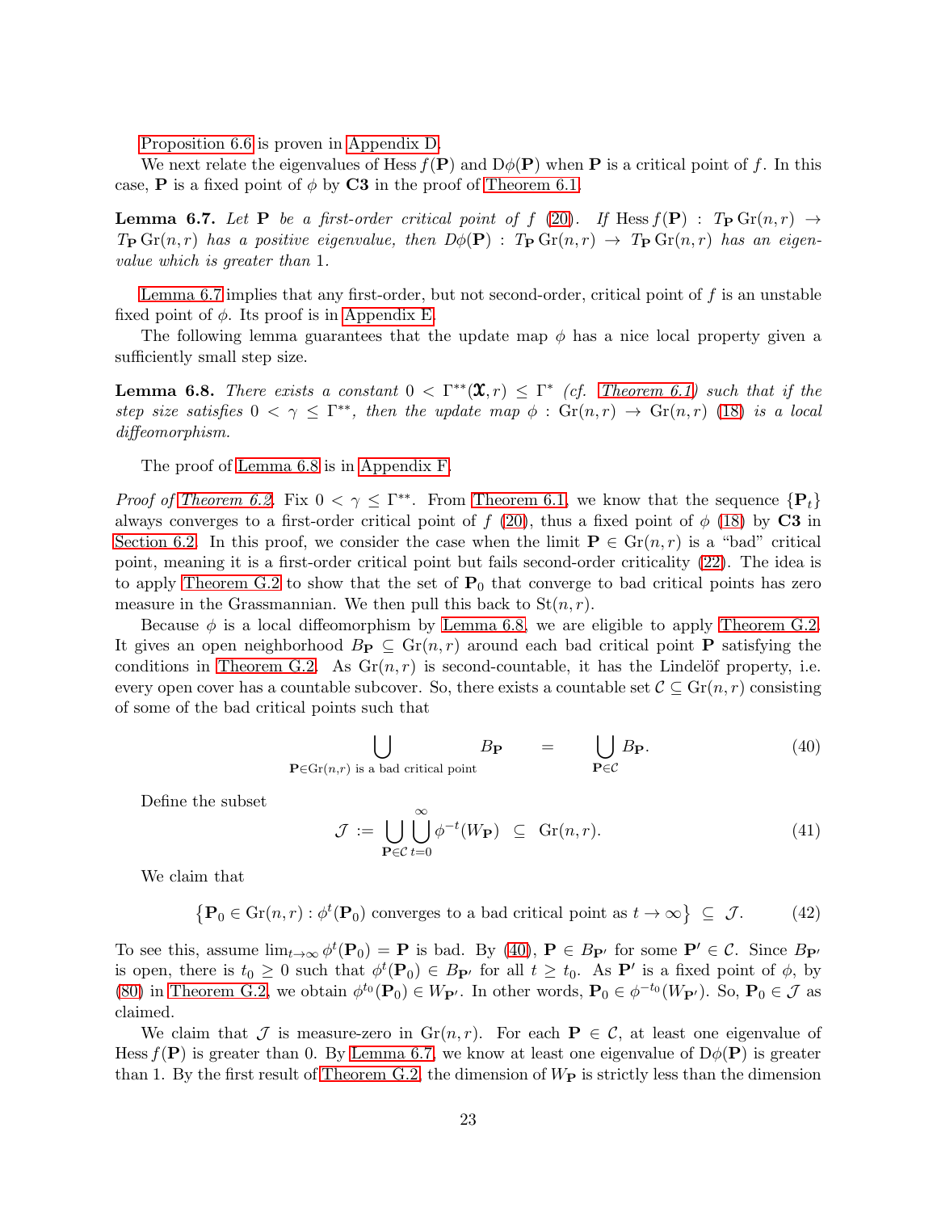Proposition 6.6 is proven in Appendix D.

We next relate the eigenvalues of $\operatorname{Hess} f(\mathbf{P})$ and $\mathrm{D}\phi(\mathbf{P})$ when $\mathbf{P}$ is a critical point of $f$. In this case, $\mathbf{P}$ is a fixed point of $\phi$ by **C3** in the proof of Theorem 6.1.

**Lemma 6.7.** *Let $\mathbf{P}$ be a first-order critical point of $f$ (20). If $\operatorname{Hess} f(\mathbf{P}) : T_{\mathbf{P}} \operatorname{Gr}(n, r) \to T_{\mathbf{P}} \operatorname{Gr}(n, r)$ has a positive eigenvalue, then $D\phi(\mathbf{P}) : T_{\mathbf{P}} \operatorname{Gr}(n, r) \to T_{\mathbf{P}} \operatorname{Gr}(n, r)$ has an eigenvalue which is greater than 1.*

Lemma 6.7 implies that any first-order, but not second-order, critical point of $f$ is an unstable fixed point of $\phi$. Its proof is in Appendix E.

The following lemma guarantees that the update map $\phi$ has a nice local property given a sufficiently small step size.

**Lemma 6.8.** *There exists a constant $0 < \Gamma^{**}(\boldsymbol{\mathfrak{X}}, r) \leq \Gamma^{*}$ (cf. Theorem 6.1) such that if the step size satisfies $0 < \gamma \leq \Gamma^{**}$, then the update map $\phi : \operatorname{Gr}(n, r) \to \operatorname{Gr}(n, r)$ (18) is a local diffeomorphism.*

The proof of Lemma 6.8 is in Appendix F.

*Proof of Theorem 6.2.* Fix $0 < \gamma \leq \Gamma^{**}$. From Theorem 6.1, we know that the sequence $\{\mathbf{P}_t\}$ always converges to a first-order critical point of $f$ (20), thus a fixed point of $\phi$ (18) by **C3** in Section 6.2. In this proof, we consider the case when the limit $\mathbf{P} \in \operatorname{Gr}(n, r)$ is a "bad" critical point, meaning it is a first-order critical point but fails second-order criticality (22). The idea is to apply Theorem G.2 to show that the set of $\mathbf{P}_0$ that converge to bad critical points has zero measure in the Grassmannian. We then pull this back to $\operatorname{St}(n, r)$.

Because $\phi$ is a local diffeomorphism by Lemma 6.8, we are eligible to apply Theorem G.2. It gives an open neighborhood $B_{\mathbf{P}} \subseteq \operatorname{Gr}(n, r)$ around each bad critical point $\mathbf{P}$ satisfying the conditions in Theorem G.2. As $\operatorname{Gr}(n, r)$ is second-countable, it has the Lindelöf property, i.e. every open cover has a countable subcover. So, there exists a countable set $\mathcal{C} \subseteq \operatorname{Gr}(n, r)$ consisting of some of the bad critical points such that

$$\bigcup_{\mathbf{P} \in \operatorname{Gr}(n,r) \text{ is a bad critical point}} B_{\mathbf{P}} \quad = \quad \bigcup_{\mathbf{P} \in \mathcal{C}} B_{\mathbf{P}}. \tag{40}$$

Define the subset

$$\mathcal{J} := \bigcup_{\mathbf{P} \in \mathcal{C}} \bigcup_{t=0}^{\infty} \phi^{-t}(W_{\mathbf{P}}) \ \subseteq \ \operatorname{Gr}(n, r). \tag{41}$$

We claim that

$$\left\{\mathbf{P}_0 \in \operatorname{Gr}(n, r) : \phi^t(\mathbf{P}_0) \text{ converges to a bad critical point as } t \to \infty\right\} \ \subseteq \ \mathcal{J}. \tag{42}$$

To see this, assume $\lim_{t \to \infty} \phi^t(\mathbf{P}_0) = \mathbf{P}$ is bad. By (40), $\mathbf{P} \in B_{\mathbf{P}'}$ for some $\mathbf{P}' \in \mathcal{C}$. Since $B_{\mathbf{P}'}$ is open, there is $t_0 \geq 0$ such that $\phi^t(\mathbf{P}_0) \in B_{\mathbf{P}'}$ for all $t \geq t_0$. As $\mathbf{P}'$ is a fixed point of $\phi$, by (80) in Theorem G.2, we obtain $\phi^{t_0}(\mathbf{P}_0) \in W_{\mathbf{P}'}$. In other words, $\mathbf{P}_0 \in \phi^{-t_0}(W_{\mathbf{P}'})$. So, $\mathbf{P}_0 \in \mathcal{J}$ as claimed.

We claim that $\mathcal{J}$ is measure-zero in $\operatorname{Gr}(n, r)$. For each $\mathbf{P} \in \mathcal{C}$, at least one eigenvalue of $\operatorname{Hess} f(\mathbf{P})$ is greater than 0. By Lemma 6.7, we know at least one eigenvalue of $\mathrm{D}\phi(\mathbf{P})$ is greater than 1. By the first result of Theorem G.2, the dimension of $W_{\mathbf{P}}$ is strictly less than the dimension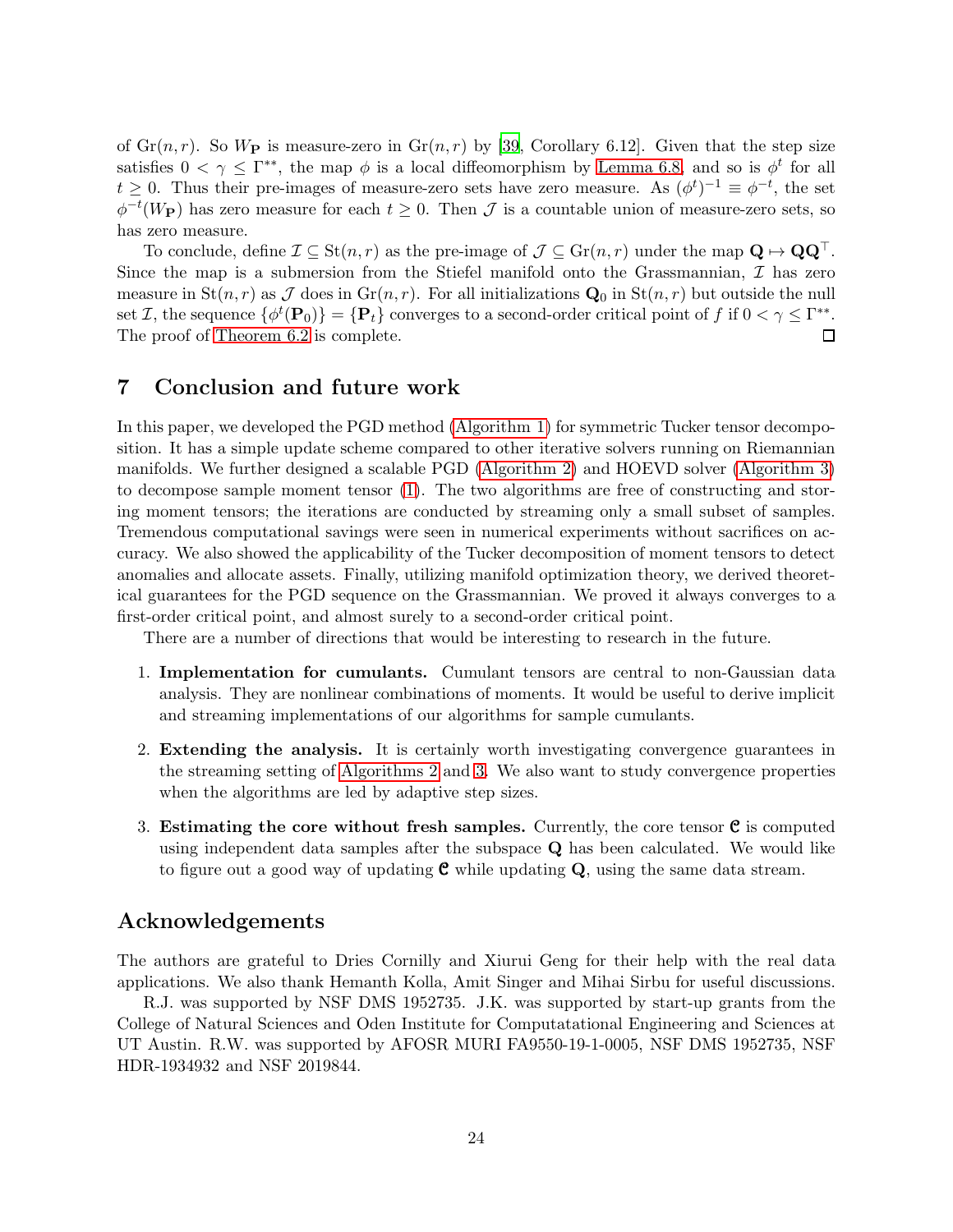of $\text{Gr}(n,r)$. So $W_{\mathbf{P}}$ is measure-zero in $\text{Gr}(n,r)$ by [39, Corollary 6.12]. Given that the step size satisfies $0 < \gamma \leq \Gamma^{**}$, the map $\phi$ is a local diffeomorphism by Lemma 6.8, and so is $\phi^t$ for all $t \geq 0$. Thus their pre-images of measure-zero sets have zero measure. As $(\phi^t)^{-1} \equiv \phi^{-t}$, the set $\phi^{-t}(W_{\mathbf{P}})$ has zero measure for each $t \geq 0$. Then $\mathcal{J}$ is a countable union of measure-zero sets, so has zero measure.

To conclude, define $\mathcal{I} \subseteq \text{St}(n,r)$ as the pre-image of $\mathcal{J} \subseteq \text{Gr}(n,r)$ under the map $\mathbf{Q} \mapsto \mathbf{Q}\mathbf{Q}^\top$. Since the map is a submersion from the Stiefel manifold onto the Grassmannian, $\mathcal{I}$ has zero measure in $\text{St}(n,r)$ as $\mathcal{J}$ does in $\text{Gr}(n,r)$. For all initializations $\mathbf{Q}_0$ in $\text{St}(n,r)$ but outside the null set $\mathcal{I}$, the sequence $\{\phi^t(\mathbf{P}_0)\} = \{\mathbf{P}_t\}$ converges to a second-order critical point of $f$ if $0 < \gamma \leq \Gamma^{**}$. The proof of Theorem 6.2 is complete. ∎

# 7 Conclusion and future work

In this paper, we developed the PGD method (Algorithm 1) for symmetric Tucker tensor decomposition. It has a simple update scheme compared to other iterative solvers running on Riemannian manifolds. We further designed a scalable PGD (Algorithm 2) and HOEVD solver (Algorithm 3) to decompose sample moment tensor (1). The two algorithms are free of constructing and storing moment tensors; the iterations are conducted by streaming only a small subset of samples. Tremendous computational savings were seen in numerical experiments without sacrifices on accuracy. We also showed the applicability of the Tucker decomposition of moment tensors to detect anomalies and allocate assets. Finally, utilizing manifold optimization theory, we derived theoretical guarantees for the PGD sequence on the Grassmannian. We proved it always converges to a first-order critical point, and almost surely to a second-order critical point.

There are a number of directions that would be interesting to research in the future.

1. **Implementation for cumulants.** Cumulant tensors are central to non-Gaussian data analysis. They are nonlinear combinations of moments. It would be useful to derive implicit and streaming implementations of our algorithms for sample cumulants.

2. **Extending the analysis.** It is certainly worth investigating convergence guarantees in the streaming setting of Algorithms 2 and 3. We also want to study convergence properties when the algorithms are led by adaptive step sizes.

3. **Estimating the core without fresh samples.** Currently, the core tensor $\mathfrak{C}$ is computed using independent data samples after the subspace $\mathbf{Q}$ has been calculated. We would like to figure out a good way of updating $\mathfrak{C}$ while updating $\mathbf{Q}$, using the same data stream.

# Acknowledgements

The authors are grateful to Dries Cornilly and Xiurui Geng for their help with the real data applications. We also thank Hemanth Kolla, Amit Singer and Mihai Sirbu for useful discussions.

R.J. was supported by NSF DMS 1952735. J.K. was supported by start-up grants from the College of Natural Sciences and Oden Institute for Computatational Engineering and Sciences at UT Austin. R.W. was supported by AFOSR MURI FA9550-19-1-0005, NSF DMS 1952735, NSF HDR-1934932 and NSF 2019844.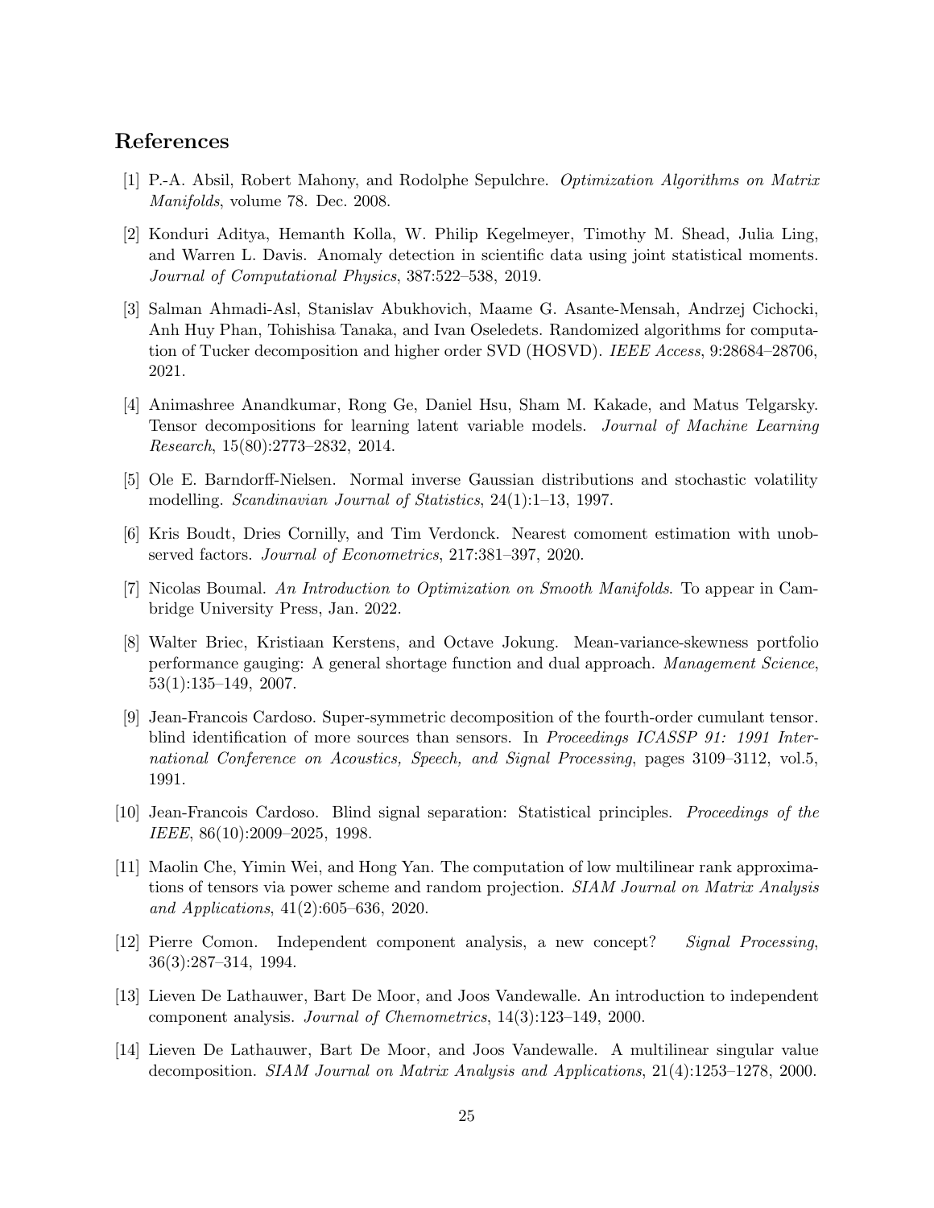## References

[1] P.-A. Absil, Robert Mahony, and Rodolphe Sepulchre. *Optimization Algorithms on Matrix Manifolds*, volume 78. Dec. 2008.

[2] Konduri Aditya, Hemanth Kolla, W. Philip Kegelmeyer, Timothy M. Shead, Julia Ling, and Warren L. Davis. Anomaly detection in scientific data using joint statistical moments. *Journal of Computational Physics*, 387:522–538, 2019.

[3] Salman Ahmadi-Asl, Stanislav Abukhovich, Maame G. Asante-Mensah, Andrzej Cichocki, Anh Huy Phan, Tohishisa Tanaka, and Ivan Oseledets. Randomized algorithms for computation of Tucker decomposition and higher order SVD (HOSVD). *IEEE Access*, 9:28684–28706, 2021.

[4] Animashree Anandkumar, Rong Ge, Daniel Hsu, Sham M. Kakade, and Matus Telgarsky. Tensor decompositions for learning latent variable models. *Journal of Machine Learning Research*, 15(80):2773–2832, 2014.

[5] Ole E. Barndorff-Nielsen. Normal inverse Gaussian distributions and stochastic volatility modelling. *Scandinavian Journal of Statistics*, 24(1):1–13, 1997.

[6] Kris Boudt, Dries Cornilly, and Tim Verdonck. Nearest comoment estimation with unobserved factors. *Journal of Econometrics*, 217:381–397, 2020.

[7] Nicolas Boumal. *An Introduction to Optimization on Smooth Manifolds*. To appear in Cambridge University Press, Jan. 2022.

[8] Walter Briec, Kristiaan Kerstens, and Octave Jokung. Mean-variance-skewness portfolio performance gauging: A general shortage function and dual approach. *Management Science*, 53(1):135–149, 2007.

[9] Jean-Francois Cardoso. Super-symmetric decomposition of the fourth-order cumulant tensor. blind identification of more sources than sensors. In *Proceedings ICASSP 91: 1991 International Conference on Acoustics, Speech, and Signal Processing*, pages 3109–3112, vol.5, 1991.

[10] Jean-Francois Cardoso. Blind signal separation: Statistical principles. *Proceedings of the IEEE*, 86(10):2009–2025, 1998.

[11] Maolin Che, Yimin Wei, and Hong Yan. The computation of low multilinear rank approximations of tensors via power scheme and random projection. *SIAM Journal on Matrix Analysis and Applications*, 41(2):605–636, 2020.

[12] Pierre Comon. Independent component analysis, a new concept? *Signal Processing*, 36(3):287–314, 1994.

[13] Lieven De Lathauwer, Bart De Moor, and Joos Vandewalle. An introduction to independent component analysis. *Journal of Chemometrics*, 14(3):123–149, 2000.

[14] Lieven De Lathauwer, Bart De Moor, and Joos Vandewalle. A multilinear singular value decomposition. *SIAM Journal on Matrix Analysis and Applications*, 21(4):1253–1278, 2000.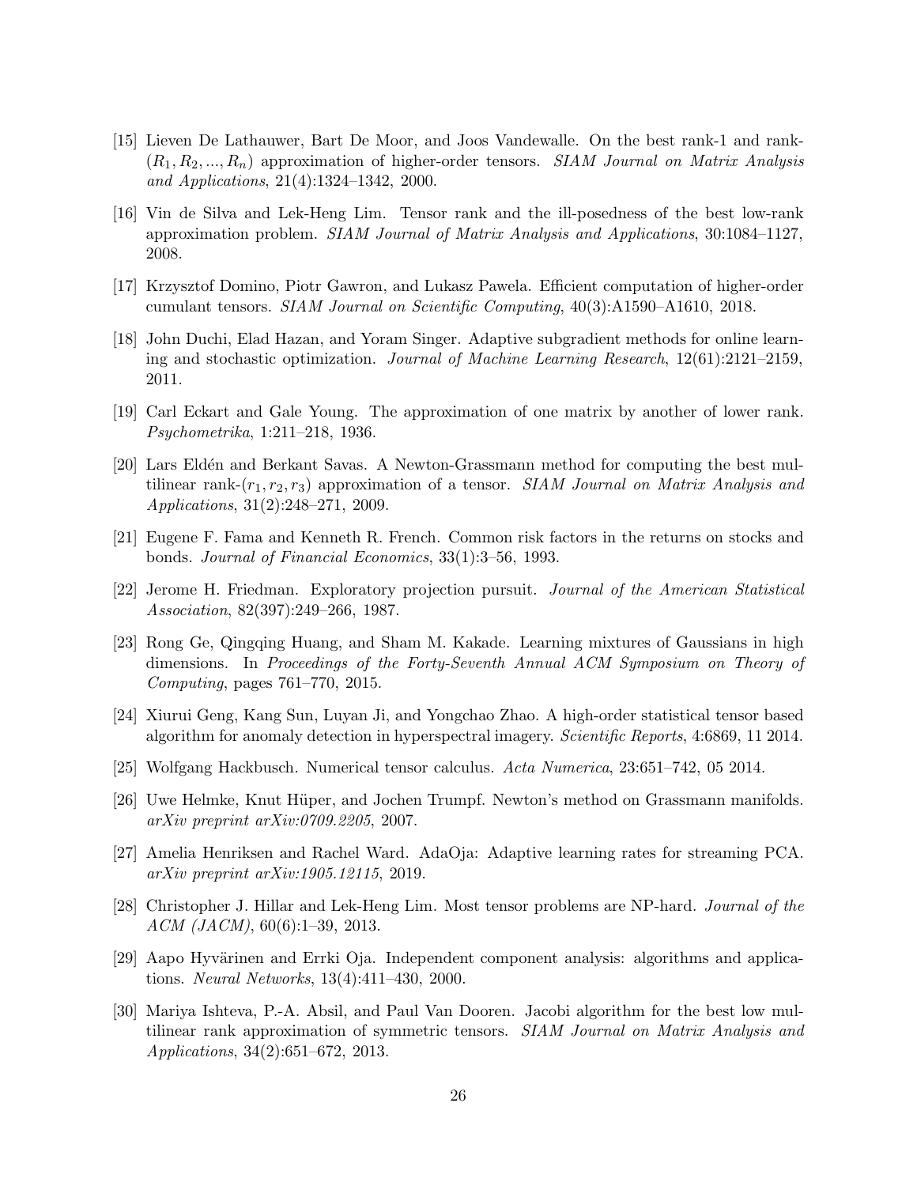[15] Lieven De Lathauwer, Bart De Moor, and Joos Vandewalle. On the best rank-1 and rank-$(R_1, R_2, ..., R_n)$ approximation of higher-order tensors. *SIAM Journal on Matrix Analysis and Applications*, 21(4):1324–1342, 2000.

[16] Vin de Silva and Lek-Heng Lim. Tensor rank and the ill-posedness of the best low-rank approximation problem. *SIAM Journal of Matrix Analysis and Applications*, 30:1084–1127, 2008.

[17] Krzysztof Domino, Piotr Gawron, and Lukasz Pawela. Efficient computation of higher-order cumulant tensors. *SIAM Journal on Scientific Computing*, 40(3):A1590–A1610, 2018.

[18] John Duchi, Elad Hazan, and Yoram Singer. Adaptive subgradient methods for online learning and stochastic optimization. *Journal of Machine Learning Research*, 12(61):2121–2159, 2011.

[19] Carl Eckart and Gale Young. The approximation of one matrix by another of lower rank. *Psychometrika*, 1:211–218, 1936.

[20] Lars Eldén and Berkant Savas. A Newton-Grassmann method for computing the best multilinear rank-$(r_1, r_2, r_3)$ approximation of a tensor. *SIAM Journal on Matrix Analysis and Applications*, 31(2):248–271, 2009.

[21] Eugene F. Fama and Kenneth R. French. Common risk factors in the returns on stocks and bonds. *Journal of Financial Economics*, 33(1):3–56, 1993.

[22] Jerome H. Friedman. Exploratory projection pursuit. *Journal of the American Statistical Association*, 82(397):249–266, 1987.

[23] Rong Ge, Qingqing Huang, and Sham M. Kakade. Learning mixtures of Gaussians in high dimensions. In *Proceedings of the Forty-Seventh Annual ACM Symposium on Theory of Computing*, pages 761–770, 2015.

[24] Xiurui Geng, Kang Sun, Luyan Ji, and Yongchao Zhao. A high-order statistical tensor based algorithm for anomaly detection in hyperspectral imagery. *Scientific Reports*, 4:6869, 11 2014.

[25] Wolfgang Hackbusch. Numerical tensor calculus. *Acta Numerica*, 23:651–742, 05 2014.

[26] Uwe Helmke, Knut Hüper, and Jochen Trumpf. Newton's method on Grassmann manifolds. *arXiv preprint arXiv:0709.2205*, 2007.

[27] Amelia Henriksen and Rachel Ward. AdaOja: Adaptive learning rates for streaming PCA. *arXiv preprint arXiv:1905.12115*, 2019.

[28] Christopher J. Hillar and Lek-Heng Lim. Most tensor problems are NP-hard. *Journal of the ACM (JACM)*, 60(6):1–39, 2013.

[29] Aapo Hyvärinen and Errki Oja. Independent component analysis: algorithms and applications. *Neural Networks*, 13(4):411–430, 2000.

[30] Mariya Ishteva, P.-A. Absil, and Paul Van Dooren. Jacobi algorithm for the best low multilinear rank approximation of symmetric tensors. *SIAM Journal on Matrix Analysis and Applications*, 34(2):651–672, 2013.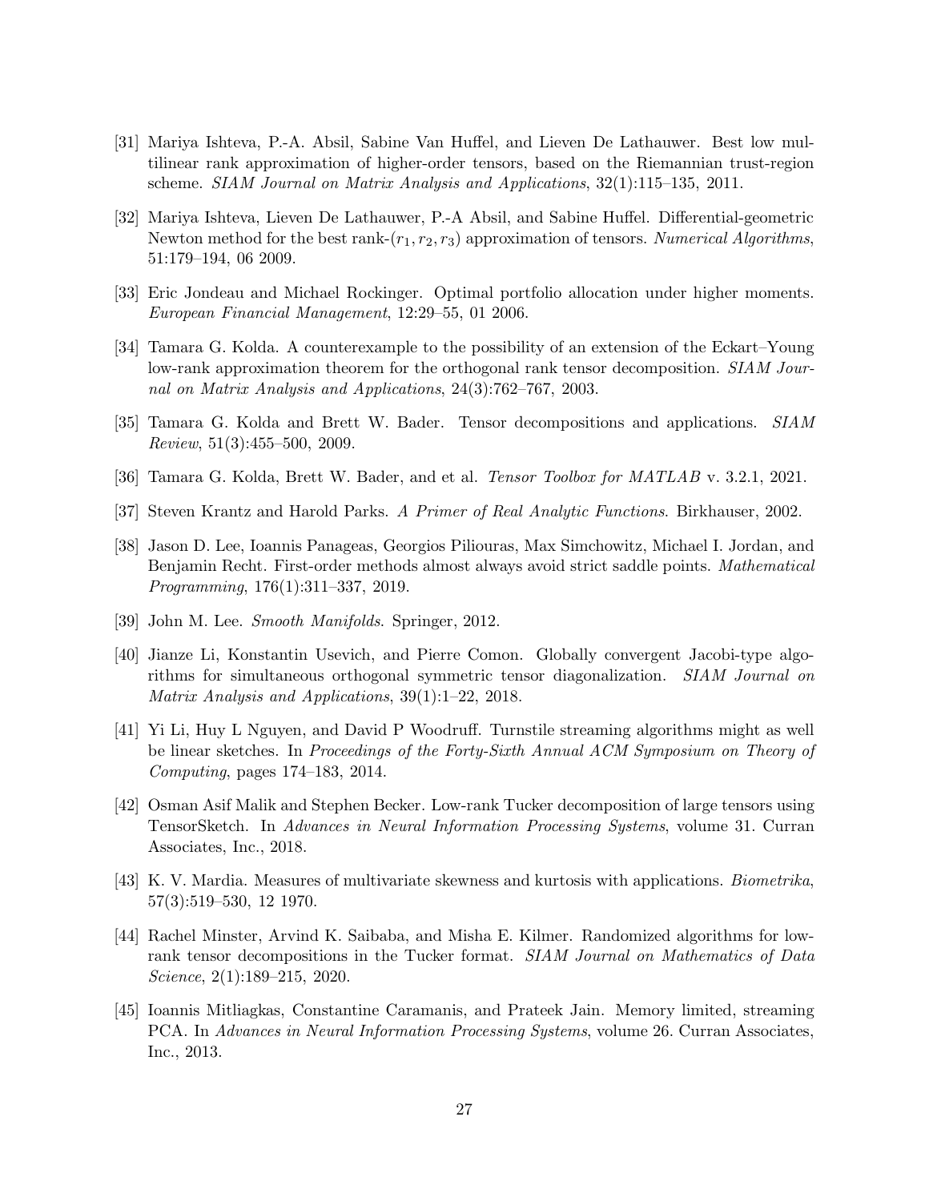[31] Mariya Ishteva, P.-A. Absil, Sabine Van Huffel, and Lieven De Lathauwer. Best low multilinear rank approximation of higher-order tensors, based on the Riemannian trust-region scheme. *SIAM Journal on Matrix Analysis and Applications*, 32(1):115–135, 2011.

[32] Mariya Ishteva, Lieven De Lathauwer, P.-A Absil, and Sabine Huffel. Differential-geometric Newton method for the best rank-$(r_1, r_2, r_3)$ approximation of tensors. *Numerical Algorithms*, 51:179–194, 06 2009.

[33] Eric Jondeau and Michael Rockinger. Optimal portfolio allocation under higher moments. *European Financial Management*, 12:29–55, 01 2006.

[34] Tamara G. Kolda. A counterexample to the possibility of an extension of the Eckart–Young low-rank approximation theorem for the orthogonal rank tensor decomposition. *SIAM Journal on Matrix Analysis and Applications*, 24(3):762–767, 2003.

[35] Tamara G. Kolda and Brett W. Bader. Tensor decompositions and applications. *SIAM Review*, 51(3):455–500, 2009.

[36] Tamara G. Kolda, Brett W. Bader, and et al. *Tensor Toolbox for MATLAB* v. 3.2.1, 2021.

[37] Steven Krantz and Harold Parks. *A Primer of Real Analytic Functions*. Birkhauser, 2002.

[38] Jason D. Lee, Ioannis Panageas, Georgios Piliouras, Max Simchowitz, Michael I. Jordan, and Benjamin Recht. First-order methods almost always avoid strict saddle points. *Mathematical Programming*, 176(1):311–337, 2019.

[39] John M. Lee. *Smooth Manifolds*. Springer, 2012.

[40] Jianze Li, Konstantin Usevich, and Pierre Comon. Globally convergent Jacobi-type algorithms for simultaneous orthogonal symmetric tensor diagonalization. *SIAM Journal on Matrix Analysis and Applications*, 39(1):1–22, 2018.

[41] Yi Li, Huy L Nguyen, and David P Woodruff. Turnstile streaming algorithms might as well be linear sketches. In *Proceedings of the Forty-Sixth Annual ACM Symposium on Theory of Computing*, pages 174–183, 2014.

[42] Osman Asif Malik and Stephen Becker. Low-rank Tucker decomposition of large tensors using TensorSketch. In *Advances in Neural Information Processing Systems*, volume 31. Curran Associates, Inc., 2018.

[43] K. V. Mardia. Measures of multivariate skewness and kurtosis with applications. *Biometrika*, 57(3):519–530, 12 1970.

[44] Rachel Minster, Arvind K. Saibaba, and Misha E. Kilmer. Randomized algorithms for low-rank tensor decompositions in the Tucker format. *SIAM Journal on Mathematics of Data Science*, 2(1):189–215, 2020.

[45] Ioannis Mitliagkas, Constantine Caramanis, and Prateek Jain. Memory limited, streaming PCA. In *Advances in Neural Information Processing Systems*, volume 26. Curran Associates, Inc., 2013.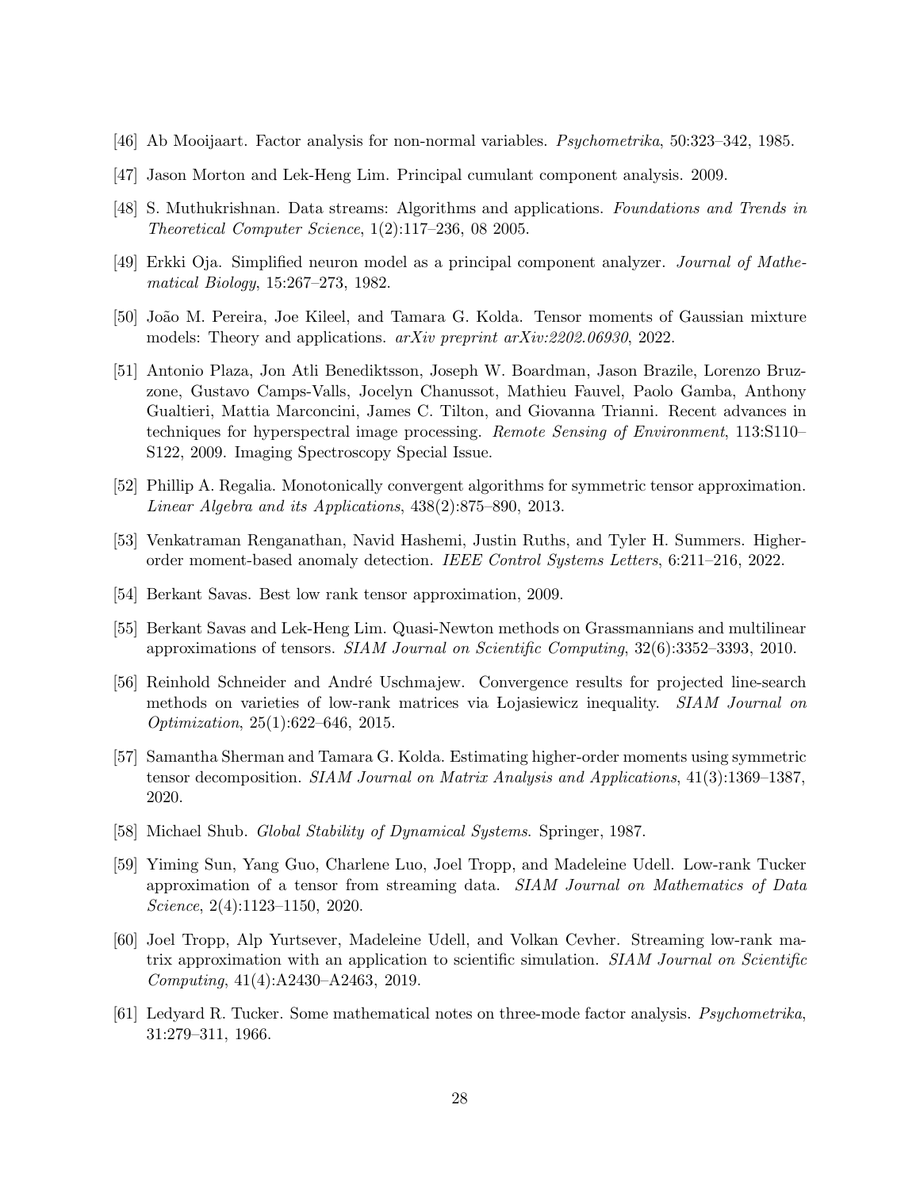[46] Ab Mooijaart. Factor analysis for non-normal variables. *Psychometrika*, 50:323–342, 1985.

[47] Jason Morton and Lek-Heng Lim. Principal cumulant component analysis. 2009.

[48] S. Muthukrishnan. Data streams: Algorithms and applications. *Foundations and Trends in Theoretical Computer Science*, 1(2):117–236, 08 2005.

[49] Erkki Oja. Simplified neuron model as a principal component analyzer. *Journal of Mathematical Biology*, 15:267–273, 1982.

[50] João M. Pereira, Joe Kileel, and Tamara G. Kolda. Tensor moments of Gaussian mixture models: Theory and applications. *arXiv preprint arXiv:2202.06930*, 2022.

[51] Antonio Plaza, Jon Atli Benediktsson, Joseph W. Boardman, Jason Brazile, Lorenzo Bruzzone, Gustavo Camps-Valls, Jocelyn Chanussot, Mathieu Fauvel, Paolo Gamba, Anthony Gualtieri, Mattia Marconcini, James C. Tilton, and Giovanna Trianni. Recent advances in techniques for hyperspectral image processing. *Remote Sensing of Environment*, 113:S110–S122, 2009. Imaging Spectroscopy Special Issue.

[52] Phillip A. Regalia. Monotonically convergent algorithms for symmetric tensor approximation. *Linear Algebra and its Applications*, 438(2):875–890, 2013.

[53] Venkatraman Renganathan, Navid Hashemi, Justin Ruths, and Tyler H. Summers. Higher-order moment-based anomaly detection. *IEEE Control Systems Letters*, 6:211–216, 2022.

[54] Berkant Savas. Best low rank tensor approximation, 2009.

[55] Berkant Savas and Lek-Heng Lim. Quasi-Newton methods on Grassmannians and multilinear approximations of tensors. *SIAM Journal on Scientific Computing*, 32(6):3352–3393, 2010.

[56] Reinhold Schneider and André Uschmajew. Convergence results for projected line-search methods on varieties of low-rank matrices via Łojasiewicz inequality. *SIAM Journal on Optimization*, 25(1):622–646, 2015.

[57] Samantha Sherman and Tamara G. Kolda. Estimating higher-order moments using symmetric tensor decomposition. *SIAM Journal on Matrix Analysis and Applications*, 41(3):1369–1387, 2020.

[58] Michael Shub. *Global Stability of Dynamical Systems*. Springer, 1987.

[59] Yiming Sun, Yang Guo, Charlene Luo, Joel Tropp, and Madeleine Udell. Low-rank Tucker approximation of a tensor from streaming data. *SIAM Journal on Mathematics of Data Science*, 2(4):1123–1150, 2020.

[60] Joel Tropp, Alp Yurtsever, Madeleine Udell, and Volkan Cevher. Streaming low-rank matrix approximation with an application to scientific simulation. *SIAM Journal on Scientific Computing*, 41(4):A2430–A2463, 2019.

[61] Ledyard R. Tucker. Some mathematical notes on three-mode factor analysis. *Psychometrika*, 31:279–311, 1966.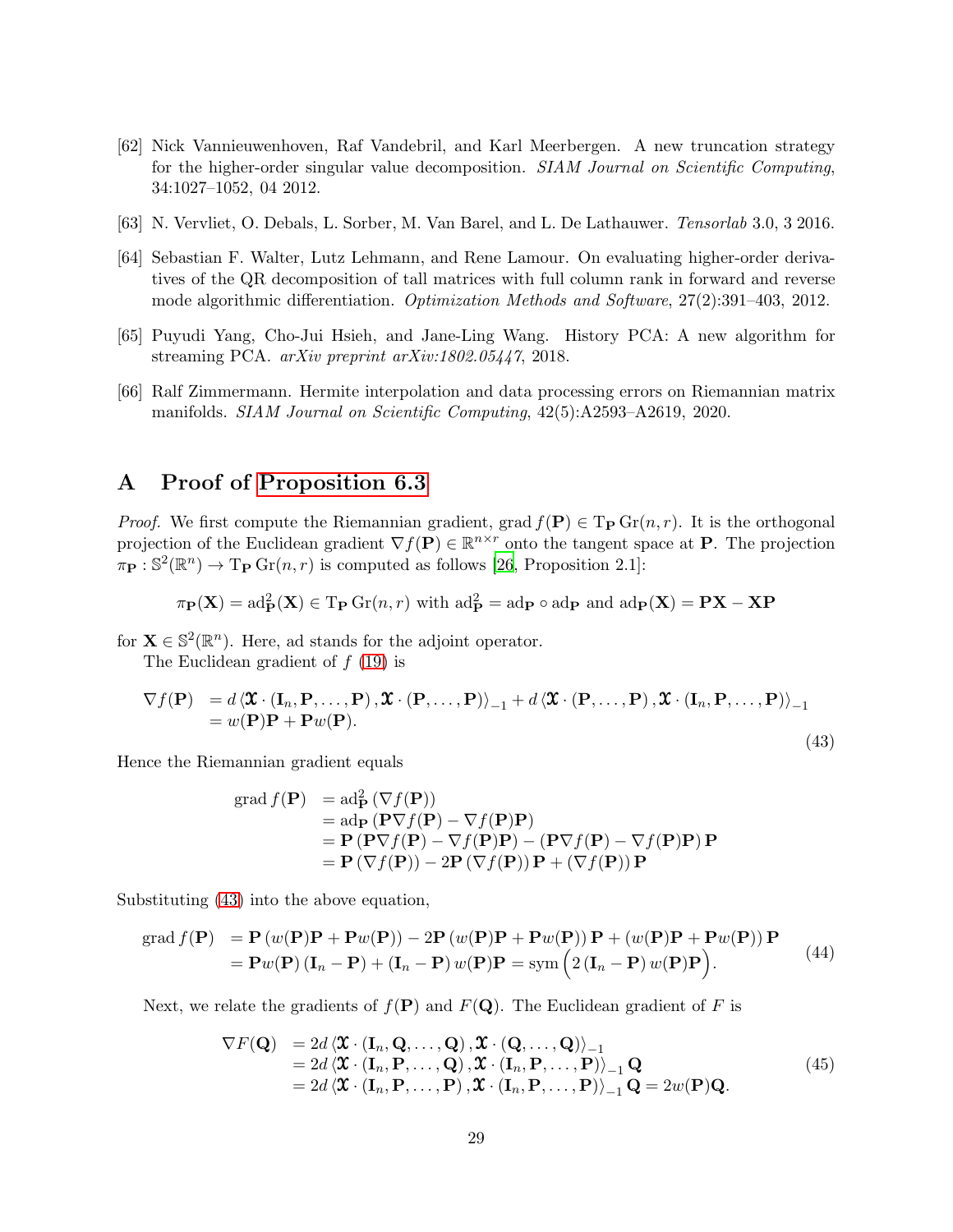[62] Nick Vannieuwenhoven, Raf Vandebril, and Karl Meerbergen. A new truncation strategy for the higher-order singular value decomposition. *SIAM Journal on Scientific Computing*, 34:1027–1052, 04 2012.

[63] N. Vervliet, O. Debals, L. Sorber, M. Van Barel, and L. De Lathauwer. *Tensorlab* 3.0, 3 2016.

[64] Sebastian F. Walter, Lutz Lehmann, and Rene Lamour. On evaluating higher-order derivatives of the QR decomposition of tall matrices with full column rank in forward and reverse mode algorithmic differentiation. *Optimization Methods and Software*, 27(2):391–403, 2012.

[65] Puyudi Yang, Cho-Jui Hsieh, and Jane-Ling Wang. History PCA: A new algorithm for streaming PCA. *arXiv preprint arXiv:1802.05447*, 2018.

[66] Ralf Zimmermann. Hermite interpolation and data processing errors on Riemannian matrix manifolds. *SIAM Journal on Scientific Computing*, 42(5):A2593–A2619, 2020.

# A Proof of Proposition 6.3

*Proof.* We first compute the Riemannian gradient, $\operatorname{grad} f(\mathbf{P}) \in \mathrm{T}_{\mathbf{P}} \operatorname{Gr}(n,r)$. It is the orthogonal projection of the Euclidean gradient $\nabla f(\mathbf{P}) \in \mathbb{R}^{n\times r}$ onto the tangent space at $\mathbf{P}$. The projection $\pi_{\mathbf{P}} : \mathbb{S}^2(\mathbb{R}^n) \to \mathrm{T}_{\mathbf{P}} \operatorname{Gr}(n,r)$ is computed as follows [26, Proposition 2.1]:

$$\pi_{\mathbf{P}}(\mathbf{X}) = \mathrm{ad}^2_{\mathbf{P}}(\mathbf{X}) \in \mathrm{T}_{\mathbf{P}} \operatorname{Gr}(n,r) \text{ with } \mathrm{ad}^2_{\mathbf{P}} = \mathrm{ad}_{\mathbf{P}} \circ \mathrm{ad}_{\mathbf{P}} \text{ and } \mathrm{ad}_{\mathbf{P}}(\mathbf{X}) = \mathbf{P}\mathbf{X} - \mathbf{X}\mathbf{P}$$

for $\mathbf{X} \in \mathbb{S}^2(\mathbb{R}^n)$. Here, ad stands for the adjoint operator.

The Euclidean gradient of $f$ (19) is

$$\begin{aligned}
\nabla f(\mathbf{P}) &= d\left\langle \boldsymbol{\mathfrak{X}} \cdot (\mathbf{I}_n, \mathbf{P}, \ldots, \mathbf{P}), \boldsymbol{\mathfrak{X}} \cdot (\mathbf{P}, \ldots, \mathbf{P})\right\rangle_{-1} + d\left\langle \boldsymbol{\mathfrak{X}} \cdot (\mathbf{P}, \ldots, \mathbf{P}), \boldsymbol{\mathfrak{X}} \cdot (\mathbf{I}_n, \mathbf{P}, \ldots, \mathbf{P})\right\rangle_{-1} \\
&= w(\mathbf{P})\mathbf{P} + \mathbf{P}w(\mathbf{P}).
\end{aligned} \tag{43}$$

Hence the Riemannian gradient equals

$$\begin{aligned}
\operatorname{grad} f(\mathbf{P}) &= \mathrm{ad}^2_{\mathbf{P}}\left(\nabla f(\mathbf{P})\right) \\
&= \mathrm{ad}_{\mathbf{P}}\left(\mathbf{P}\nabla f(\mathbf{P}) - \nabla f(\mathbf{P})\mathbf{P}\right) \\
&= \mathbf{P}\left(\mathbf{P}\nabla f(\mathbf{P}) - \nabla f(\mathbf{P})\mathbf{P}\right) - \left(\mathbf{P}\nabla f(\mathbf{P}) - \nabla f(\mathbf{P})\mathbf{P}\right)\mathbf{P} \\
&= \mathbf{P}\left(\nabla f(\mathbf{P})\right) - 2\mathbf{P}\left(\nabla f(\mathbf{P})\right)\mathbf{P} + \left(\nabla f(\mathbf{P})\right)\mathbf{P}
\end{aligned}$$

Substituting (43) into the above equation,

$$\begin{aligned}
\operatorname{grad} f(\mathbf{P}) &= \mathbf{P}\left(w(\mathbf{P})\mathbf{P} + \mathbf{P}w(\mathbf{P})\right) - 2\mathbf{P}\left(w(\mathbf{P})\mathbf{P} + \mathbf{P}w(\mathbf{P})\right)\mathbf{P} + \left(w(\mathbf{P})\mathbf{P} + \mathbf{P}w(\mathbf{P})\right)\mathbf{P} \\
&= \mathbf{P}w(\mathbf{P})\left(\mathbf{I}_n - \mathbf{P}\right) + \left(\mathbf{I}_n - \mathbf{P}\right)w(\mathbf{P})\mathbf{P} = \operatorname{sym}\Big(2\left(\mathbf{I}_n - \mathbf{P}\right)w(\mathbf{P})\mathbf{P}\Big).
\end{aligned} \tag{44}$$

Next, we relate the gradients of $f(\mathbf{P})$ and $F(\mathbf{Q})$. The Euclidean gradient of $F$ is

$$\begin{aligned}
\nabla F(\mathbf{Q}) &= 2d\left\langle \boldsymbol{\mathfrak{X}} \cdot (\mathbf{I}_n, \mathbf{Q}, \ldots, \mathbf{Q}), \boldsymbol{\mathfrak{X}} \cdot (\mathbf{Q}, \ldots, \mathbf{Q})\right\rangle_{-1} \\
&= 2d\left\langle \boldsymbol{\mathfrak{X}} \cdot (\mathbf{I}_n, \mathbf{P}, \ldots, \mathbf{Q}), \boldsymbol{\mathfrak{X}} \cdot (\mathbf{I}_n, \mathbf{P}, \ldots, \mathbf{P})\right\rangle_{-1} \mathbf{Q} \\
&= 2d\left\langle \boldsymbol{\mathfrak{X}} \cdot (\mathbf{I}_n, \mathbf{P}, \ldots, \mathbf{P}), \boldsymbol{\mathfrak{X}} \cdot (\mathbf{I}_n, \mathbf{P}, \ldots, \mathbf{P})\right\rangle_{-1} \mathbf{Q} = 2w(\mathbf{P})\mathbf{Q}.
\end{aligned} \tag{45}$$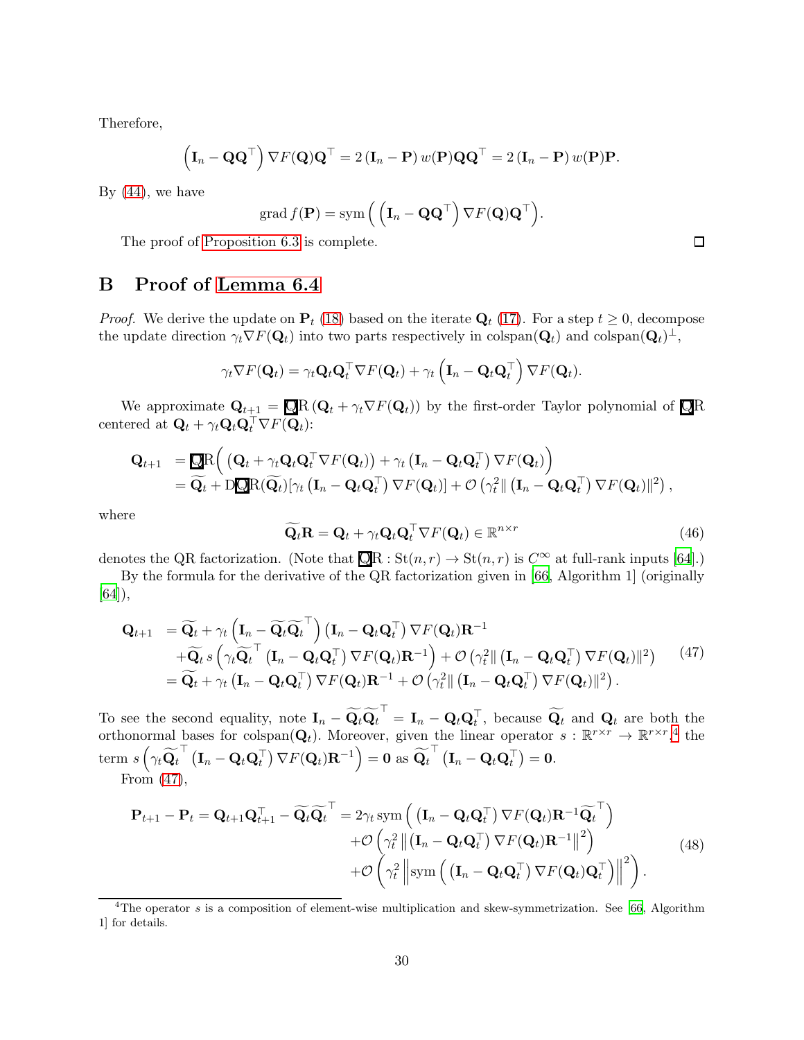Therefore,

$$\left(\mathbf{I}_n - \mathbf{Q}\mathbf{Q}^\top\right)\nabla F(\mathbf{Q})\mathbf{Q}^\top = 2\left(\mathbf{I}_n - \mathbf{P}\right)w(\mathbf{P})\mathbf{Q}\mathbf{Q}^\top = 2\left(\mathbf{I}_n - \mathbf{P}\right)w(\mathbf{P})\mathbf{P}.$$

By (44), we have

$$\operatorname{grad} f(\mathbf{P}) = \operatorname{sym}\left(\left(\mathbf{I}_n - \mathbf{Q}\mathbf{Q}^\top\right)\nabla F(\mathbf{Q})\mathbf{Q}^\top\right).$$

The proof of Proposition 6.3 is complete. □

## B Proof of Lemma 6.4

*Proof.* We derive the update on $\mathbf{P}_t$ (18) based on the iterate $\mathbf{Q}_t$ (17). For a step $t \geq 0$, decompose the update direction $\gamma_t \nabla F(\mathbf{Q}_t)$ into two parts respectively in $\operatorname{colspan}(\mathbf{Q}_t)$ and $\operatorname{colspan}(\mathbf{Q}_t)^\perp$,

$$\gamma_t \nabla F(\mathbf{Q}_t) = \gamma_t \mathbf{Q}_t\mathbf{Q}_t^\top \nabla F(\mathbf{Q}_t) + \gamma_t\left(\mathbf{I}_n - \mathbf{Q}_t\mathbf{Q}_t^\top\right)\nabla F(\mathbf{Q}_t).$$

We approximate $\mathbf{Q}_{t+1} = \boxed{\mathrm{Q}}\mathrm{R}\left(\mathbf{Q}_t + \gamma_t \nabla F(\mathbf{Q}_t)\right)$ by the first-order Taylor polynomial of $\boxed{\mathrm{Q}}\mathrm{R}$ centered at $\mathbf{Q}_t + \gamma_t \mathbf{Q}_t\mathbf{Q}_t^\top \nabla F(\mathbf{Q}_t)$:

$$\begin{aligned}
\mathbf{Q}_{t+1} &= \boxed{\mathrm{Q}}\mathrm{R}\Big(\left(\mathbf{Q}_t + \gamma_t \mathbf{Q}_t\mathbf{Q}_t^\top \nabla F(\mathbf{Q}_t)\right) + \gamma_t\left(\mathbf{I}_n - \mathbf{Q}_t\mathbf{Q}_t^\top\right)\nabla F(\mathbf{Q}_t)\Big) \\
&= \widetilde{\mathbf{Q}}_t + \mathrm{D}\boxed{\mathrm{Q}}\mathrm{R}(\widetilde{\mathbf{Q}}_t)[\gamma_t\left(\mathbf{I}_n - \mathbf{Q}_t\mathbf{Q}_t^\top\right)\nabla F(\mathbf{Q}_t)] + \mathcal{O}\left(\gamma_t^2 \|\left(\mathbf{I}_n - \mathbf{Q}_t\mathbf{Q}_t^\top\right)\nabla F(\mathbf{Q}_t)\|^2\right),
\end{aligned}$$

where

$$\widetilde{\mathbf{Q}}_t\mathbf{R} = \mathbf{Q}_t + \gamma_t \mathbf{Q}_t\mathbf{Q}_t^\top \nabla F(\mathbf{Q}_t) \in \mathbb{R}^{n\times r} \tag{46}$$

denotes the QR factorization. (Note that $\boxed{\mathrm{Q}}\mathrm{R} : \mathrm{St}(n,r) \to \mathrm{St}(n,r)$ is $C^\infty$ at full-rank inputs [64].)

By the formula for the derivative of the QR factorization given in [66, Algorithm 1] (originally [64]),

$$\begin{aligned}
\mathbf{Q}_{t+1} &= \widetilde{\mathbf{Q}}_t + \gamma_t\left(\mathbf{I}_n - \widetilde{\mathbf{Q}}_t\widetilde{\mathbf{Q}}_t^\top\right)\left(\mathbf{I}_n - \mathbf{Q}_t\mathbf{Q}_t^\top\right)\nabla F(\mathbf{Q}_t)\mathbf{R}^{-1} \\
&\quad + \widetilde{\mathbf{Q}}_t\, s\left(\gamma_t\widetilde{\mathbf{Q}}_t^\top\left(\mathbf{I}_n - \mathbf{Q}_t\mathbf{Q}_t^\top\right)\nabla F(\mathbf{Q}_t)\mathbf{R}^{-1}\right) + \mathcal{O}\left(\gamma_t^2\|\left(\mathbf{I}_n - \mathbf{Q}_t\mathbf{Q}_t^\top\right)\nabla F(\mathbf{Q}_t)\|^2\right) \\
&= \widetilde{\mathbf{Q}}_t + \gamma_t\left(\mathbf{I}_n - \mathbf{Q}_t\mathbf{Q}_t^\top\right)\nabla F(\mathbf{Q}_t)\mathbf{R}^{-1} + \mathcal{O}\left(\gamma_t^2\|\left(\mathbf{I}_n - \mathbf{Q}_t\mathbf{Q}_t^\top\right)\nabla F(\mathbf{Q}_t)\|^2\right).
\end{aligned} \tag{47}$$

To see the second equality, note $\mathbf{I}_n - \widetilde{\mathbf{Q}}_t\widetilde{\mathbf{Q}}_t^\top = \mathbf{I}_n - \mathbf{Q}_t\mathbf{Q}_t^\top$, because $\widetilde{\mathbf{Q}}_t$ and $\mathbf{Q}_t$ are both the orthonormal bases for $\operatorname{colspan}(\mathbf{Q}_t)$. Moreover, given the linear operator $s : \mathbb{R}^{r\times r} \to \mathbb{R}^{r\times r}$,[4] the term $s\left(\gamma_t\widetilde{\mathbf{Q}}_t^\top\left(\mathbf{I}_n - \mathbf{Q}_t\mathbf{Q}_t^\top\right)\nabla F(\mathbf{Q}_t)\mathbf{R}^{-1}\right) = \mathbf{0}$ as $\widetilde{\mathbf{Q}}_t^\top\left(\mathbf{I}_n - \mathbf{Q}_t\mathbf{Q}_t^\top\right) = \mathbf{0}$.

From (47),

$$\begin{aligned}
\mathbf{P}_{t+1} - \mathbf{P}_t = \mathbf{Q}_{t+1}\mathbf{Q}_{t+1}^\top - \widetilde{\mathbf{Q}}_t\widetilde{\mathbf{Q}}_t^\top &= 2\gamma_t \operatorname{sym}\left(\left(\mathbf{I}_n - \mathbf{Q}_t\mathbf{Q}_t^\top\right)\nabla F(\mathbf{Q}_t)\mathbf{R}^{-1}\widetilde{\mathbf{Q}}_t^\top\right) \\
&\quad + \mathcal{O}\left(\gamma_t^2\left\|\left(\mathbf{I}_n - \mathbf{Q}_t\mathbf{Q}_t^\top\right)\nabla F(\mathbf{Q}_t)\mathbf{R}^{-1}\right\|^2\right) \\
&\quad + \mathcal{O}\left(\gamma_t^2\left\|\operatorname{sym}\left(\left(\mathbf{I}_n - \mathbf{Q}_t\mathbf{Q}_t^\top\right)\nabla F(\mathbf{Q}_t)\mathbf{Q}_t^\top\right)\right\|^2\right).
\end{aligned} \tag{48}$$

---

[4] The operator $s$ is a composition of element-wise multiplication and skew-symmetrization. See [66, Algorithm 1] for details.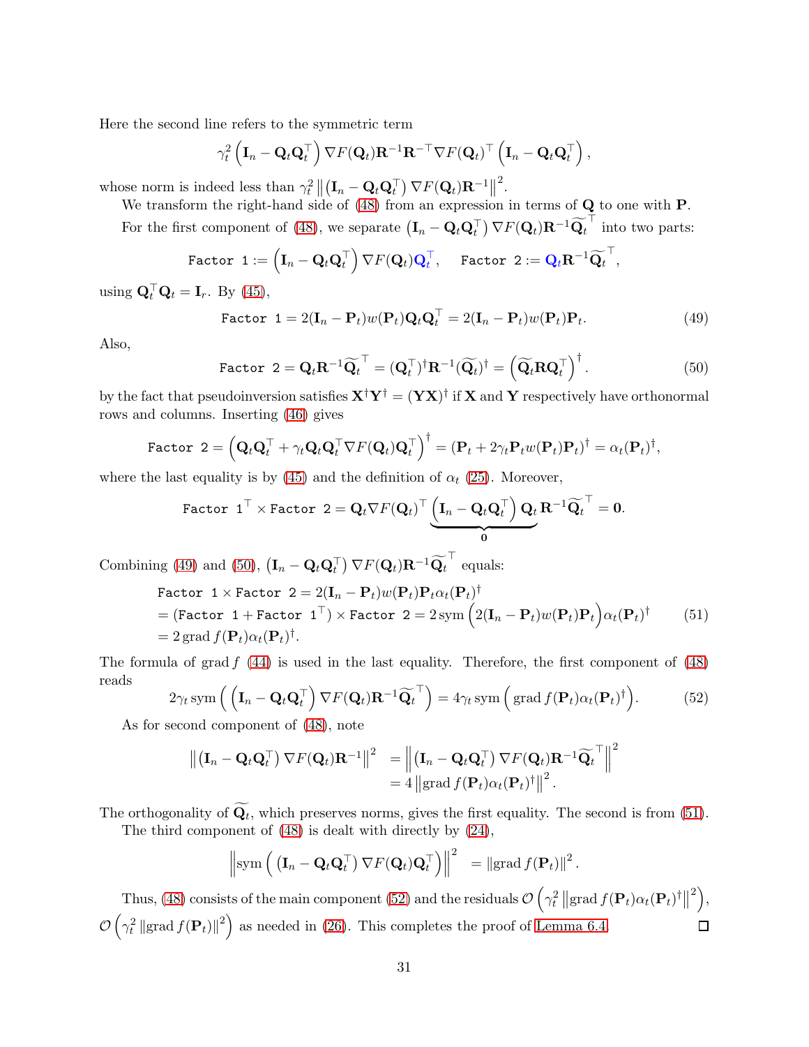Here the second line refers to the symmetric term

$$\gamma_t^2 \left(\mathbf{I}_n - \mathbf{Q}_t\mathbf{Q}_t^\top\right) \nabla F(\mathbf{Q}_t)\mathbf{R}^{-1}\mathbf{R}^{-\top}\nabla F(\mathbf{Q}_t)^\top \left(\mathbf{I}_n - \mathbf{Q}_t\mathbf{Q}_t^\top\right),$$

whose norm is indeed less than $\gamma_t^2 \left\|\left(\mathbf{I}_n - \mathbf{Q}_t\mathbf{Q}_t^\top\right) \nabla F(\mathbf{Q}_t)\mathbf{R}^{-1}\right\|^2$.

We transform the right-hand side of (48) from an expression in terms of $\mathbf{Q}$ to one with $\mathbf{P}$.

For the first component of (48), we separate $\left(\mathbf{I}_n - \mathbf{Q}_t\mathbf{Q}_t^\top\right) \nabla F(\mathbf{Q}_t)\mathbf{R}^{-1}\widetilde{\mathbf{Q}_t}^\top$ into two parts:

$$\texttt{Factor 1} := \left(\mathbf{I}_n - \mathbf{Q}_t\mathbf{Q}_t^\top\right) \nabla F(\mathbf{Q}_t)\mathbf{Q}_t^\top, \quad \texttt{Factor 2} := \mathbf{Q}_t\mathbf{R}^{-1}\widetilde{\mathbf{Q}_t}^\top,$$

using $\mathbf{Q}_t^\top\mathbf{Q}_t = \mathbf{I}_r$. By (45),

$$\texttt{Factor 1} = 2(\mathbf{I}_n - \mathbf{P}_t)w(\mathbf{P}_t)\mathbf{Q}_t\mathbf{Q}_t^\top = 2(\mathbf{I}_n - \mathbf{P}_t)w(\mathbf{P}_t)\mathbf{P}_t. \tag{49}$$

Also,

$$\texttt{Factor 2} = \mathbf{Q}_t\mathbf{R}^{-1}\widetilde{\mathbf{Q}_t}^\top = (\mathbf{Q}_t^\top)^\dagger\mathbf{R}^{-1}(\widetilde{\mathbf{Q}_t})^\dagger = \left(\widetilde{\mathbf{Q}_t}\mathbf{R}\mathbf{Q}_t^\top\right)^\dagger. \tag{50}$$

by the fact that pseudoinversion satisfies $\mathbf{X}^\dagger\mathbf{Y}^\dagger = (\mathbf{Y}\mathbf{X})^\dagger$ if $\mathbf{X}$ and $\mathbf{Y}$ respectively have orthonormal rows and columns. Inserting (46) gives

$$\texttt{Factor 2} = \left(\mathbf{Q}_t\mathbf{Q}_t^\top + \gamma_t\mathbf{Q}_t\mathbf{Q}_t^\top\nabla F(\mathbf{Q}_t)\mathbf{Q}_t^\top\right)^\dagger = (\mathbf{P}_t + 2\gamma_t\mathbf{P}_t w(\mathbf{P}_t)\mathbf{P}_t)^\dagger = \alpha_t(\mathbf{P}_t)^\dagger,$$

where the last equality is by (45) and the definition of $\alpha_t$ (25). Moreover,

$$\texttt{Factor 1}^\top \times \texttt{Factor 2} = \mathbf{Q}_t\nabla F(\mathbf{Q}_t)^\top \underbrace{\left(\mathbf{I}_n - \mathbf{Q}_t\mathbf{Q}_t^\top\right)\mathbf{Q}_t}_{\mathbf{0}}\mathbf{R}^{-1}\widetilde{\mathbf{Q}_t}^\top = \mathbf{0}.$$

Combining (49) and (50), $\left(\mathbf{I}_n - \mathbf{Q}_t\mathbf{Q}_t^\top\right) \nabla F(\mathbf{Q}_t)\mathbf{R}^{-1}\widetilde{\mathbf{Q}_t}^\top$ equals:

$$\begin{aligned}
&\texttt{Factor 1} \times \texttt{Factor 2} = 2(\mathbf{I}_n - \mathbf{P}_t)w(\mathbf{P}_t)\mathbf{P}_t\alpha_t(\mathbf{P}_t)^\dagger \\
&= (\texttt{Factor 1} + \texttt{Factor 1}^\top) \times \texttt{Factor 2} = 2\,\mathrm{sym}\Big(2(\mathbf{I}_n - \mathbf{P}_t)w(\mathbf{P}_t)\mathbf{P}_t\Big)\alpha_t(\mathbf{P}_t)^\dagger \\
&= 2\,\mathrm{grad}\, f(\mathbf{P}_t)\alpha_t(\mathbf{P}_t)^\dagger.
\end{aligned} \tag{51}$$

The formula of $\mathrm{grad}\, f$ (44) is used in the last equality. Therefore, the first component of (48) reads

$$2\gamma_t\,\mathrm{sym}\left(\left(\mathbf{I}_n - \mathbf{Q}_t\mathbf{Q}_t^\top\right) \nabla F(\mathbf{Q}_t)\mathbf{R}^{-1}\widetilde{\mathbf{Q}_t}^\top\right) = 4\gamma_t\,\mathrm{sym}\left(\mathrm{grad}\, f(\mathbf{P}_t)\alpha_t(\mathbf{P}_t)^\dagger\right). \tag{52}$$

As for second component of (48), note

$$\begin{aligned}
\left\|\left(\mathbf{I}_n - \mathbf{Q}_t\mathbf{Q}_t^\top\right) \nabla F(\mathbf{Q}_t)\mathbf{R}^{-1}\right\|^2 &= \left\|\left(\mathbf{I}_n - \mathbf{Q}_t\mathbf{Q}_t^\top\right) \nabla F(\mathbf{Q}_t)\mathbf{R}^{-1}\widetilde{\mathbf{Q}_t}^\top\right\|^2 \\
&= 4\left\|\mathrm{grad}\, f(\mathbf{P}_t)\alpha_t(\mathbf{P}_t)^\dagger\right\|^2.
\end{aligned}$$

The orthogonality of $\widetilde{\mathbf{Q}_t}$, which preserves norms, gives the first equality. The second is from (51).

The third component of (48) is dealt with directly by (24),

$$\left\|\mathrm{sym}\left(\left(\mathbf{I}_n - \mathbf{Q}_t\mathbf{Q}_t^\top\right) \nabla F(\mathbf{Q}_t)\mathbf{Q}_t^\top\right)\right\|^2 = \left\|\mathrm{grad}\, f(\mathbf{P}_t)\right\|^2.$$

Thus, (48) consists of the main component (52) and the residuals $\mathcal{O}\left(\gamma_t^2\left\|\mathrm{grad}\, f(\mathbf{P}_t)\alpha_t(\mathbf{P}_t)^\dagger\right\|^2\right)$, $\mathcal{O}\left(\gamma_t^2\left\|\mathrm{grad}\, f(\mathbf{P}_t)\right\|^2\right)$ as needed in (26). This completes the proof of Lemma 6.4. $\square$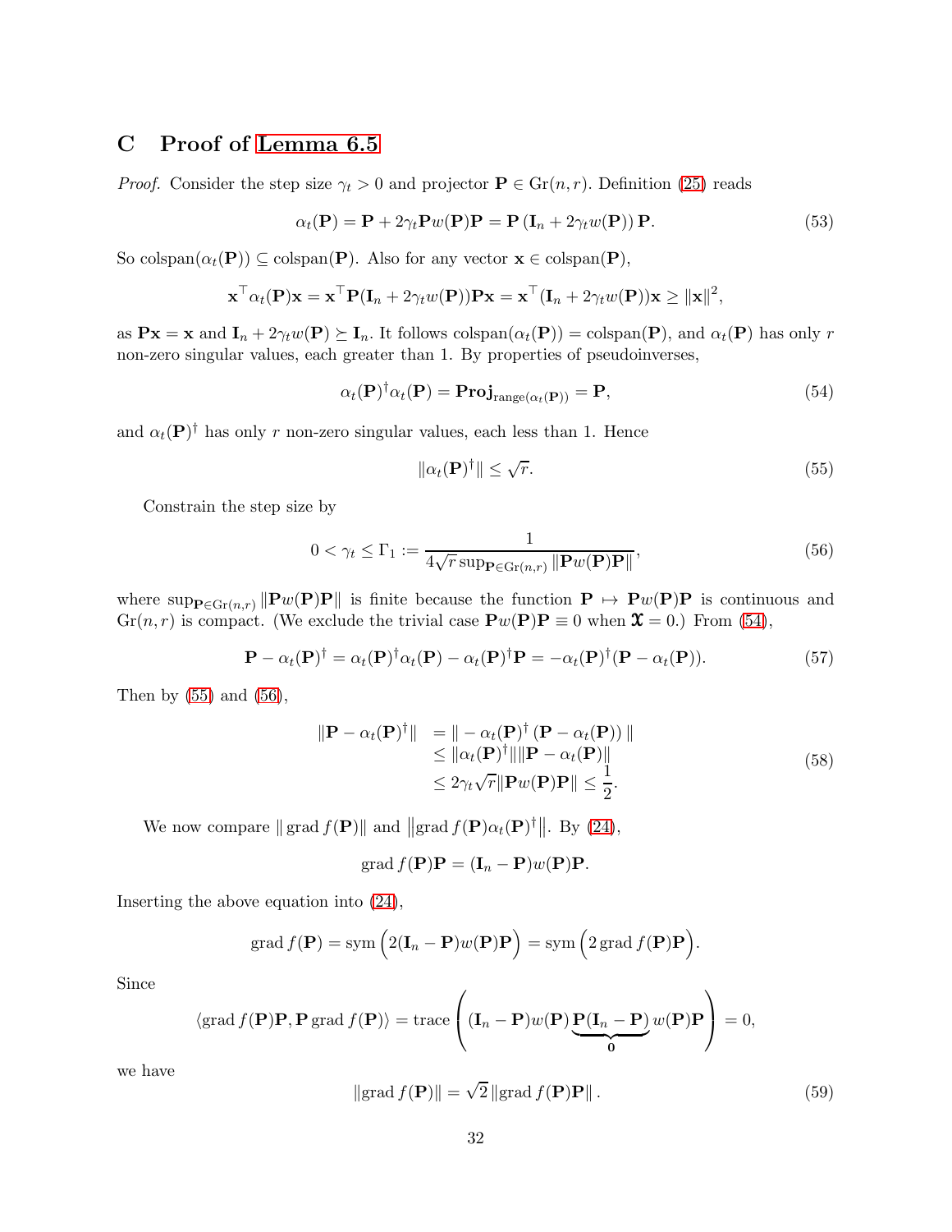## C Proof of Lemma 6.5

*Proof.* Consider the step size $\gamma_t > 0$ and projector $\mathbf{P} \in \mathrm{Gr}(n, r)$. Definition (25) reads

$$\alpha_t(\mathbf{P}) = \mathbf{P} + 2\gamma_t \mathbf{P} w(\mathbf{P})\mathbf{P} = \mathbf{P}\left(\mathbf{I}_n + 2\gamma_t w(\mathbf{P})\right)\mathbf{P}. \tag{53}$$

So $\mathrm{colspan}(\alpha_t(\mathbf{P})) \subseteq \mathrm{colspan}(\mathbf{P})$. Also for any vector $\mathbf{x} \in \mathrm{colspan}(\mathbf{P})$,

$$\mathbf{x}^\top \alpha_t(\mathbf{P})\mathbf{x} = \mathbf{x}^\top \mathbf{P}(\mathbf{I}_n + 2\gamma_t w(\mathbf{P}))\mathbf{P}\mathbf{x} = \mathbf{x}^\top(\mathbf{I}_n + 2\gamma_t w(\mathbf{P}))\mathbf{x} \geq \|\mathbf{x}\|^2,$$

as $\mathbf{P}\mathbf{x} = \mathbf{x}$ and $\mathbf{I}_n + 2\gamma_t w(\mathbf{P}) \succeq \mathbf{I}_n$. It follows $\mathrm{colspan}(\alpha_t(\mathbf{P})) = \mathrm{colspan}(\mathbf{P})$, and $\alpha_t(\mathbf{P})$ has only $r$ non-zero singular values, each greater than 1. By properties of pseudoinverses,

$$\alpha_t(\mathbf{P})^\dagger \alpha_t(\mathbf{P}) = \mathbf{Proj}_{\mathrm{range}(\alpha_t(\mathbf{P}))} = \mathbf{P}, \tag{54}$$

and $\alpha_t(\mathbf{P})^\dagger$ has only $r$ non-zero singular values, each less than 1. Hence

$$\|\alpha_t(\mathbf{P})^\dagger\| \leq \sqrt{r}. \tag{55}$$

Constrain the step size by

$$0 < \gamma_t \leq \Gamma_1 := \frac{1}{4\sqrt{r}\sup_{\mathbf{P}\in\mathrm{Gr}(n,r)} \|\mathbf{P}w(\mathbf{P})\mathbf{P}\|}, \tag{56}$$

where $\sup_{\mathbf{P}\in\mathrm{Gr}(n,r)} \|\mathbf{P}w(\mathbf{P})\mathbf{P}\|$ is finite because the function $\mathbf{P} \mapsto \mathbf{P}w(\mathbf{P})\mathbf{P}$ is continuous and $\mathrm{Gr}(n, r)$ is compact. (We exclude the trivial case $\mathbf{P}w(\mathbf{P})\mathbf{P} \equiv 0$ when $\boldsymbol{\mathfrak{X}} = 0$.) From (54),

$$\mathbf{P} - \alpha_t(\mathbf{P})^\dagger = \alpha_t(\mathbf{P})^\dagger \alpha_t(\mathbf{P}) - \alpha_t(\mathbf{P})^\dagger \mathbf{P} = -\alpha_t(\mathbf{P})^\dagger(\mathbf{P} - \alpha_t(\mathbf{P})). \tag{57}$$

Then by (55) and (56),

$$\begin{aligned} \|\mathbf{P} - \alpha_t(\mathbf{P})^\dagger\| &= \| -\alpha_t(\mathbf{P})^\dagger \left(\mathbf{P} - \alpha_t(\mathbf{P})\right) \| \\ &\leq \|\alpha_t(\mathbf{P})^\dagger\| \|\mathbf{P} - \alpha_t(\mathbf{P})\| \\ &\leq 2\gamma_t\sqrt{r}\|\mathbf{P}w(\mathbf{P})\mathbf{P}\| \leq \frac{1}{2}. \end{aligned} \tag{58}$$

We now compare $\|\operatorname{grad} f(\mathbf{P})\|$ and $\left\|\operatorname{grad} f(\mathbf{P})\alpha_t(\mathbf{P})^\dagger\right\|$. By (24),

$$\operatorname{grad} f(\mathbf{P})\mathbf{P} = (\mathbf{I}_n - \mathbf{P})w(\mathbf{P})\mathbf{P}.$$

Inserting the above equation into (24),

$$\operatorname{grad} f(\mathbf{P}) = \mathrm{sym}\left(2(\mathbf{I}_n - \mathbf{P})w(\mathbf{P})\mathbf{P}\right) = \mathrm{sym}\left(2\operatorname{grad} f(\mathbf{P})\mathbf{P}\right).$$

Since

$$\langle \operatorname{grad} f(\mathbf{P})\mathbf{P}, \mathbf{P}\operatorname{grad} f(\mathbf{P})\rangle = \mathrm{trace}\left((\mathbf{I}_n - \mathbf{P})w(\mathbf{P})\underbrace{\mathbf{P}(\mathbf{I}_n - \mathbf{P})}_{\mathbf{0}}w(\mathbf{P})\mathbf{P}\right) = 0,$$

we have

$$\|\operatorname{grad} f(\mathbf{P})\| = \sqrt{2}\,\|\operatorname{grad} f(\mathbf{P})\mathbf{P}\|. \tag{59}$$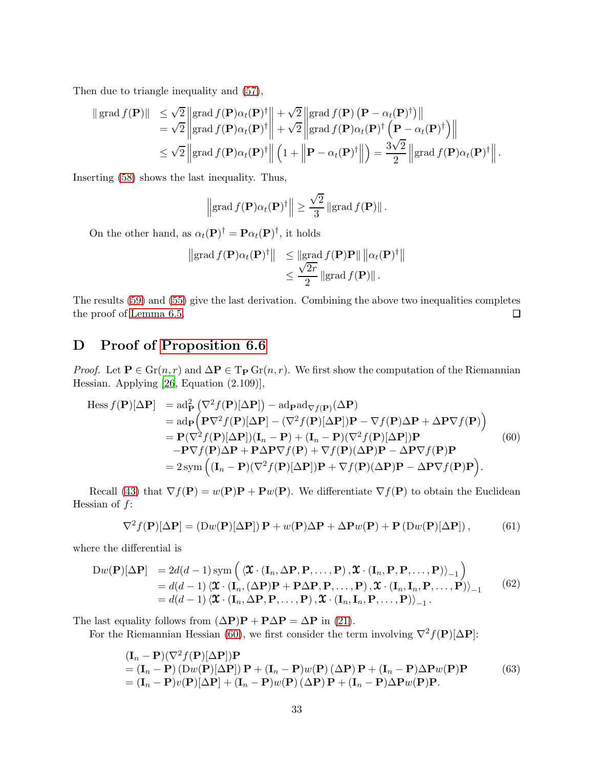Then due to triangle inequality and (57),

$$
\begin{aligned}
\|\operatorname{grad} f(\mathbf{P})\| &\leq \sqrt{2}\left\|\operatorname{grad} f(\mathbf{P})\alpha_t(\mathbf{P})^\dagger\right\| + \sqrt{2}\left\|\operatorname{grad} f(\mathbf{P})\left(\mathbf{P} - \alpha_t(\mathbf{P})^\dagger\right)\right\| \\
&= \sqrt{2}\left\|\operatorname{grad} f(\mathbf{P})\alpha_t(\mathbf{P})^\dagger\right\| + \sqrt{2}\left\|\operatorname{grad} f(\mathbf{P})\alpha_t(\mathbf{P})^\dagger\left(\mathbf{P} - \alpha_t(\mathbf{P})^\dagger\right)\right\| \\
&\leq \sqrt{2}\left\|\operatorname{grad} f(\mathbf{P})\alpha_t(\mathbf{P})^\dagger\right\|\left(1 + \left\|\mathbf{P} - \alpha_t(\mathbf{P})^\dagger\right\|\right) = \frac{3\sqrt{2}}{2}\left\|\operatorname{grad} f(\mathbf{P})\alpha_t(\mathbf{P})^\dagger\right\|.
\end{aligned}
$$

Inserting (58) shows the last inequality. Thus,

$$
\left\|\operatorname{grad} f(\mathbf{P})\alpha_t(\mathbf{P})^\dagger\right\| \geq \frac{\sqrt{2}}{3}\|\operatorname{grad} f(\mathbf{P})\|.
$$

On the other hand, as $\alpha_t(\mathbf{P})^\dagger = \mathbf{P}\alpha_t(\mathbf{P})^\dagger$, it holds

$$
\begin{aligned}
\left\|\operatorname{grad} f(\mathbf{P})\alpha_t(\mathbf{P})^\dagger\right\| &\leq \|\operatorname{grad} f(\mathbf{P})\mathbf{P}\|\left\|\alpha_t(\mathbf{P})^\dagger\right\| \\
&\leq \frac{\sqrt{2r}}{2}\|\operatorname{grad} f(\mathbf{P})\|.
\end{aligned}
$$

The results (59) and (55) give the last derivation. Combining the above two inequalities completes the proof of Lemma 6.5. ☐

# D Proof of Proposition 6.6

*Proof.* Let $\mathbf{P} \in \operatorname{Gr}(n,r)$ and $\Delta\mathbf{P} \in \mathrm{T}_{\mathbf{P}}\operatorname{Gr}(n,r)$. We first show the computation of the Riemannian Hessian. Applying [26, Equation (2.109)],

$$
\begin{aligned}
\operatorname{Hess} f(\mathbf{P})[\Delta\mathbf{P}] &= \operatorname{ad}_{\mathbf{P}}^2\left(\nabla^2 f(\mathbf{P})[\Delta\mathbf{P}]\right) - \operatorname{ad}_{\mathbf{P}}\operatorname{ad}_{\nabla f(\mathbf{P})}(\Delta\mathbf{P}) \\
&= \operatorname{ad}_{\mathbf{P}}\Big(\mathbf{P}\nabla^2 f(\mathbf{P})[\Delta\mathbf{P}] - (\nabla^2 f(\mathbf{P})[\Delta\mathbf{P}])\mathbf{P} - \nabla f(\mathbf{P})\Delta\mathbf{P} + \Delta\mathbf{P}\nabla f(\mathbf{P})\Big) \\
&= \mathbf{P}(\nabla^2 f(\mathbf{P})[\Delta\mathbf{P}])(\mathbf{I}_n - \mathbf{P}) + (\mathbf{I}_n - \mathbf{P})(\nabla^2 f(\mathbf{P})[\Delta\mathbf{P}])\mathbf{P} \\
&\quad -\mathbf{P}\nabla f(\mathbf{P})\Delta\mathbf{P} + \mathbf{P}\Delta\mathbf{P}\nabla f(\mathbf{P}) + \nabla f(\mathbf{P})(\Delta\mathbf{P})\mathbf{P} - \Delta\mathbf{P}\nabla f(\mathbf{P})\mathbf{P} \\
&= 2\operatorname{sym}\Big((\mathbf{I}_n - \mathbf{P})(\nabla^2 f(\mathbf{P})[\Delta\mathbf{P}])\mathbf{P} + \nabla f(\mathbf{P})(\Delta\mathbf{P})\mathbf{P} - \Delta\mathbf{P}\nabla f(\mathbf{P})\mathbf{P}\Big).
\end{aligned} \tag{60}
$$

Recall (43) that $\nabla f(\mathbf{P}) = w(\mathbf{P})\mathbf{P} + \mathbf{P}w(\mathbf{P})$. We differentiate $\nabla f(\mathbf{P})$ to obtain the Euclidean Hessian of $f$:

$$
\nabla^2 f(\mathbf{P})[\Delta\mathbf{P}] = (\mathrm{D}w(\mathbf{P})[\Delta\mathbf{P}])\,\mathbf{P} + w(\mathbf{P})\Delta\mathbf{P} + \Delta\mathbf{P}w(\mathbf{P}) + \mathbf{P}\,(\mathrm{D}w(\mathbf{P})[\Delta\mathbf{P}]), \tag{61}
$$

where the differential is

$$
\begin{aligned}
\mathrm{D}w(\mathbf{P})[\Delta\mathbf{P}] &= 2d(d-1)\operatorname{sym}\Big(\langle \boldsymbol{\mathfrak{X}}\cdot(\mathbf{I}_n, \Delta\mathbf{P}, \mathbf{P}, \ldots, \mathbf{P}), \boldsymbol{\mathfrak{X}}\cdot(\mathbf{I}_n, \mathbf{P}, \mathbf{P}, \ldots, \mathbf{P})\rangle_{-1}\Big) \\
&= d(d-1)\,\langle \boldsymbol{\mathfrak{X}}\cdot(\mathbf{I}_n, (\Delta\mathbf{P})\mathbf{P} + \mathbf{P}\Delta\mathbf{P}, \mathbf{P}, \ldots, \mathbf{P}), \boldsymbol{\mathfrak{X}}\cdot(\mathbf{I}_n, \mathbf{I}_n, \mathbf{P}, \ldots, \mathbf{P})\rangle_{-1} \\
&= d(d-1)\,\langle \boldsymbol{\mathfrak{X}}\cdot(\mathbf{I}_n, \Delta\mathbf{P}, \mathbf{P}, \ldots, \mathbf{P}), \boldsymbol{\mathfrak{X}}\cdot(\mathbf{I}_n, \mathbf{I}_n, \mathbf{P}, \ldots, \mathbf{P})\rangle_{-1}.
\end{aligned} \tag{62}
$$

The last equality follows from $(\Delta\mathbf{P})\mathbf{P} + \mathbf{P}\Delta\mathbf{P} = \Delta\mathbf{P}$ in (21).

For the Riemannian Hessian (60), we first consider the term involving $\nabla^2 f(\mathbf{P})[\Delta\mathbf{P}]$:

$$
\begin{aligned}
&(\mathbf{I}_n - \mathbf{P})(\nabla^2 f(\mathbf{P})[\Delta\mathbf{P}])\mathbf{P} \\
&= (\mathbf{I}_n - \mathbf{P})\,(\mathrm{D}w(\mathbf{P})[\Delta\mathbf{P}])\,\mathbf{P} + (\mathbf{I}_n - \mathbf{P})w(\mathbf{P})\,(\Delta\mathbf{P})\,\mathbf{P} + (\mathbf{I}_n - \mathbf{P})\Delta\mathbf{P}w(\mathbf{P})\mathbf{P} \\
&= (\mathbf{I}_n - \mathbf{P})v(\mathbf{P})[\Delta\mathbf{P}] + (\mathbf{I}_n - \mathbf{P})w(\mathbf{P})\,(\Delta\mathbf{P})\,\mathbf{P} + (\mathbf{I}_n - \mathbf{P})\Delta\mathbf{P}w(\mathbf{P})\mathbf{P}.
\end{aligned} \tag{63}
$$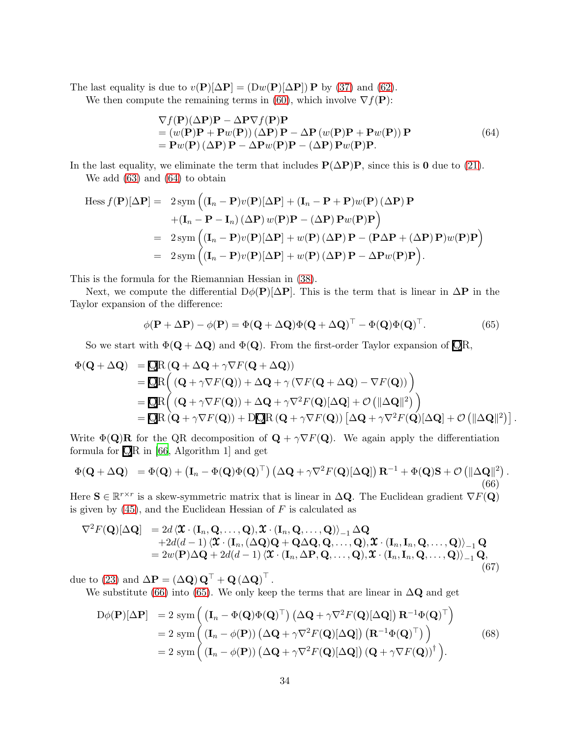The last equality is due to $v(\mathbf{P})[\Delta\mathbf{P}] = (\mathrm{D}w(\mathbf{P})[\Delta\mathbf{P}])\,\mathbf{P}$ by (37) and (62).

We then compute the remaining terms in (60), which involve $\nabla f(\mathbf{P})$:

$$
\begin{aligned}
&\nabla f(\mathbf{P})(\Delta\mathbf{P})\mathbf{P} - \Delta\mathbf{P}\nabla f(\mathbf{P})\mathbf{P} \\
&= (w(\mathbf{P})\mathbf{P} + \mathbf{P}w(\mathbf{P}))\,(\Delta\mathbf{P})\,\mathbf{P} - \Delta\mathbf{P}\,(w(\mathbf{P})\mathbf{P} + \mathbf{P}w(\mathbf{P}))\,\mathbf{P} \\
&= \mathbf{P}w(\mathbf{P})\,(\Delta\mathbf{P})\,\mathbf{P} - \Delta\mathbf{P}w(\mathbf{P})\mathbf{P} - (\Delta\mathbf{P})\,\mathbf{P}w(\mathbf{P})\mathbf{P}.
\end{aligned}
\tag{64}
$$

In the last equality, we eliminate the term that includes $\mathbf{P}(\Delta\mathbf{P})\mathbf{P}$, since this is $\mathbf{0}$ due to (21).

We add (63) and (64) to obtain

$$
\begin{aligned}
\operatorname{Hess} f(\mathbf{P})[\Delta\mathbf{P}] =\;& 2\operatorname{sym}\Big((\mathbf{I}_n - \mathbf{P})v(\mathbf{P})[\Delta\mathbf{P}] + (\mathbf{I}_n - \mathbf{P} + \mathbf{P})w(\mathbf{P})\,(\Delta\mathbf{P})\,\mathbf{P} \\
&+ (\mathbf{I}_n - \mathbf{P} - \mathbf{I}_n)\,(\Delta\mathbf{P})\,w(\mathbf{P})\mathbf{P} - (\Delta\mathbf{P})\,\mathbf{P}w(\mathbf{P})\mathbf{P}\Big) \\
=\;& 2\operatorname{sym}\Big((\mathbf{I}_n - \mathbf{P})v(\mathbf{P})[\Delta\mathbf{P}] + w(\mathbf{P})\,(\Delta\mathbf{P})\,\mathbf{P} - (\mathbf{P}\Delta\mathbf{P} + (\Delta\mathbf{P})\,\mathbf{P})w(\mathbf{P})\mathbf{P}\Big) \\
=\;& 2\operatorname{sym}\Big((\mathbf{I}_n - \mathbf{P})v(\mathbf{P})[\Delta\mathbf{P}] + w(\mathbf{P})\,(\Delta\mathbf{P})\,\mathbf{P} - \Delta\mathbf{P}w(\mathbf{P})\mathbf{P}\Big).
\end{aligned}
$$

This is the formula for the Riemannian Hessian in (38).

Next, we compute the differential $\mathrm{D}\phi(\mathbf{P})[\Delta\mathbf{P}]$. This is the term that is linear in $\Delta\mathbf{P}$ in the Taylor expansion of the difference:

$$
\phi(\mathbf{P} + \Delta\mathbf{P}) - \phi(\mathbf{P}) = \Phi(\mathbf{Q} + \Delta\mathbf{Q})\Phi(\mathbf{Q} + \Delta\mathbf{Q})^\top - \Phi(\mathbf{Q})\Phi(\mathbf{Q})^\top.
\tag{65}
$$

So we start with $\Phi(\mathbf{Q} + \Delta\mathbf{Q})$ and $\Phi(\mathbf{Q})$. From the first-order Taylor expansion of $\boxed{\mathrm{Q}}\mathrm{R}$,

$$
\begin{aligned}
\Phi(\mathbf{Q} + \Delta\mathbf{Q}) &= \boxed{\mathrm{Q}}\mathrm{R}\,(\mathbf{Q} + \Delta\mathbf{Q} + \gamma\nabla F(\mathbf{Q} + \Delta\mathbf{Q})) \\
&= \boxed{\mathrm{Q}}\mathrm{R}\Big((\mathbf{Q} + \gamma\nabla F(\mathbf{Q})) + \Delta\mathbf{Q} + \gamma\,(\nabla F(\mathbf{Q} + \Delta\mathbf{Q}) - \nabla F(\mathbf{Q}))\Big) \\
&= \boxed{\mathrm{Q}}\mathrm{R}\Big((\mathbf{Q} + \gamma\nabla F(\mathbf{Q})) + \Delta\mathbf{Q} + \gamma\nabla^2 F(\mathbf{Q})[\Delta\mathbf{Q}] + \mathcal{O}\left(\|\Delta\mathbf{Q}\|^2\right)\Big) \\
&= \boxed{\mathrm{Q}}\mathrm{R}\,(\mathbf{Q} + \gamma\nabla F(\mathbf{Q})) + \mathrm{D}\boxed{\mathrm{Q}}\mathrm{R}\,(\mathbf{Q} + \gamma\nabla F(\mathbf{Q}))\left[\Delta\mathbf{Q} + \gamma\nabla^2 F(\mathbf{Q})[\Delta\mathbf{Q}] + \mathcal{O}\left(\|\Delta\mathbf{Q}\|^2\right)\right].
\end{aligned}
$$

Write $\Phi(\mathbf{Q})\mathbf{R}$ for the QR decomposition of $\mathbf{Q} + \gamma\nabla F(\mathbf{Q})$. We again apply the differentiation formula for $\boxed{\mathrm{Q}}\mathrm{R}$ in [66, Algorithm 1] and get

$$
\Phi(\mathbf{Q} + \Delta\mathbf{Q}) = \Phi(\mathbf{Q}) + \left(\mathbf{I}_n - \Phi(\mathbf{Q})\Phi(\mathbf{Q})^\top\right)\left(\Delta\mathbf{Q} + \gamma\nabla^2 F(\mathbf{Q})[\Delta\mathbf{Q}]\right)\mathbf{R}^{-1} + \Phi(\mathbf{Q})\mathbf{S} + \mathcal{O}\left(\|\Delta\mathbf{Q}\|^2\right).
\tag{66}
$$

Here $\mathbf{S} \in \mathbb{R}^{r\times r}$ is a skew-symmetric matrix that is linear in $\Delta\mathbf{Q}$. The Euclidean gradient $\nabla F(\mathbf{Q})$ is given by (45), and the Euclidean Hessian of $F$ is calculated as

$$
\begin{aligned}
\nabla^2 F(\mathbf{Q})[\Delta\mathbf{Q}] &= 2d\left\langle \boldsymbol{\mathfrak{X}}\cdot(\mathbf{I}_n, \mathbf{Q}, \ldots, \mathbf{Q}), \boldsymbol{\mathfrak{X}}\cdot(\mathbf{I}_n, \mathbf{Q}, \ldots, \mathbf{Q})\right\rangle_{-1}\Delta\mathbf{Q} \\
&\quad + 2d(d-1)\left\langle \boldsymbol{\mathfrak{X}}\cdot(\mathbf{I}_n, (\Delta\mathbf{Q})\mathbf{Q} + \mathbf{Q}\Delta\mathbf{Q}, \mathbf{Q}, \ldots, \mathbf{Q}), \boldsymbol{\mathfrak{X}}\cdot(\mathbf{I}_n, \mathbf{I}_n, \mathbf{Q}, \ldots, \mathbf{Q})\right\rangle_{-1}\mathbf{Q} \\
&= 2w(\mathbf{P})\Delta\mathbf{Q} + 2d(d-1)\left\langle \boldsymbol{\mathfrak{X}}\cdot(\mathbf{I}_n, \Delta\mathbf{P}, \mathbf{Q}, \ldots, \mathbf{Q}), \boldsymbol{\mathfrak{X}}\cdot(\mathbf{I}_n, \mathbf{I}_n, \mathbf{Q}, \ldots, \mathbf{Q})\right\rangle_{-1}\mathbf{Q},
\end{aligned}
\tag{67}
$$

due to (23) and $\Delta\mathbf{P} = (\Delta\mathbf{Q})\,\mathbf{Q}^\top + \mathbf{Q}\,(\Delta\mathbf{Q})^\top$.

We substitute (66) into (65). We only keep the terms that are linear in $\Delta\mathbf{Q}$ and get

$$
\begin{aligned}
\mathrm{D}\phi(\mathbf{P})[\Delta\mathbf{P}] &= 2\operatorname{sym}\Big(\left(\mathbf{I}_n - \Phi(\mathbf{Q})\Phi(\mathbf{Q})^\top\right)\left(\Delta\mathbf{Q} + \gamma\nabla^2 F(\mathbf{Q})[\Delta\mathbf{Q}]\right)\mathbf{R}^{-1}\Phi(\mathbf{Q})^\top\Big) \\
&= 2\operatorname{sym}\Big(\left(\mathbf{I}_n - \phi(\mathbf{P})\right)\left(\Delta\mathbf{Q} + \gamma\nabla^2 F(\mathbf{Q})[\Delta\mathbf{Q}]\right)\left(\mathbf{R}^{-1}\Phi(\mathbf{Q})^\top\right)\Big) \\
&= 2\operatorname{sym}\Big(\left(\mathbf{I}_n - \phi(\mathbf{P})\right)\left(\Delta\mathbf{Q} + \gamma\nabla^2 F(\mathbf{Q})[\Delta\mathbf{Q}]\right)(\mathbf{Q} + \gamma\nabla F(\mathbf{Q}))^\dagger\Big).
\end{aligned}
\tag{68}
$$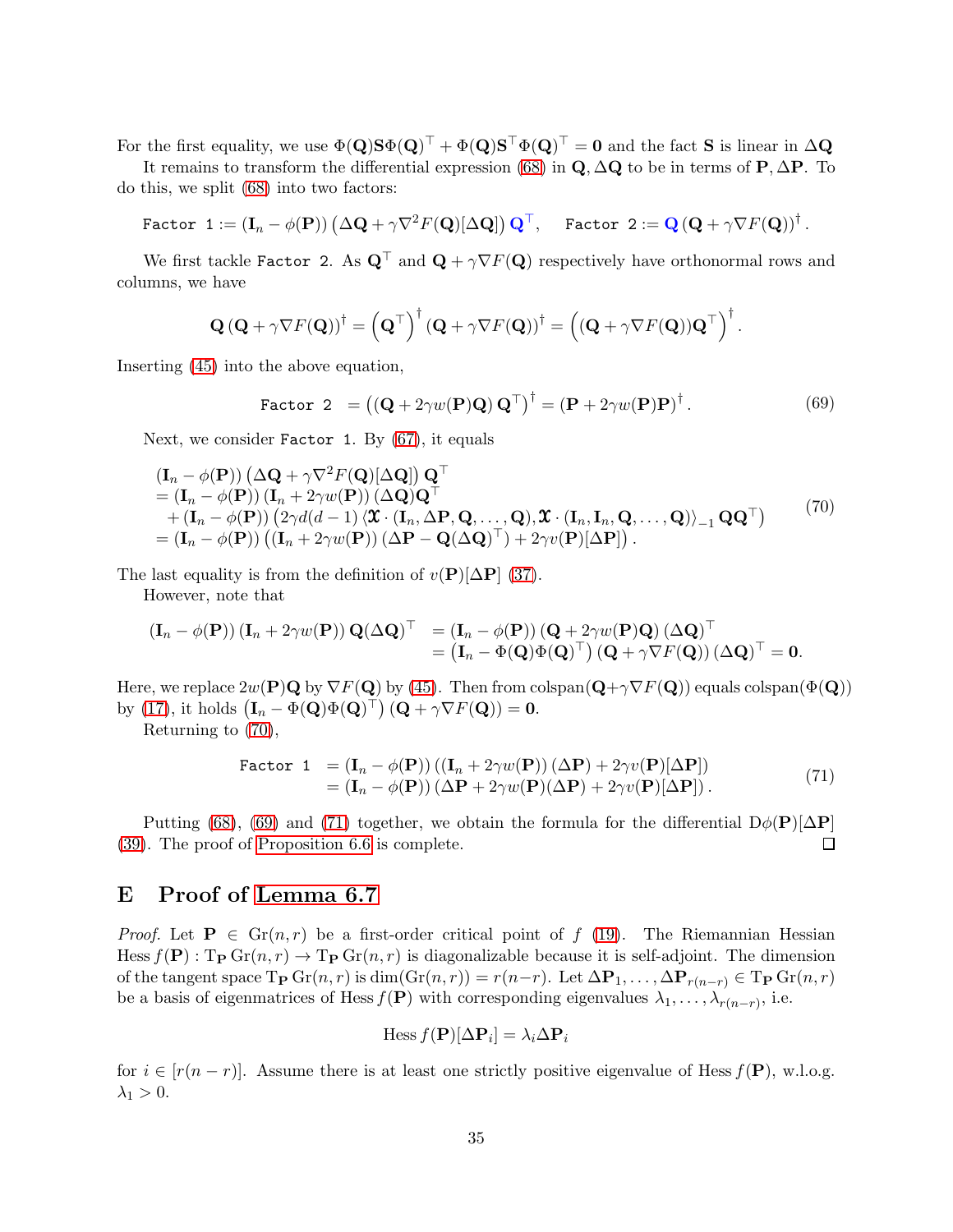For the first equality, we use $\Phi(\mathbf{Q})\mathbf{S}\Phi(\mathbf{Q})^\top + \Phi(\mathbf{Q})\mathbf{S}^\top\Phi(\mathbf{Q})^\top = \mathbf{0}$ and the fact $\mathbf{S}$ is linear in $\Delta\mathbf{Q}$

It remains to transform the differential expression (68) in $\mathbf{Q}, \Delta\mathbf{Q}$ to be in terms of $\mathbf{P}, \Delta\mathbf{P}$. To do this, we split (68) into two factors:

$$\texttt{Factor 1} := (\mathbf{I}_n - \phi(\mathbf{P}))\left(\Delta\mathbf{Q} + \gamma\nabla^2 F(\mathbf{Q})[\Delta\mathbf{Q}]\right)\mathbf{Q}^\top, \quad \texttt{Factor 2} := \mathbf{Q}\left(\mathbf{Q} + \gamma\nabla F(\mathbf{Q})\right)^\dagger.$$

We first tackle `Factor 2`. As $\mathbf{Q}^\top$ and $\mathbf{Q} + \gamma\nabla F(\mathbf{Q})$ respectively have orthonormal rows and columns, we have

$$\mathbf{Q}\left(\mathbf{Q} + \gamma\nabla F(\mathbf{Q})\right)^\dagger = \left(\mathbf{Q}^\top\right)^\dagger\left(\mathbf{Q} + \gamma\nabla F(\mathbf{Q})\right)^\dagger = \left((\mathbf{Q} + \gamma\nabla F(\mathbf{Q}))\mathbf{Q}^\top\right)^\dagger.$$

Inserting (45) into the above equation,

$$\texttt{Factor 2} = \left((\mathbf{Q} + 2\gamma w(\mathbf{P})\mathbf{Q})\,\mathbf{Q}^\top\right)^\dagger = \left(\mathbf{P} + 2\gamma w(\mathbf{P})\mathbf{P}\right)^\dagger. \tag{69}$$

Next, we consider `Factor 1`. By (67), it equals

$$\begin{aligned}
&(\mathbf{I}_n - \phi(\mathbf{P}))\left(\Delta\mathbf{Q} + \gamma\nabla^2 F(\mathbf{Q})[\Delta\mathbf{Q}]\right)\mathbf{Q}^\top \\
&= (\mathbf{I}_n - \phi(\mathbf{P}))\left(\mathbf{I}_n + 2\gamma w(\mathbf{P})\right)(\Delta\mathbf{Q})\mathbf{Q}^\top \\
&\quad + (\mathbf{I}_n - \phi(\mathbf{P}))\left(2\gamma d(d-1)\left\langle \mathfrak{X}\cdot(\mathbf{I}_n, \Delta\mathbf{P}, \mathbf{Q}, \ldots, \mathbf{Q}), \mathfrak{X}\cdot(\mathbf{I}_n, \mathbf{I}_n, \mathbf{Q}, \ldots, \mathbf{Q})\right\rangle_{-1}\mathbf{Q}\mathbf{Q}^\top\right) \\
&= (\mathbf{I}_n - \phi(\mathbf{P}))\left((\mathbf{I}_n + 2\gamma w(\mathbf{P}))\left(\Delta\mathbf{P} - \mathbf{Q}(\Delta\mathbf{Q})^\top\right) + 2\gamma v(\mathbf{P})[\Delta\mathbf{P}]\right).
\end{aligned} \tag{70}$$

The last equality is from the definition of $v(\mathbf{P})[\Delta\mathbf{P}]$ (37).

However, note that

$$\begin{aligned}
(\mathbf{I}_n - \phi(\mathbf{P}))\left(\mathbf{I}_n + 2\gamma w(\mathbf{P})\right)\mathbf{Q}(\Delta\mathbf{Q})^\top &= (\mathbf{I}_n - \phi(\mathbf{P}))\left(\mathbf{Q} + 2\gamma w(\mathbf{P})\mathbf{Q}\right)(\Delta\mathbf{Q})^\top \\
&= \left(\mathbf{I}_n - \Phi(\mathbf{Q})\Phi(\mathbf{Q})^\top\right)\left(\mathbf{Q} + \gamma\nabla F(\mathbf{Q})\right)(\Delta\mathbf{Q})^\top = \mathbf{0}.
\end{aligned}$$

Here, we replace $2w(\mathbf{P})\mathbf{Q}$ by $\nabla F(\mathbf{Q})$ by (45). Then from colspan($\mathbf{Q}+\gamma\nabla F(\mathbf{Q})$) equals colspan($\Phi(\mathbf{Q})$) by (17), it holds $\left(\mathbf{I}_n - \Phi(\mathbf{Q})\Phi(\mathbf{Q})^\top\right)\left(\mathbf{Q} + \gamma\nabla F(\mathbf{Q})\right) = \mathbf{0}$.

Returning to (70),

$$\begin{aligned}
\texttt{Factor 1} &= (\mathbf{I}_n - \phi(\mathbf{P}))\left((\mathbf{I}_n + 2\gamma w(\mathbf{P}))(\Delta\mathbf{P}) + 2\gamma v(\mathbf{P})[\Delta\mathbf{P}]\right) \\
&= (\mathbf{I}_n - \phi(\mathbf{P}))\left(\Delta\mathbf{P} + 2\gamma w(\mathbf{P})(\Delta\mathbf{P}) + 2\gamma v(\mathbf{P})[\Delta\mathbf{P}]\right).
\end{aligned} \tag{71}$$

Putting (68), (69) and (71) together, we obtain the formula for the differential $\mathrm{D}\phi(\mathbf{P})[\Delta\mathbf{P}]$ (39). The proof of Proposition 6.6 is complete. ☐

# E Proof of Lemma 6.7

*Proof.* Let $\mathbf{P} \in \mathrm{Gr}(n, r)$ be a first-order critical point of $f$ (19). The Riemannian Hessian $\mathrm{Hess}\, f(\mathbf{P}) : \mathrm{T}_\mathbf{P}\,\mathrm{Gr}(n, r) \to \mathrm{T}_\mathbf{P}\,\mathrm{Gr}(n, r)$ is diagonalizable because it is self-adjoint. The dimension of the tangent space $\mathrm{T}_\mathbf{P}\,\mathrm{Gr}(n, r)$ is $\dim(\mathrm{Gr}(n, r)) = r(n-r)$. Let $\Delta\mathbf{P}_1, \ldots, \Delta\mathbf{P}_{r(n-r)} \in \mathrm{T}_\mathbf{P}\,\mathrm{Gr}(n, r)$ be a basis of eigenmatrices of $\mathrm{Hess}\, f(\mathbf{P})$ with corresponding eigenvalues $\lambda_1, \ldots, \lambda_{r(n-r)}$, i.e.

$$\mathrm{Hess}\, f(\mathbf{P})[\Delta\mathbf{P}_i] = \lambda_i \Delta\mathbf{P}_i$$

for $i \in [r(n-r)]$. Assume there is at least one strictly positive eigenvalue of $\mathrm{Hess}\, f(\mathbf{P})$, w.l.o.g. $\lambda_1 > 0$.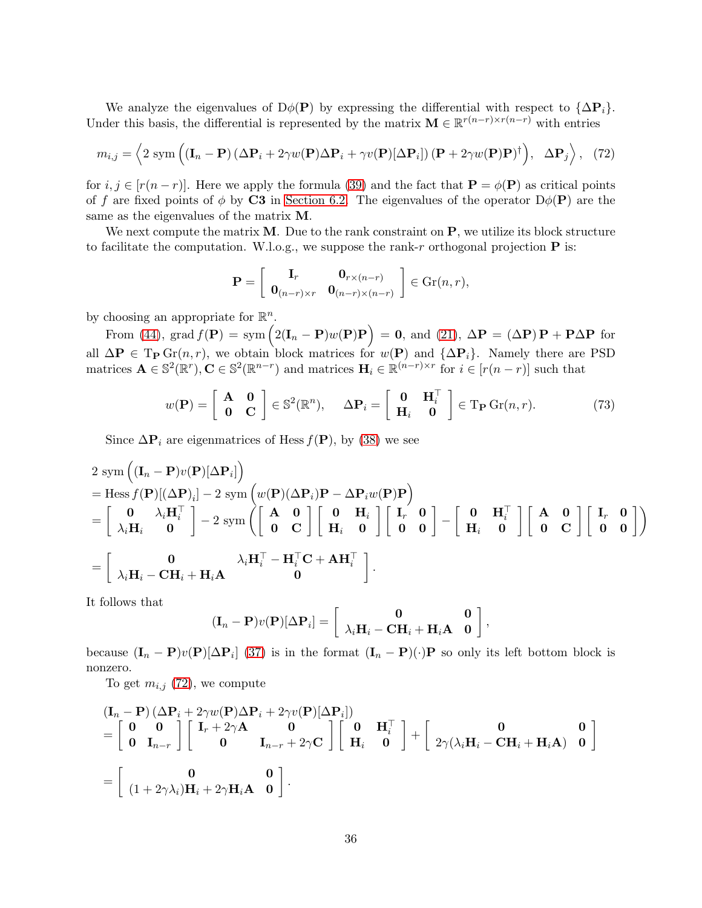We analyze the eigenvalues of $\mathrm{D}\phi(\mathbf{P})$ by expressing the differential with respect to $\{\Delta\mathbf{P}_i\}$. Under this basis, the differential is represented by the matrix $\mathbf{M} \in \mathbb{R}^{r(n-r)\times r(n-r)}$ with entries

$$
m_{i,j} = \left\langle 2\,\mathrm{sym}\left( (\mathbf{I}_n - \mathbf{P})\left(\Delta\mathbf{P}_i + 2\gamma w(\mathbf{P})\Delta\mathbf{P}_i + \gamma v(\mathbf{P})[\Delta\mathbf{P}_i]\right)(\mathbf{P} + 2\gamma w(\mathbf{P})\mathbf{P})^{\dagger}\right),\ \Delta\mathbf{P}_j \right\rangle, \quad (72)
$$

for $i, j \in [r(n-r)]$. Here we apply the formula (39) and the fact that $\mathbf{P} = \phi(\mathbf{P})$ as critical points of $f$ are fixed points of $\phi$ by **C3** in Section 6.2. The eigenvalues of the operator $\mathrm{D}\phi(\mathbf{P})$ are the same as the eigenvalues of the matrix $\mathbf{M}$.

We next compute the matrix $\mathbf{M}$. Due to the rank constraint on $\mathbf{P}$, we utilize its block structure to facilitate the computation. W.l.o.g., we suppose the rank-$r$ orthogonal projection $\mathbf{P}$ is:

$$
\mathbf{P} = \begin{bmatrix} \mathbf{I}_r & \mathbf{0}_{r\times(n-r)} \\ \mathbf{0}_{(n-r)\times r} & \mathbf{0}_{(n-r)\times(n-r)} \end{bmatrix} \in \mathrm{Gr}(n, r),
$$

by choosing an appropriate for $\mathbb{R}^n$.

From (44), $\mathrm{grad}\, f(\mathbf{P}) = \mathrm{sym}\left(2(\mathbf{I}_n - \mathbf{P})w(\mathbf{P})\mathbf{P}\right) = \mathbf{0}$, and (21), $\Delta\mathbf{P} = (\Delta\mathbf{P})\,\mathbf{P} + \mathbf{P}\Delta\mathbf{P}$ for all $\Delta\mathbf{P} \in \mathrm{T}_{\mathbf{P}}\,\mathrm{Gr}(n,r)$, we obtain block matrices for $w(\mathbf{P})$ and $\{\Delta\mathbf{P}_i\}$. Namely there are PSD matrices $\mathbf{A} \in \mathbb{S}^2(\mathbb{R}^r), \mathbf{C} \in \mathbb{S}^2(\mathbb{R}^{n-r})$ and matrices $\mathbf{H}_i \in \mathbb{R}^{(n-r)\times r}$ for $i \in [r(n-r)]$ such that

$$
w(\mathbf{P}) = \begin{bmatrix} \mathbf{A} & \mathbf{0} \\ \mathbf{0} & \mathbf{C} \end{bmatrix} \in \mathbb{S}^2(\mathbb{R}^n), \quad \Delta\mathbf{P}_i = \begin{bmatrix} \mathbf{0} & \mathbf{H}_i^\top \\ \mathbf{H}_i & \mathbf{0} \end{bmatrix} \in \mathrm{T}_{\mathbf{P}}\,\mathrm{Gr}(n,r). \quad (73)
$$

Since $\Delta\mathbf{P}_i$ are eigenmatrices of $\mathrm{Hess}\, f(\mathbf{P})$, by (38) we see

$$
\begin{aligned}
&2\,\mathrm{sym}\left((\mathbf{I}_n - \mathbf{P})v(\mathbf{P})[\Delta\mathbf{P}_i]\right) \\
&= \mathrm{Hess}\, f(\mathbf{P})[(\Delta\mathbf{P})_i] - 2\,\mathrm{sym}\left(w(\mathbf{P})(\Delta\mathbf{P}_i)\mathbf{P} - \Delta\mathbf{P}_i w(\mathbf{P})\mathbf{P}\right) \\
&= \begin{bmatrix} \mathbf{0} & \lambda_i\mathbf{H}_i^\top \\ \lambda_i\mathbf{H}_i & \mathbf{0} \end{bmatrix} - 2\,\mathrm{sym}\left( \begin{bmatrix} \mathbf{A} & \mathbf{0} \\ \mathbf{0} & \mathbf{C} \end{bmatrix} \begin{bmatrix} \mathbf{0} & \mathbf{H}_i \\ \mathbf{H}_i & \mathbf{0} \end{bmatrix} \begin{bmatrix} \mathbf{I}_r & \mathbf{0} \\ \mathbf{0} & \mathbf{0} \end{bmatrix} - \begin{bmatrix} \mathbf{0} & \mathbf{H}_i^\top \\ \mathbf{H}_i & \mathbf{0} \end{bmatrix} \begin{bmatrix} \mathbf{A} & \mathbf{0} \\ \mathbf{0} & \mathbf{C} \end{bmatrix} \begin{bmatrix} \mathbf{I}_r & \mathbf{0} \\ \mathbf{0} & \mathbf{0} \end{bmatrix} \right) \\
&= \begin{bmatrix} \mathbf{0} & \lambda_i\mathbf{H}_i^\top - \mathbf{H}_i^\top\mathbf{C} + \mathbf{A}\mathbf{H}_i^\top \\ \lambda_i\mathbf{H}_i - \mathbf{C}\mathbf{H}_i + \mathbf{H}_i\mathbf{A} & \mathbf{0} \end{bmatrix}.
\end{aligned}
$$

It follows that

$$
(\mathbf{I}_n - \mathbf{P})v(\mathbf{P})[\Delta\mathbf{P}_i] = \begin{bmatrix} \mathbf{0} & \mathbf{0} \\ \lambda_i\mathbf{H}_i - \mathbf{C}\mathbf{H}_i + \mathbf{H}_i\mathbf{A} & \mathbf{0} \end{bmatrix},
$$

because $(\mathbf{I}_n - \mathbf{P})v(\mathbf{P})[\Delta\mathbf{P}_i]$ (37) is in the format $(\mathbf{I}_n - \mathbf{P})(\cdot)\mathbf{P}$ so only its left bottom block is nonzero.

To get $m_{i,j}$ (72), we compute

$$
\begin{aligned}
&(\mathbf{I}_n - \mathbf{P})\left(\Delta\mathbf{P}_i + 2\gamma w(\mathbf{P})\Delta\mathbf{P}_i + 2\gamma v(\mathbf{P})[\Delta\mathbf{P}_i]\right) \\
&= \begin{bmatrix} \mathbf{0} & \mathbf{0} \\ \mathbf{0} & \mathbf{I}_{n-r} \end{bmatrix} \begin{bmatrix} \mathbf{I}_r + 2\gamma\mathbf{A} & \mathbf{0} \\ \mathbf{0} & \mathbf{I}_{n-r} + 2\gamma\mathbf{C} \end{bmatrix} \begin{bmatrix} \mathbf{0} & \mathbf{H}_i^\top \\ \mathbf{H}_i & \mathbf{0} \end{bmatrix} + \begin{bmatrix} \mathbf{0} & \mathbf{0} \\ 2\gamma(\lambda_i\mathbf{H}_i - \mathbf{C}\mathbf{H}_i + \mathbf{H}_i\mathbf{A}) & \mathbf{0} \end{bmatrix} \\
&= \begin{bmatrix} \mathbf{0} & \mathbf{0} \\ (1 + 2\gamma\lambda_i)\mathbf{H}_i + 2\gamma\mathbf{H}_i\mathbf{A} & \mathbf{0} \end{bmatrix}.
\end{aligned}
$$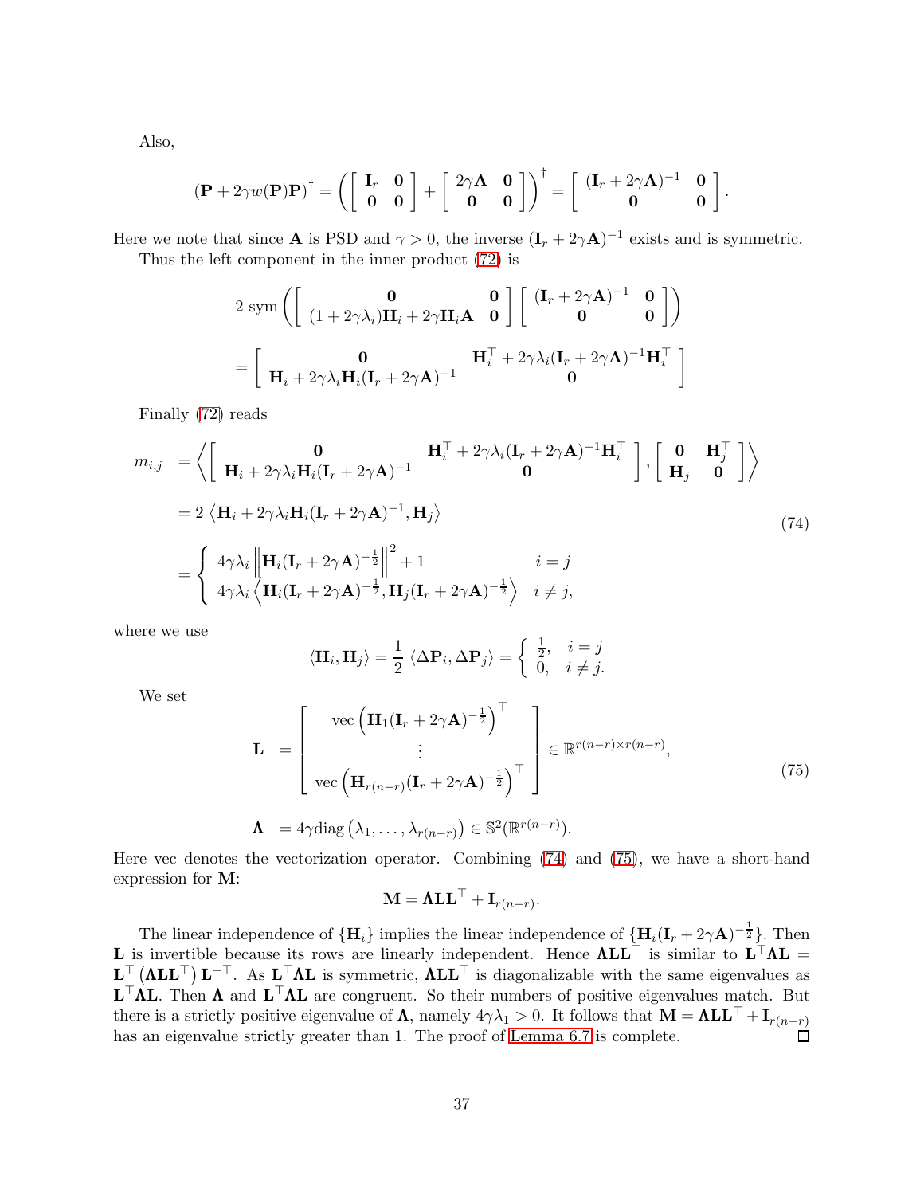Also,

$$
(\mathbf{P} + 2\gamma w(\mathbf{P})\mathbf{P})^\dagger = \left( \begin{bmatrix} \mathbf{I}_r & \mathbf{0} \\ \mathbf{0} & \mathbf{0} \end{bmatrix} + \begin{bmatrix} 2\gamma \mathbf{A} & \mathbf{0} \\ \mathbf{0} & \mathbf{0} \end{bmatrix} \right)^\dagger = \begin{bmatrix} (\mathbf{I}_r + 2\gamma\mathbf{A})^{-1} & \mathbf{0} \\ \mathbf{0} & \mathbf{0} \end{bmatrix}.
$$

Here we note that since $\mathbf{A}$ is PSD and $\gamma > 0$, the inverse $(\mathbf{I}_r + 2\gamma\mathbf{A})^{-1}$ exists and is symmetric.

Thus the left component in the inner product (72) is

$$
\begin{aligned}
&2 \operatorname{sym}\left( \begin{bmatrix} \mathbf{0} & \mathbf{0} \\ (1+2\gamma\lambda_i)\mathbf{H}_i + 2\gamma\mathbf{H}_i\mathbf{A} & \mathbf{0} \end{bmatrix} \begin{bmatrix} (\mathbf{I}_r + 2\gamma\mathbf{A})^{-1} & \mathbf{0} \\ \mathbf{0} & \mathbf{0} \end{bmatrix} \right) \\
&= \begin{bmatrix} \mathbf{0} & \mathbf{H}_i^\top + 2\gamma\lambda_i(\mathbf{I}_r + 2\gamma\mathbf{A})^{-1}\mathbf{H}_i^\top \\ \mathbf{H}_i + 2\gamma\lambda_i\mathbf{H}_i(\mathbf{I}_r + 2\gamma\mathbf{A})^{-1} & \mathbf{0} \end{bmatrix}
\end{aligned}
$$

Finally (72) reads

$$
\begin{aligned}
m_{i,j} &= \left\langle \begin{bmatrix} \mathbf{0} & \mathbf{H}_i^\top + 2\gamma\lambda_i(\mathbf{I}_r + 2\gamma\mathbf{A})^{-1}\mathbf{H}_i^\top \\ \mathbf{H}_i + 2\gamma\lambda_i\mathbf{H}_i(\mathbf{I}_r + 2\gamma\mathbf{A})^{-1} & \mathbf{0} \end{bmatrix}, \begin{bmatrix} \mathbf{0} & \mathbf{H}_j^\top \\ \mathbf{H}_j & \mathbf{0} \end{bmatrix} \right\rangle \\
&= 2\left\langle \mathbf{H}_i + 2\gamma\lambda_i\mathbf{H}_i(\mathbf{I}_r + 2\gamma\mathbf{A})^{-1}, \mathbf{H}_j \right\rangle \\
&= \begin{cases} 4\gamma\lambda_i \left\| \mathbf{H}_i(\mathbf{I}_r + 2\gamma\mathbf{A})^{-\frac{1}{2}} \right\|^2 + 1 & i = j \\ 4\gamma\lambda_i \left\langle \mathbf{H}_i(\mathbf{I}_r + 2\gamma\mathbf{A})^{-\frac{1}{2}}, \mathbf{H}_j(\mathbf{I}_r + 2\gamma\mathbf{A})^{-\frac{1}{2}} \right\rangle & i \neq j, \end{cases}
\end{aligned}
\tag{74}
$$

where we use

$$
\langle \mathbf{H}_i, \mathbf{H}_j \rangle = \frac{1}{2}\langle \Delta\mathbf{P}_i, \Delta\mathbf{P}_j \rangle = \begin{cases} \frac{1}{2}, & i = j \\ 0, & i \neq j. \end{cases}
$$

We set

$$
\begin{aligned}
\mathbf{L} &= \begin{bmatrix} \operatorname{vec}\left(\mathbf{H}_1(\mathbf{I}_r + 2\gamma\mathbf{A})^{-\frac{1}{2}}\right)^\top \\ \vdots \\ \operatorname{vec}\left(\mathbf{H}_{r(n-r)}(\mathbf{I}_r + 2\gamma\mathbf{A})^{-\frac{1}{2}}\right)^\top \end{bmatrix} \in \mathbb{R}^{r(n-r)\times r(n-r)}, \\
\mathbf{\Lambda} &= 4\gamma \operatorname{diag}\left(\lambda_1, \ldots, \lambda_{r(n-r)}\right) \in \mathbb{S}^2(\mathbb{R}^{r(n-r)}).
\end{aligned}
\tag{75}
$$

Here vec denotes the vectorization operator. Combining (74) and (75), we have a short-hand expression for $\mathbf{M}$:

$$
\mathbf{M} = \mathbf{\Lambda}\mathbf{L}\mathbf{L}^\top + \mathbf{I}_{r(n-r)}.
$$

The linear independence of $\{\mathbf{H}_i\}$ implies the linear independence of $\{\mathbf{H}_i(\mathbf{I}_r + 2\gamma\mathbf{A})^{-\frac{1}{2}}\}$. Then $\mathbf{L}$ is invertible because its rows are linearly independent. Hence $\mathbf{\Lambda}\mathbf{L}\mathbf{L}^\top$ is similar to $\mathbf{L}^\top\mathbf{\Lambda}\mathbf{L} = \mathbf{L}^\top\left(\mathbf{\Lambda}\mathbf{L}\mathbf{L}^\top\right)\mathbf{L}^{-\top}$. As $\mathbf{L}^\top\mathbf{\Lambda}\mathbf{L}$ is symmetric, $\mathbf{\Lambda}\mathbf{L}\mathbf{L}^\top$ is diagonalizable with the same eigenvalues as $\mathbf{L}^\top\mathbf{\Lambda}\mathbf{L}$. Then $\mathbf{\Lambda}$ and $\mathbf{L}^\top\mathbf{\Lambda}\mathbf{L}$ are congruent. So their numbers of positive eigenvalues match. But there is a strictly positive eigenvalue of $\mathbf{\Lambda}$, namely $4\gamma\lambda_1 > 0$. It follows that $\mathbf{M} = \mathbf{\Lambda}\mathbf{L}\mathbf{L}^\top + \mathbf{I}_{r(n-r)}$ has an eigenvalue strictly greater than 1. The proof of Lemma 6.7 is complete. ∎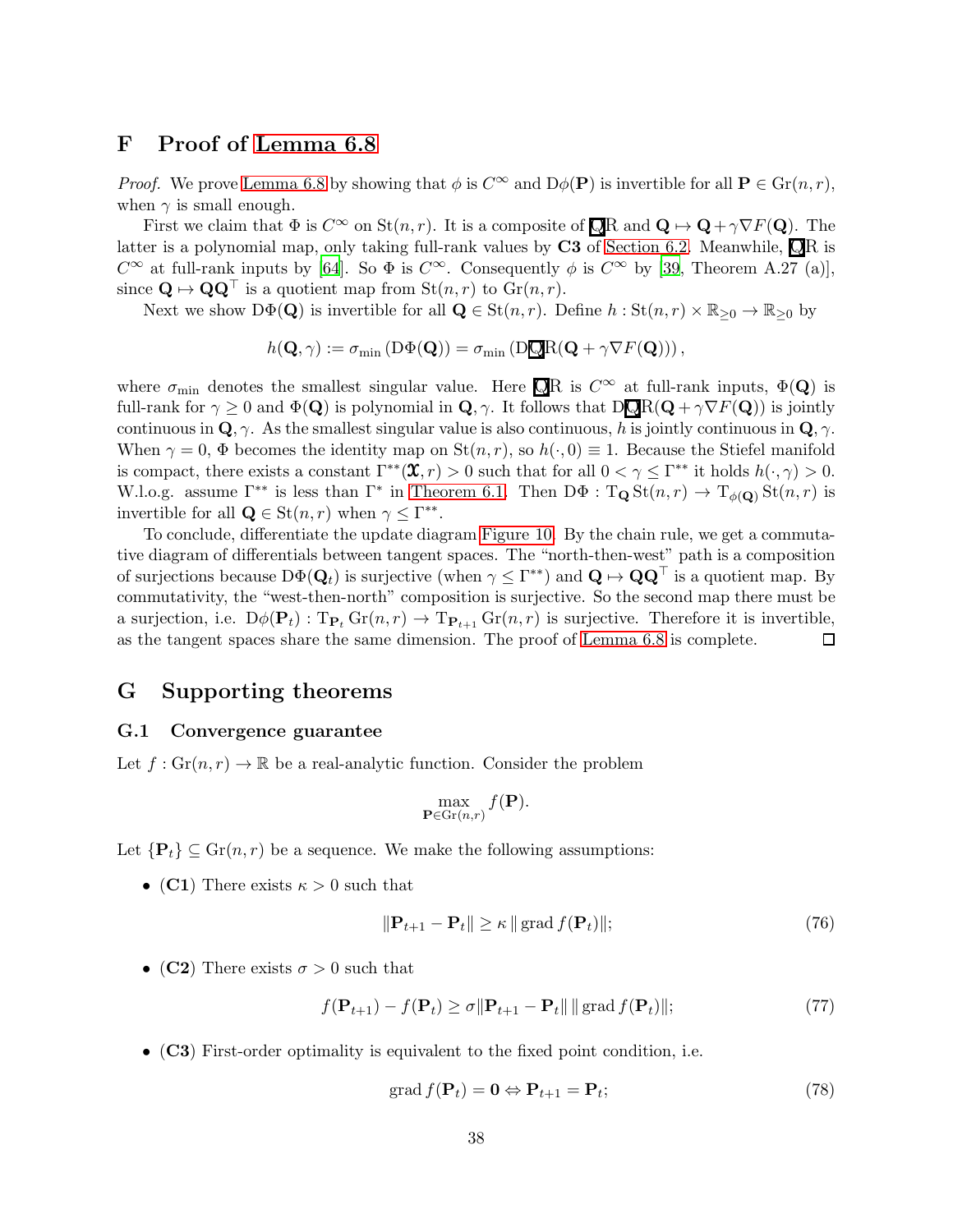# F Proof of Lemma 6.8

*Proof.* We prove Lemma 6.8 by showing that $\phi$ is $C^\infty$ and $\mathrm{D}\phi(\mathbf{P})$ is invertible for all $\mathbf{P} \in \mathrm{Gr}(n, r)$, when $\gamma$ is small enough.

First we claim that $\Phi$ is $C^\infty$ on $\mathrm{St}(n, r)$. It is a composite of QR and $\mathbf{Q} \mapsto \mathbf{Q} + \gamma \nabla F(\mathbf{Q})$. The latter is a polynomial map, only taking full-rank values by **C3** of Section 6.2. Meanwhile, QR is $C^\infty$ at full-rank inputs by [64]. So $\Phi$ is $C^\infty$. Consequently $\phi$ is $C^\infty$ by [39, Theorem A.27 (a)], since $\mathbf{Q} \mapsto \mathbf{Q}\mathbf{Q}^\top$ is a quotient map from $\mathrm{St}(n, r)$ to $\mathrm{Gr}(n, r)$.

Next we show $\mathrm{D}\Phi(\mathbf{Q})$ is invertible for all $\mathbf{Q} \in \mathrm{St}(n, r)$. Define $h : \mathrm{St}(n, r) \times \mathbb{R}_{\geq 0} \to \mathbb{R}_{\geq 0}$ by

$$h(\mathbf{Q}, \gamma) := \sigma_{\min}\left(\mathrm{D}\Phi(\mathbf{Q})\right) = \sigma_{\min}\left(\mathrm{DQR}(\mathbf{Q} + \gamma \nabla F(\mathbf{Q}))\right),$$

where $\sigma_{\min}$ denotes the smallest singular value. Here QR is $C^\infty$ at full-rank inputs, $\Phi(\mathbf{Q})$ is full-rank for $\gamma \geq 0$ and $\Phi(\mathbf{Q})$ is polynomial in $\mathbf{Q}, \gamma$. It follows that $\mathrm{DQR}(\mathbf{Q} + \gamma \nabla F(\mathbf{Q}))$ is jointly continuous in $\mathbf{Q}, \gamma$. As the smallest singular value is also continuous, $h$ is jointly continuous in $\mathbf{Q}, \gamma$. When $\gamma = 0$, $\Phi$ becomes the identity map on $\mathrm{St}(n, r)$, so $h(\cdot, 0) \equiv 1$. Because the Stiefel manifold is compact, there exists a constant $\Gamma^{**}(\boldsymbol{\mathfrak{X}}, r) > 0$ such that for all $0 < \gamma \leq \Gamma^{**}$ it holds $h(\cdot, \gamma) > 0$. W.l.o.g. assume $\Gamma^{**}$ is less than $\Gamma^*$ in Theorem 6.1. Then $\mathrm{D}\Phi : \mathrm{T}_{\mathbf{Q}} \mathrm{St}(n, r) \to \mathrm{T}_{\phi(\mathbf{Q})} \mathrm{St}(n, r)$ is invertible for all $\mathbf{Q} \in \mathrm{St}(n, r)$ when $\gamma \leq \Gamma^{**}$.

To conclude, differentiate the update diagram Figure 10. By the chain rule, we get a commutative diagram of differentials between tangent spaces. The "north-then-west" path is a composition of surjections because $\mathrm{D}\Phi(\mathbf{Q}_t)$ is surjective (when $\gamma \leq \Gamma^{**}$) and $\mathbf{Q} \mapsto \mathbf{Q}\mathbf{Q}^\top$ is a quotient map. By commutativity, the "west-then-north" composition is surjective. So the second map there must be a surjection, i.e. $\mathrm{D}\phi(\mathbf{P}_t) : \mathrm{T}_{\mathbf{P}_t} \mathrm{Gr}(n, r) \to \mathrm{T}_{\mathbf{P}_{t+1}} \mathrm{Gr}(n, r)$ is surjective. Therefore it is invertible, as the tangent spaces share the same dimension. The proof of Lemma 6.8 is complete. $\square$

# G Supporting theorems

## G.1 Convergence guarantee

Let $f : \mathrm{Gr}(n, r) \to \mathbb{R}$ be a real-analytic function. Consider the problem

$$\max_{\mathbf{P} \in \mathrm{Gr}(n,r)} f(\mathbf{P}).$$

Let $\{\mathbf{P}_t\} \subseteq \mathrm{Gr}(n, r)$ be a sequence. We make the following assumptions:

- (**C1**) There exists $\kappa > 0$ such that
$$\|\mathbf{P}_{t+1} - \mathbf{P}_t\| \geq \kappa \, \|\operatorname{grad} f(\mathbf{P}_t)\|; \tag{76}$$
- (**C2**) There exists $\sigma > 0$ such that
$$f(\mathbf{P}_{t+1}) - f(\mathbf{P}_t) \geq \sigma \|\mathbf{P}_{t+1} - \mathbf{P}_t\| \, \|\operatorname{grad} f(\mathbf{P}_t)\|; \tag{77}$$
- (**C3**) First-order optimality is equivalent to the fixed point condition, i.e.
$$\operatorname{grad} f(\mathbf{P}_t) = \mathbf{0} \Leftrightarrow \mathbf{P}_{t+1} = \mathbf{P}_t; \tag{78}$$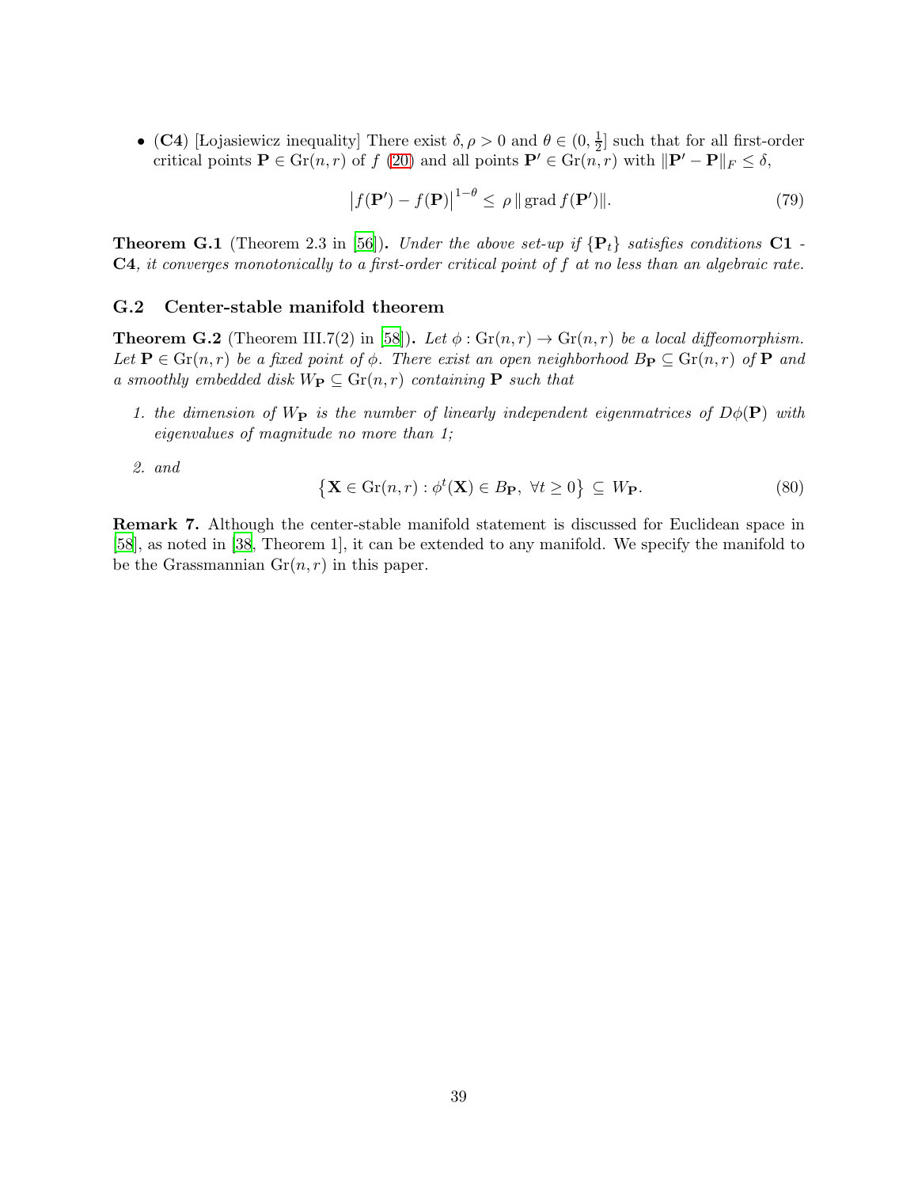- (**C4**) [Łojasiewicz inequality] There exist $\delta, \rho > 0$ and $\theta \in (0, \frac{1}{2}]$ such that for all first-order critical points $\mathbf{P} \in \mathrm{Gr}(n,r)$ of $f$ (20) and all points $\mathbf{P}' \in \mathrm{Gr}(n,r)$ with $\|\mathbf{P}' - \mathbf{P}\|_F \leq \delta$,

$$\left|f(\mathbf{P}') - f(\mathbf{P})\right|^{1-\theta} \leq \rho \,\|\operatorname{grad} f(\mathbf{P}')\|. \tag{79}$$

**Theorem G.1** (Theorem 2.3 in [56]). *Under the above set-up if $\{\mathbf{P}_t\}$ satisfies conditions* **C1** *-* **C4***, it converges monotonically to a first-order critical point of $f$ at no less than an algebraic rate.*

### G.2 Center-stable manifold theorem

**Theorem G.2** (Theorem III.7(2) in [58]). *Let $\phi : \mathrm{Gr}(n,r) \to \mathrm{Gr}(n,r)$ be a local diffeomorphism. Let $\mathbf{P} \in \mathrm{Gr}(n,r)$ be a fixed point of $\phi$. There exist an open neighborhood $B_{\mathbf{P}} \subseteq \mathrm{Gr}(n,r)$ of $\mathbf{P}$ and a smoothly embedded disk $W_{\mathbf{P}} \subseteq \mathrm{Gr}(n,r)$ containing $\mathbf{P}$ such that*

1. *the dimension of $W_{\mathbf{P}}$ is the number of linearly independent eigenmatrices of $D\phi(\mathbf{P})$ with eigenvalues of magnitude no more than 1;*
2. *and*

$$\left\{\mathbf{X} \in \mathrm{Gr}(n,r) : \phi^t(\mathbf{X}) \in B_{\mathbf{P}},\ \forall t \geq 0\right\} \subseteq W_{\mathbf{P}}. \tag{80}$$

**Remark 7.** Although the center-stable manifold statement is discussed for Euclidean space in [58], as noted in [38, Theorem 1], it can be extended to any manifold. We specify the manifold to be the Grassmannian $\mathrm{Gr}(n,r)$ in this paper.